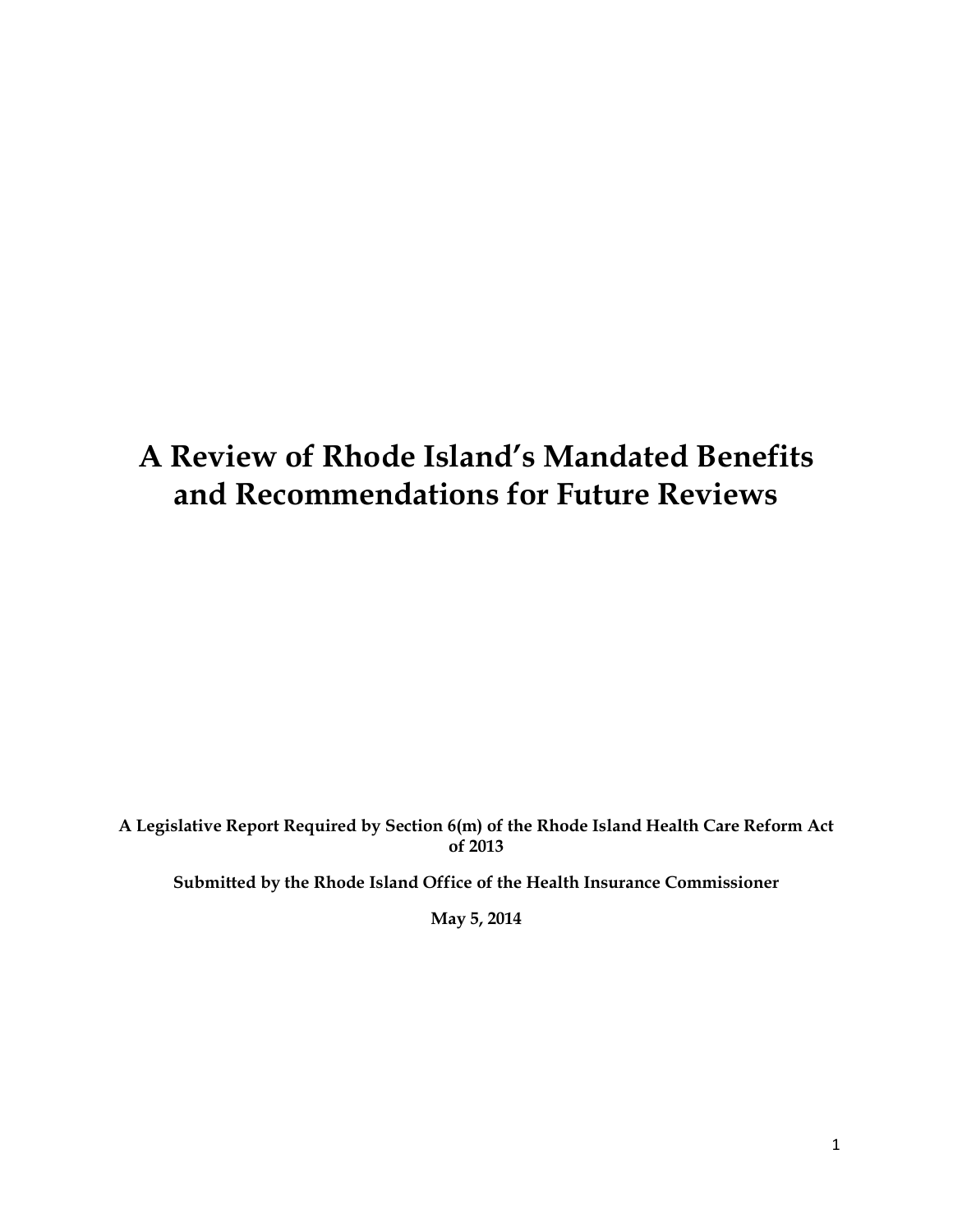# A Review of Rhode Island's Mandated Benefits and Recommendations for Future Reviews

**A Legislative Report Required by Section 6(m) of the Rhode Island Health Care Reform Act of 2013**

**Submitted by the Rhode Island Office of the Health Insurance Commissioner**

**May 5, 2014**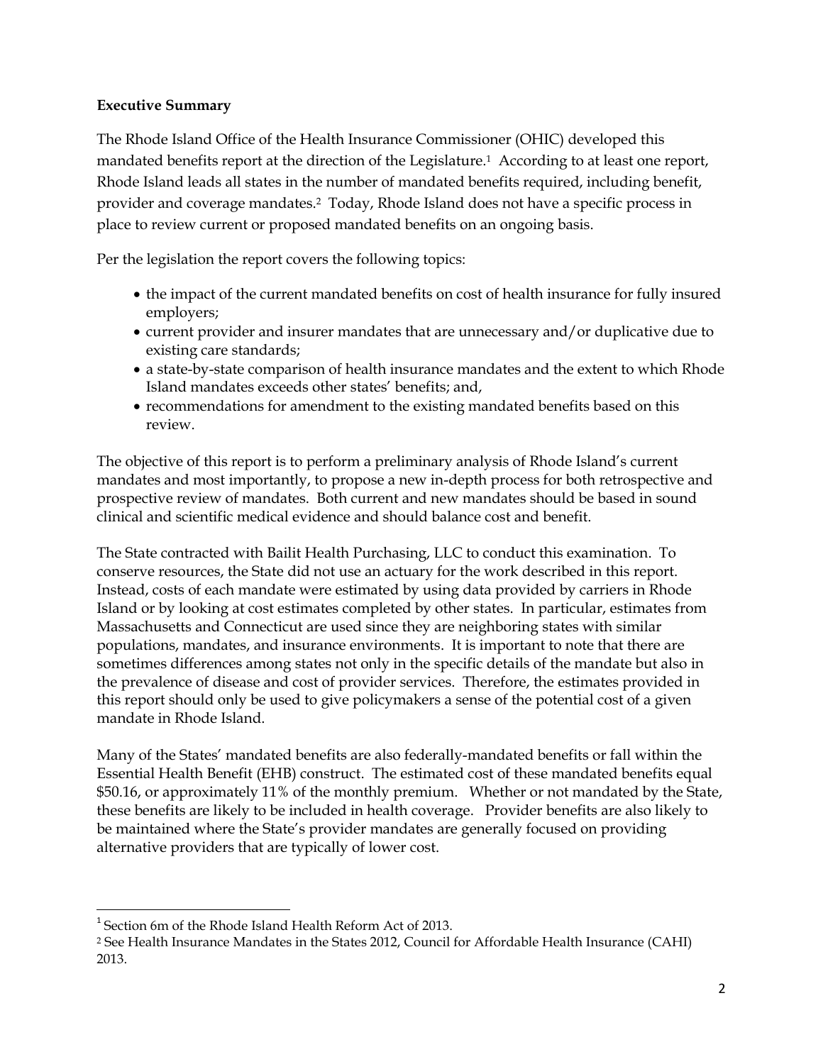**Executive Summary**

The Rhode Island Office of the Health Insurance Commissioner (OHIC) developed this mandated benefits report at the direction of the Legislature.[1] According to at least one report, Rhode Island leads all states in the number of mandated benefits required, including benefit, provider and coverage mandates.[2] Today, Rhode Island does not have a specific process in place to review current or proposed mandated benefits on an ongoing basis.

Per the legislation the report covers the following topics:

- the impact of the current mandated benefits on cost of health insurance for fully insured employers;
- current provider and insurer mandates that are unnecessary and/or duplicative due to existing care standards;
- a state-by-state comparison of health insurance mandates and the extent to which Rhode Island mandates exceeds other states' benefits; and,
- recommendations for amendment to the existing mandated benefits based on this review.

The objective of this report is to perform a preliminary analysis of Rhode Island's current mandates and most importantly, to propose a new in-depth process for both retrospective and prospective review of mandates. Both current and new mandates should be based in sound clinical and scientific medical evidence and should balance cost and benefit.

The State contracted with Bailit Health Purchasing, LLC to conduct this examination. To conserve resources, the State did not use an actuary for the work described in this report. Instead, costs of each mandate were estimated by using data provided by carriers in Rhode Island or by looking at cost estimates completed by other states. In particular, estimates from Massachusetts and Connecticut are used since they are neighboring states with similar populations, mandates, and insurance environments. It is important to note that there are sometimes differences among states not only in the specific details of the mandate but also in the prevalence of disease and cost of provider services. Therefore, the estimates provided in this report should only be used to give policymakers a sense of the potential cost of a given mandate in Rhode Island.

Many of the States' mandated benefits are also federally-mandated benefits or fall within the Essential Health Benefit (EHB) construct. The estimated cost of these mandated benefits equal $50.16, or approximately 11% of the monthly premium. Whether or not mandated by the State, these benefits are likely to be included in health coverage. Provider benefits are also likely to be maintained where the State's provider mandates are generally focused on providing alternative providers that are typically of lower cost.

---

[1] Section 6m of the Rhode Island Health Reform Act of 2013.

[2] See Health Insurance Mandates in the States 2012, Council for Affordable Health Insurance (CAHI) 2013.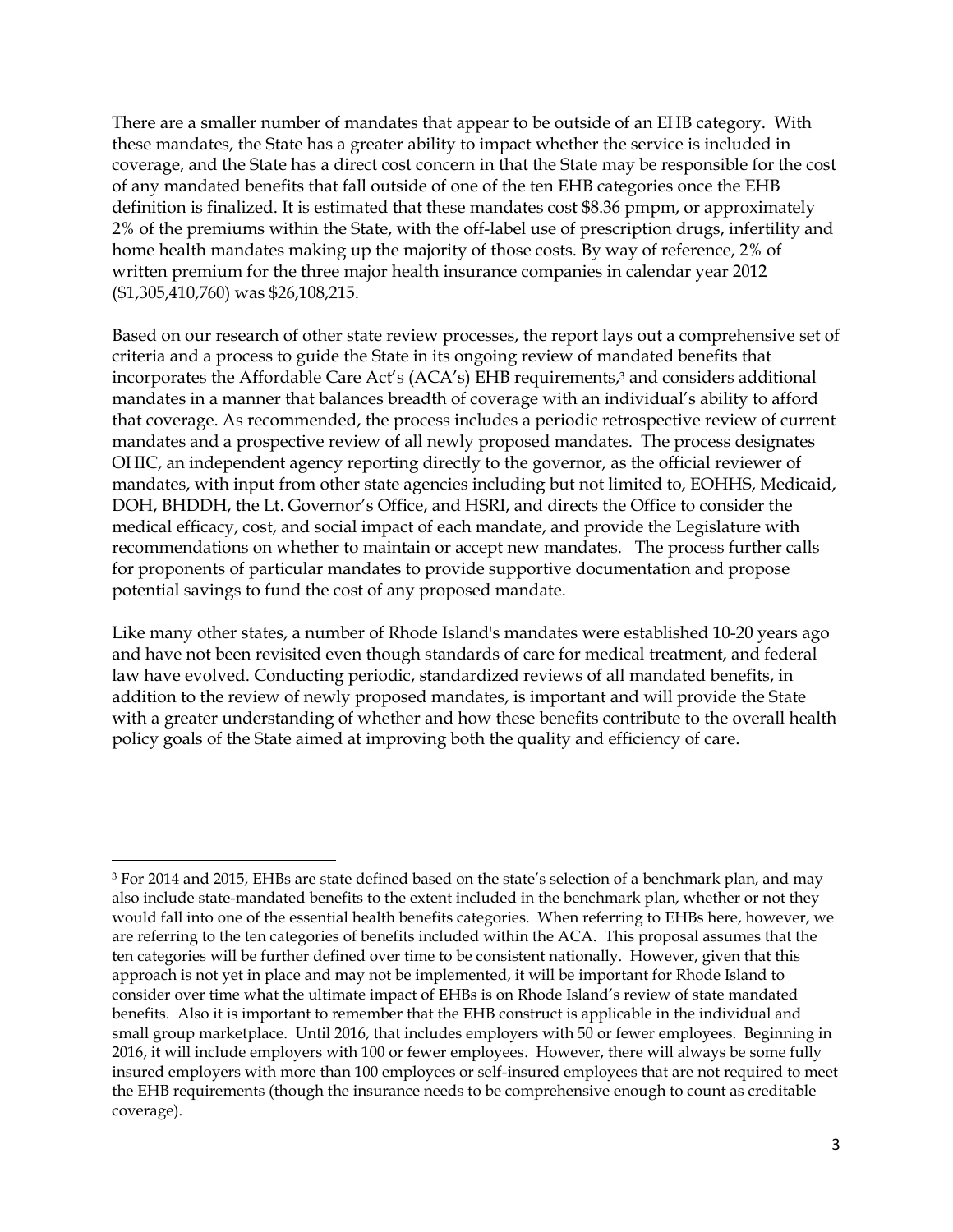There are a smaller number of mandates that appear to be outside of an EHB category. With these mandates, the State has a greater ability to impact whether the service is included in coverage, and the State has a direct cost concern in that the State may be responsible for the cost of any mandated benefits that fall outside of one of the ten EHB categories once the EHB definition is finalized. It is estimated that these mandates cost $8.36 pmpm, or approximately 2% of the premiums within the State, with the off-label use of prescription drugs, infertility and home health mandates making up the majority of those costs. By way of reference, 2% of written premium for the three major health insurance companies in calendar year 2012 ($1,305,410,760) was $26,108,215.

Based on our research of other state review processes, the report lays out a comprehensive set of criteria and a process to guide the State in its ongoing review of mandated benefits that incorporates the Affordable Care Act's (ACA's) EHB requirements,[3] and considers additional mandates in a manner that balances breadth of coverage with an individual's ability to afford that coverage. As recommended, the process includes a periodic retrospective review of current mandates and a prospective review of all newly proposed mandates. The process designates OHIC, an independent agency reporting directly to the governor, as the official reviewer of mandates, with input from other state agencies including but not limited to, EOHHS, Medicaid, DOH, BHDDH, the Lt. Governor's Office, and HSRI, and directs the Office to consider the medical efficacy, cost, and social impact of each mandate, and provide the Legislature with recommendations on whether to maintain or accept new mandates. The process further calls for proponents of particular mandates to provide supportive documentation and propose potential savings to fund the cost of any proposed mandate.

Like many other states, a number of Rhode Island's mandates were established 10-20 years ago and have not been revisited even though standards of care for medical treatment, and federal law have evolved. Conducting periodic, standardized reviews of all mandated benefits, in addition to the review of newly proposed mandates, is important and will provide the State with a greater understanding of whether and how these benefits contribute to the overall health policy goals of the State aimed at improving both the quality and efficiency of care.

---

[3] For 2014 and 2015, EHBs are state defined based on the state's selection of a benchmark plan, and may also include state-mandated benefits to the extent included in the benchmark plan, whether or not they would fall into one of the essential health benefits categories. When referring to EHBs here, however, we are referring to the ten categories of benefits included within the ACA. This proposal assumes that the ten categories will be further defined over time to be consistent nationally. However, given that this approach is not yet in place and may not be implemented, it will be important for Rhode Island to consider over time what the ultimate impact of EHBs is on Rhode Island's review of state mandated benefits. Also it is important to remember that the EHB construct is applicable in the individual and small group marketplace. Until 2016, that includes employers with 50 or fewer employees. Beginning in 2016, it will include employers with 100 or fewer employees. However, there will always be some fully insured employers with more than 100 employees or self-insured employees that are not required to meet the EHB requirements (though the insurance needs to be comprehensive enough to count as creditable coverage).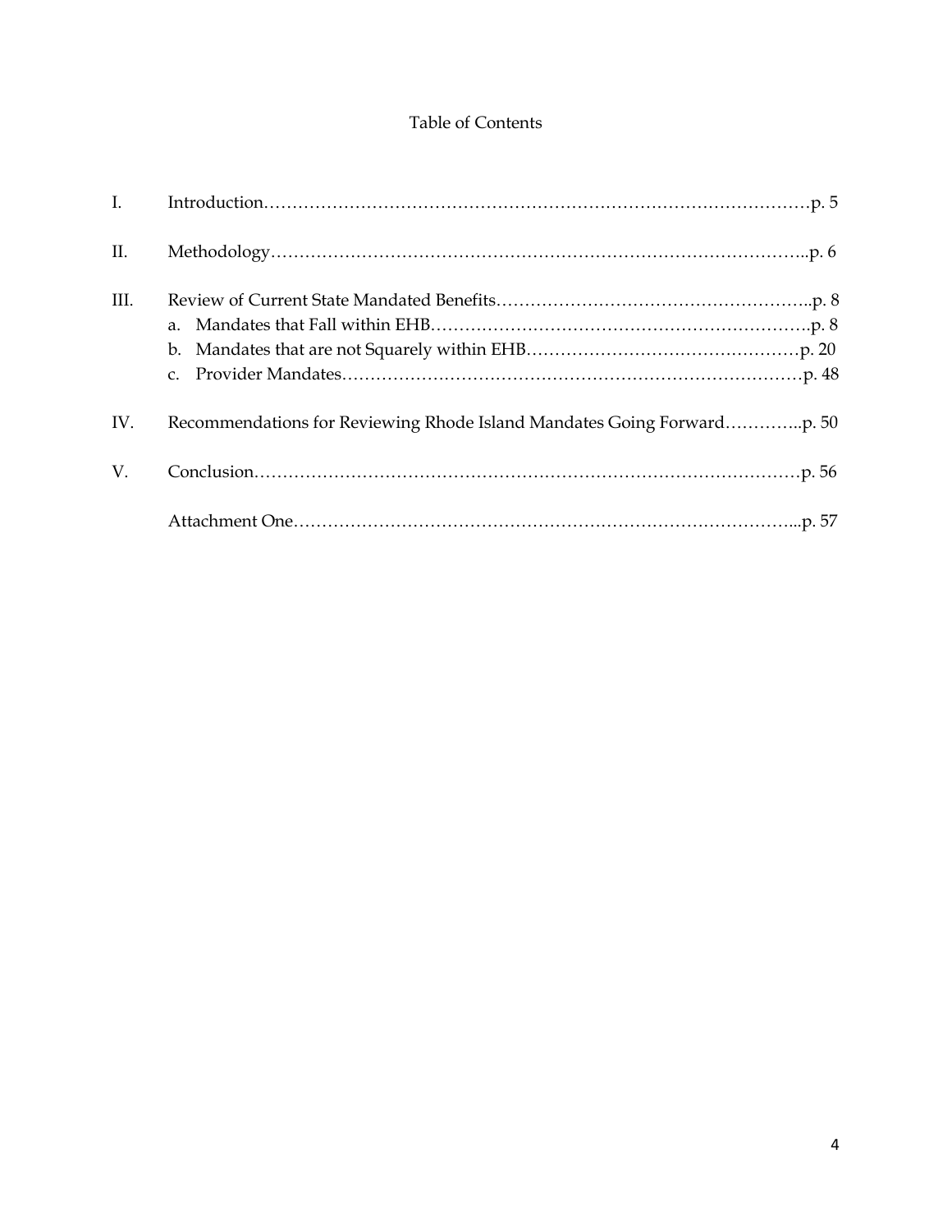# Table of Contents

I. Introduction……………………………………………………………………………………p. 5

II. Methodology……………………………………………………………………………………..p. 6

III. Review of Current State Mandated Benefits………………………………………………..p. 8

  a. Mandates that Fall within EHB……………………………………………………………p. 8

  b. Mandates that are not Squarely within EHB…………………………………………p. 20

  c. Provider Mandates…………………………………………………………………………p. 48

IV. Recommendations for Reviewing Rhode Island Mandates Going Forward…………..p. 50

V. Conclusion………………………………………………………………………………………p. 56

Attachment One…………………………………………………………………………...p. 57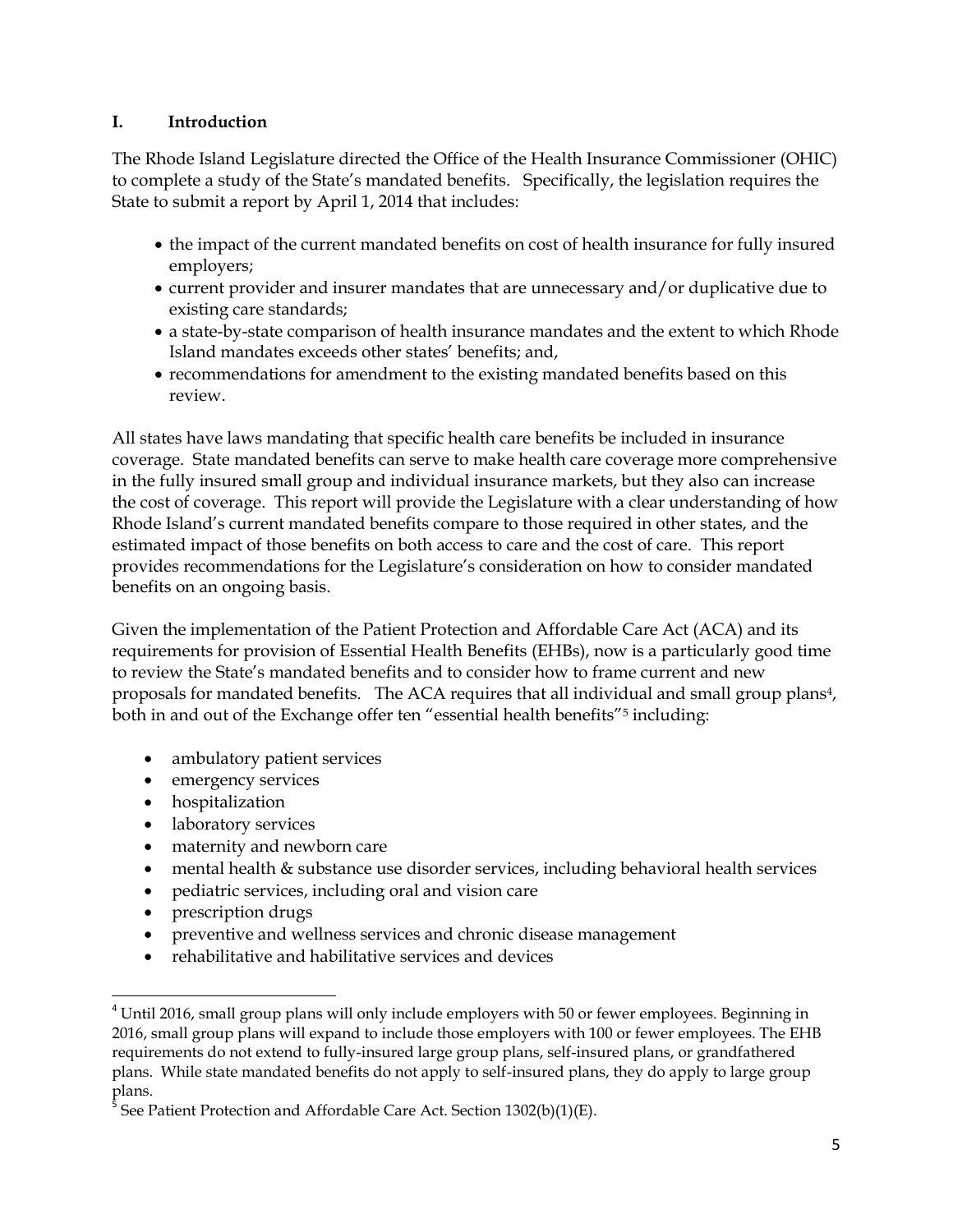## I. Introduction

The Rhode Island Legislature directed the Office of the Health Insurance Commissioner (OHIC) to complete a study of the State's mandated benefits. Specifically, the legislation requires the State to submit a report by April 1, 2014 that includes:

- the impact of the current mandated benefits on cost of health insurance for fully insured employers;
- current provider and insurer mandates that are unnecessary and/or duplicative due to existing care standards;
- a state-by-state comparison of health insurance mandates and the extent to which Rhode Island mandates exceeds other states' benefits; and,
- recommendations for amendment to the existing mandated benefits based on this review.

All states have laws mandating that specific health care benefits be included in insurance coverage. State mandated benefits can serve to make health care coverage more comprehensive in the fully insured small group and individual insurance markets, but they also can increase the cost of coverage. This report will provide the Legislature with a clear understanding of how Rhode Island's current mandated benefits compare to those required in other states, and the estimated impact of those benefits on both access to care and the cost of care. This report provides recommendations for the Legislature's consideration on how to consider mandated benefits on an ongoing basis.

Given the implementation of the Patient Protection and Affordable Care Act (ACA) and its requirements for provision of Essential Health Benefits (EHBs), now is a particularly good time to review the State's mandated benefits and to consider how to frame current and new proposals for mandated benefits. The ACA requires that all individual and small group plans[4], both in and out of the Exchange offer ten "essential health benefits"[5] including:

- ambulatory patient services
- emergency services
- hospitalization
- laboratory services
- maternity and newborn care
- mental health & substance use disorder services, including behavioral health services
- pediatric services, including oral and vision care
- prescription drugs
- preventive and wellness services and chronic disease management
- rehabilitative and habilitative services and devices

---

[4] Until 2016, small group plans will only include employers with 50 or fewer employees. Beginning in 2016, small group plans will expand to include those employers with 100 or fewer employees. The EHB requirements do not extend to fully-insured large group plans, self-insured plans, or grandfathered plans. While state mandated benefits do not apply to self-insured plans, they do apply to large group plans.

[5] See Patient Protection and Affordable Care Act. Section 1302(b)(1)(E).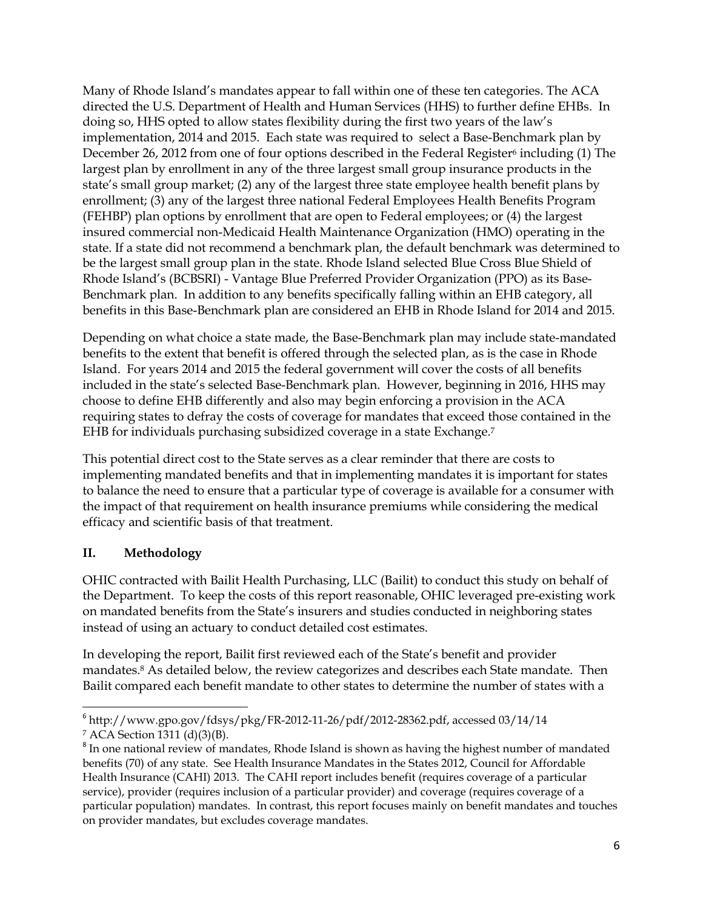Many of Rhode Island's mandates appear to fall within one of these ten categories. The ACA directed the U.S. Department of Health and Human Services (HHS) to further define EHBs. In doing so, HHS opted to allow states flexibility during the first two years of the law's implementation, 2014 and 2015. Each state was required to select a Base-Benchmark plan by December 26, 2012 from one of four options described in the Federal Register[6] including (1) The largest plan by enrollment in any of the three largest small group insurance products in the state's small group market; (2) any of the largest three state employee health benefit plans by enrollment; (3) any of the largest three national Federal Employees Health Benefits Program (FEHBP) plan options by enrollment that are open to Federal employees; or (4) the largest insured commercial non-Medicaid Health Maintenance Organization (HMO) operating in the state. If a state did not recommend a benchmark plan, the default benchmark was determined to be the largest small group plan in the state. Rhode Island selected Blue Cross Blue Shield of Rhode Island's (BCBSRI) - Vantage Blue Preferred Provider Organization (PPO) as its Base-Benchmark plan. In addition to any benefits specifically falling within an EHB category, all benefits in this Base-Benchmark plan are considered an EHB in Rhode Island for 2014 and 2015.

Depending on what choice a state made, the Base-Benchmark plan may include state-mandated benefits to the extent that benefit is offered through the selected plan, as is the case in Rhode Island. For years 2014 and 2015 the federal government will cover the costs of all benefits included in the state's selected Base-Benchmark plan. However, beginning in 2016, HHS may choose to define EHB differently and also may begin enforcing a provision in the ACA requiring states to defray the costs of coverage for mandates that exceed those contained in the EHB for individuals purchasing subsidized coverage in a state Exchange.[7]

This potential direct cost to the State serves as a clear reminder that there are costs to implementing mandated benefits and that in implementing mandates it is important for states to balance the need to ensure that a particular type of coverage is available for a consumer with the impact of that requirement on health insurance premiums while considering the medical efficacy and scientific basis of that treatment.

## II. Methodology

OHIC contracted with Bailit Health Purchasing, LLC (Bailit) to conduct this study on behalf of the Department. To keep the costs of this report reasonable, OHIC leveraged pre-existing work on mandated benefits from the State's insurers and studies conducted in neighboring states instead of using an actuary to conduct detailed cost estimates.

In developing the report, Bailit first reviewed each of the State's benefit and provider mandates.[8] As detailed below, the review categorizes and describes each State mandate. Then Bailit compared each benefit mandate to other states to determine the number of states with a

---

[6] http://www.gpo.gov/fdsys/pkg/FR-2012-11-26/pdf/2012-28362.pdf, accessed 03/14/14

[7] ACA Section 1311 (d)(3)(B).

[8] In one national review of mandates, Rhode Island is shown as having the highest number of mandated benefits (70) of any state. See Health Insurance Mandates in the States 2012, Council for Affordable Health Insurance (CAHI) 2013. The CAHI report includes benefit (requires coverage of a particular service), provider (requires inclusion of a particular provider) and coverage (requires coverage of a particular population) mandates. In contrast, this report focuses mainly on benefit mandates and touches on provider mandates, but excludes coverage mandates.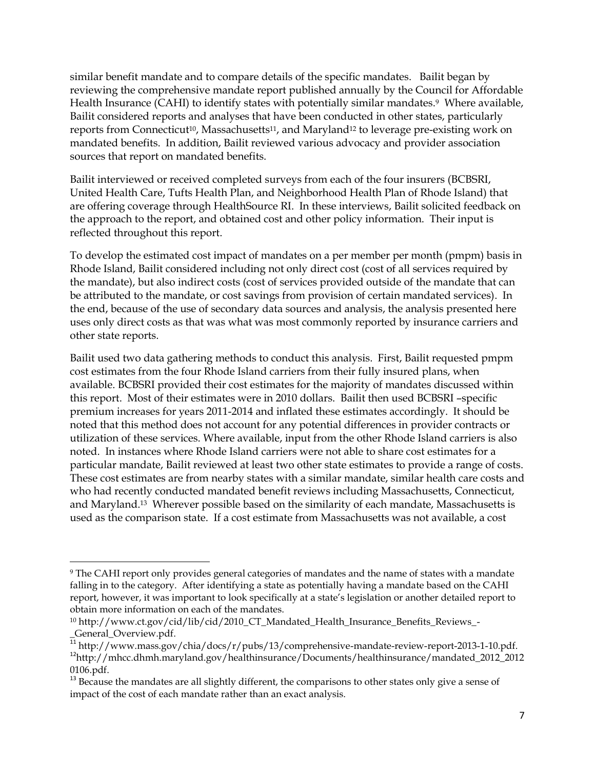similar benefit mandate and to compare details of the specific mandates. Bailit began by reviewing the comprehensive mandate report published annually by the Council for Affordable Health Insurance (CAHI) to identify states with potentially similar mandates.[9] Where available, Bailit considered reports and analyses that have been conducted in other states, particularly reports from Connecticut[10], Massachusetts[11], and Maryland[12] to leverage pre-existing work on mandated benefits. In addition, Bailit reviewed various advocacy and provider association sources that report on mandated benefits.

Bailit interviewed or received completed surveys from each of the four insurers (BCBSRI, United Health Care, Tufts Health Plan, and Neighborhood Health Plan of Rhode Island) that are offering coverage through HealthSource RI. In these interviews, Bailit solicited feedback on the approach to the report, and obtained cost and other policy information. Their input is reflected throughout this report.

To develop the estimated cost impact of mandates on a per member per month (pmpm) basis in Rhode Island, Bailit considered including not only direct cost (cost of all services required by the mandate), but also indirect costs (cost of services provided outside of the mandate that can be attributed to the mandate, or cost savings from provision of certain mandated services). In the end, because of the use of secondary data sources and analysis, the analysis presented here uses only direct costs as that was what was most commonly reported by insurance carriers and other state reports.

Bailit used two data gathering methods to conduct this analysis. First, Bailit requested pmpm cost estimates from the four Rhode Island carriers from their fully insured plans, when available. BCBSRI provided their cost estimates for the majority of mandates discussed within this report. Most of their estimates were in 2010 dollars. Bailit then used BCBSRI –specific premium increases for years 2011-2014 and inflated these estimates accordingly. It should be noted that this method does not account for any potential differences in provider contracts or utilization of these services. Where available, input from the other Rhode Island carriers is also noted. In instances where Rhode Island carriers were not able to share cost estimates for a particular mandate, Bailit reviewed at least two other state estimates to provide a range of costs. These cost estimates are from nearby states with a similar mandate, similar health care costs and who had recently conducted mandated benefit reviews including Massachusetts, Connecticut, and Maryland.[13] Wherever possible based on the similarity of each mandate, Massachusetts is used as the comparison state. If a cost estimate from Massachusetts was not available, a cost

---

[9] The CAHI report only provides general categories of mandates and the name of states with a mandate falling in to the category. After identifying a state as potentially having a mandate based on the CAHI report, however, it was important to look specifically at a state's legislation or another detailed report to obtain more information on each of the mandates.

[10] http://www.ct.gov/cid/lib/cid/2010_CT_Mandated_Health_Insurance_Benefits_Reviews_-_General_Overview.pdf.

[11] http://www.mass.gov/chia/docs/r/pubs/13/comprehensive-mandate-review-report-2013-1-10.pdf.

[12] http://mhcc.dhmh.maryland.gov/healthinsurance/Documents/healthinsurance/mandated_2012_20120106.pdf.

[13] Because the mandates are all slightly different, the comparisons to other states only give a sense of impact of the cost of each mandate rather than an exact analysis.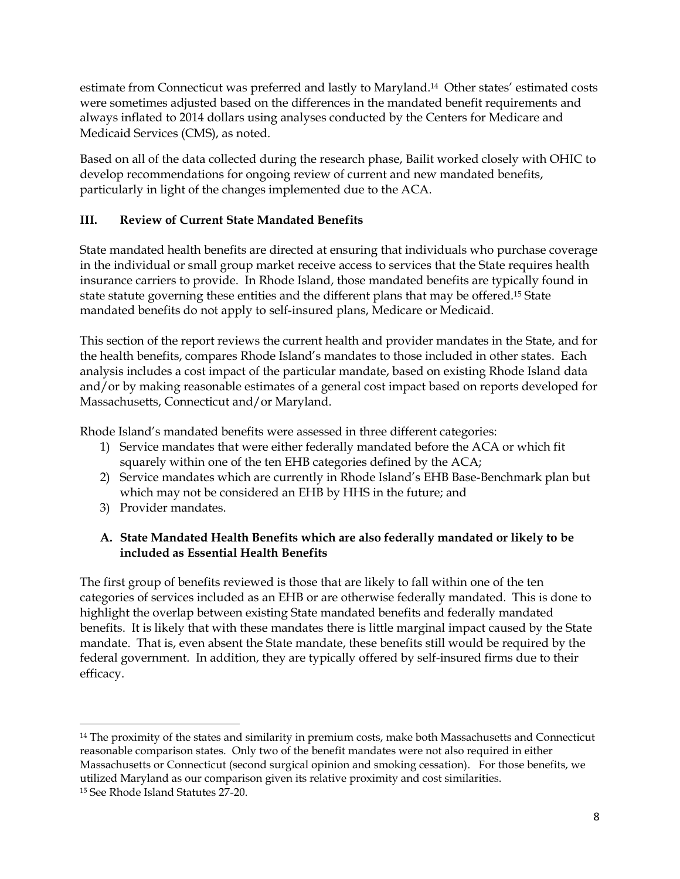estimate from Connecticut was preferred and lastly to Maryland.[14] Other states' estimated costs were sometimes adjusted based on the differences in the mandated benefit requirements and always inflated to 2014 dollars using analyses conducted by the Centers for Medicare and Medicaid Services (CMS), as noted.

Based on all of the data collected during the research phase, Bailit worked closely with OHIC to develop recommendations for ongoing review of current and new mandated benefits, particularly in light of the changes implemented due to the ACA.

## III. Review of Current State Mandated Benefits

State mandated health benefits are directed at ensuring that individuals who purchase coverage in the individual or small group market receive access to services that the State requires health insurance carriers to provide. In Rhode Island, those mandated benefits are typically found in state statute governing these entities and the different plans that may be offered.[15] State mandated benefits do not apply to self-insured plans, Medicare or Medicaid.

This section of the report reviews the current health and provider mandates in the State, and for the health benefits, compares Rhode Island's mandates to those included in other states. Each analysis includes a cost impact of the particular mandate, based on existing Rhode Island data and/or by making reasonable estimates of a general cost impact based on reports developed for Massachusetts, Connecticut and/or Maryland.

Rhode Island's mandated benefits were assessed in three different categories:

1) Service mandates that were either federally mandated before the ACA or which fit squarely within one of the ten EHB categories defined by the ACA;
2) Service mandates which are currently in Rhode Island's EHB Base-Benchmark plan but which may not be considered an EHB by HHS in the future; and
3) Provider mandates.

### A. State Mandated Health Benefits which are also federally mandated or likely to be included as Essential Health Benefits

The first group of benefits reviewed is those that are likely to fall within one of the ten categories of services included as an EHB or are otherwise federally mandated. This is done to highlight the overlap between existing State mandated benefits and federally mandated benefits. It is likely that with these mandates there is little marginal impact caused by the State mandate. That is, even absent the State mandate, these benefits still would be required by the federal government. In addition, they are typically offered by self-insured firms due to their efficacy.

---

[14] The proximity of the states and similarity in premium costs, make both Massachusetts and Connecticut reasonable comparison states. Only two of the benefit mandates were not also required in either Massachusetts or Connecticut (second surgical opinion and smoking cessation). For those benefits, we utilized Maryland as our comparison given its relative proximity and cost similarities.

[15] See Rhode Island Statutes 27-20.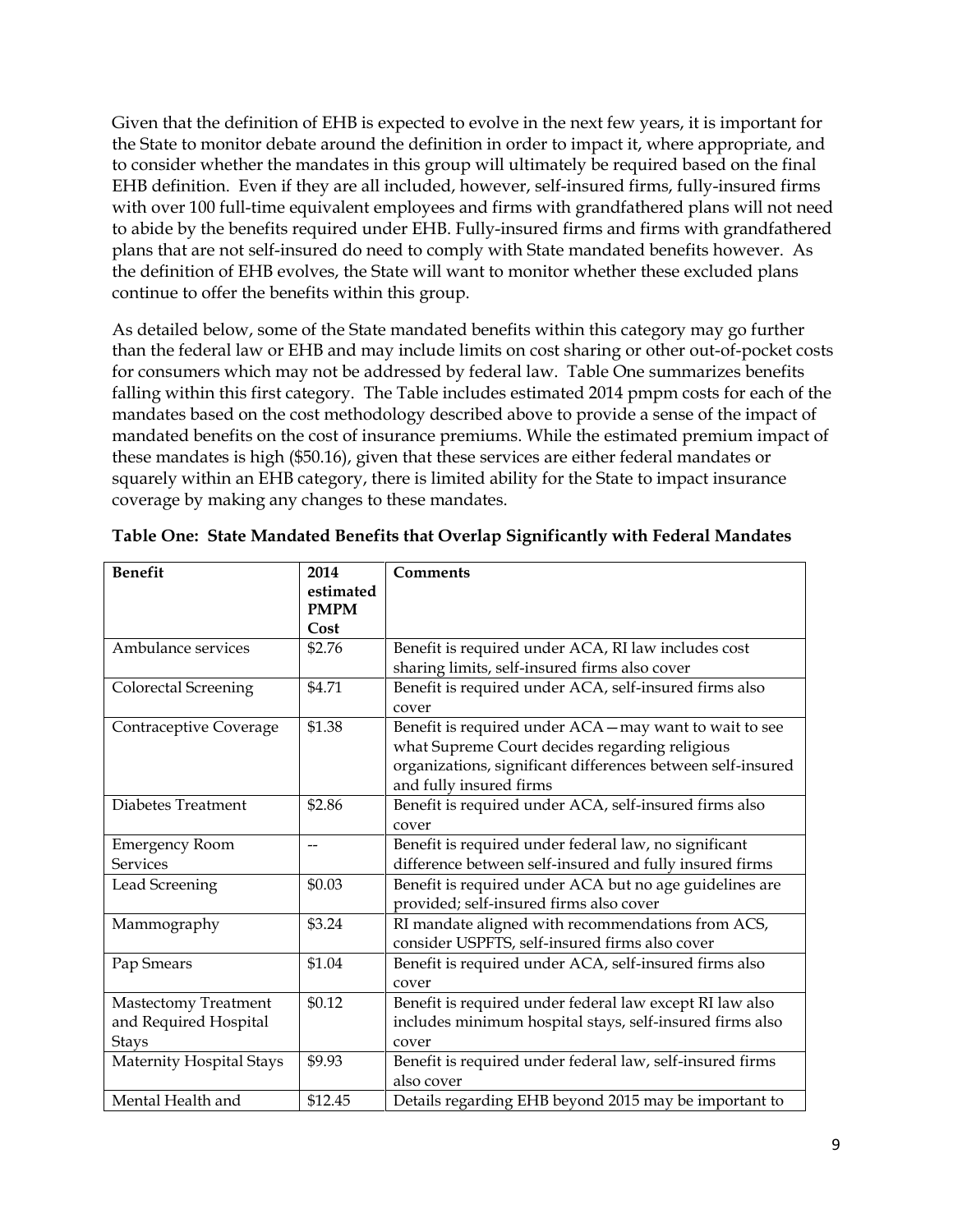Given that the definition of EHB is expected to evolve in the next few years, it is important for the State to monitor debate around the definition in order to impact it, where appropriate, and to consider whether the mandates in this group will ultimately be required based on the final EHB definition. Even if they are all included, however, self-insured firms, fully-insured firms with over 100 full-time equivalent employees and firms with grandfathered plans will not need to abide by the benefits required under EHB. Fully-insured firms and firms with grandfathered plans that are not self-insured do need to comply with State mandated benefits however. As the definition of EHB evolves, the State will want to monitor whether these excluded plans continue to offer the benefits within this group.

As detailed below, some of the State mandated benefits within this category may go further than the federal law or EHB and may include limits on cost sharing or other out-of-pocket costs for consumers which may not be addressed by federal law. Table One summarizes benefits falling within this first category. The Table includes estimated 2014 pmpm costs for each of the mandates based on the cost methodology described above to provide a sense of the impact of mandated benefits on the cost of insurance premiums. While the estimated premium impact of these mandates is high ($50.16), given that these services are either federal mandates or squarely within an EHB category, there is limited ability for the State to impact insurance coverage by making any changes to these mandates.

**Table One: State Mandated Benefits that Overlap Significantly with Federal Mandates**

| Benefit | 2014 estimated PMPM Cost | Comments |
|---|---|---|
| Ambulance services | $2.76 | Benefit is required under ACA, RI law includes cost sharing limits, self-insured firms also cover |
| Colorectal Screening | $4.71 | Benefit is required under ACA, self-insured firms also cover |
| Contraceptive Coverage | $1.38 | Benefit is required under ACA—may want to wait to see what Supreme Court decides regarding religious organizations, significant differences between self-insured and fully insured firms |
| Diabetes Treatment | $2.86 | Benefit is required under ACA, self-insured firms also cover |
| Emergency Room Services | -- | Benefit is required under federal law, no significant difference between self-insured and fully insured firms |
| Lead Screening | $0.03 | Benefit is required under ACA but no age guidelines are provided; self-insured firms also cover |
| Mammography | $3.24 | RI mandate aligned with recommendations from ACS, consider USPFTS, self-insured firms also cover |
| Pap Smears | $1.04 | Benefit is required under ACA, self-insured firms also cover |
| Mastectomy Treatment and Required Hospital Stays | $0.12 | Benefit is required under federal law except RI law also includes minimum hospital stays, self-insured firms also cover |
| Maternity Hospital Stays | $9.93 | Benefit is required under federal law, self-insured firms also cover |
| Mental Health and | $12.45 | Details regarding EHB beyond 2015 may be important to |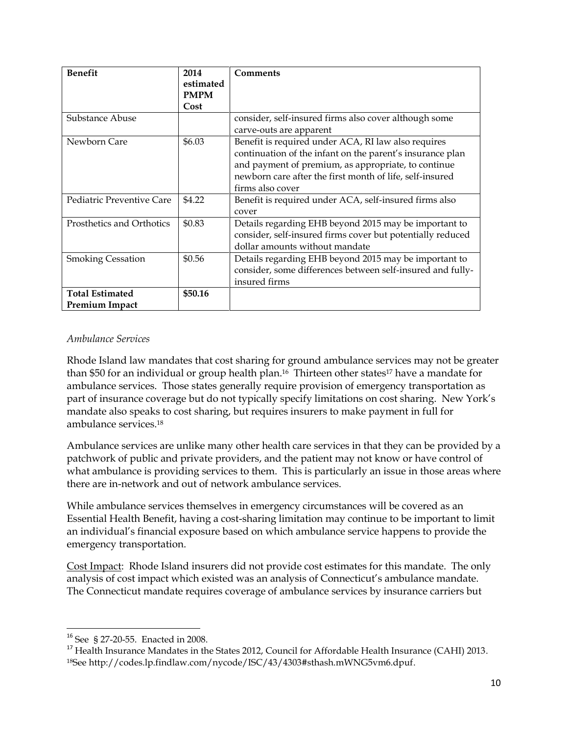| Benefit | 2014 estimated PMPM Cost | Comments |
| --- | --- | --- |
| Substance Abuse | | consider, self-insured firms also cover although some carve-outs are apparent |
| Newborn Care | \$6.03 | Benefit is required under ACA, RI law also requires continuation of the infant on the parent's insurance plan and payment of premium, as appropriate, to continue newborn care after the first month of life, self-insured firms also cover |
| Pediatric Preventive Care | \$4.22 | Benefit is required under ACA, self-insured firms also cover |
| Prosthetics and Orthotics | \$0.83 | Details regarding EHB beyond 2015 may be important to consider, self-insured firms cover but potentially reduced dollar amounts without mandate |
| Smoking Cessation | \$0.56 | Details regarding EHB beyond 2015 may be important to consider, some differences between self-insured and fully-insured firms |
| **Total Estimated Premium Impact** | **\$50.16** | |

*Ambulance Services*

Rhode Island law mandates that cost sharing for ground ambulance services may not be greater than \$50 for an individual or group health plan.[16] Thirteen other states[17] have a mandate for ambulance services. Those states generally require provision of emergency transportation as part of insurance coverage but do not typically specify limitations on cost sharing. New York's mandate also speaks to cost sharing, but requires insurers to make payment in full for ambulance services.[18]

Ambulance services are unlike many other health care services in that they can be provided by a patchwork of public and private providers, and the patient may not know or have control of what ambulance is providing services to them. This is particularly an issue in those areas where there are in-network and out of network ambulance services.

While ambulance services themselves in emergency circumstances will be covered as an Essential Health Benefit, having a cost-sharing limitation may continue to be important to limit an individual's financial exposure based on which ambulance service happens to provide the emergency transportation.

Cost Impact: Rhode Island insurers did not provide cost estimates for this mandate. The only analysis of cost impact which existed was an analysis of Connecticut's ambulance mandate. The Connecticut mandate requires coverage of ambulance services by insurance carriers but

---

[16] See § 27-20-55. Enacted in 2008.

[17] Health Insurance Mandates in the States 2012, Council for Affordable Health Insurance (CAHI) 2013.

[18] See http://codes.lp.findlaw.com/nycode/ISC/43/4303#sthash.mWNG5vm6.dpuf.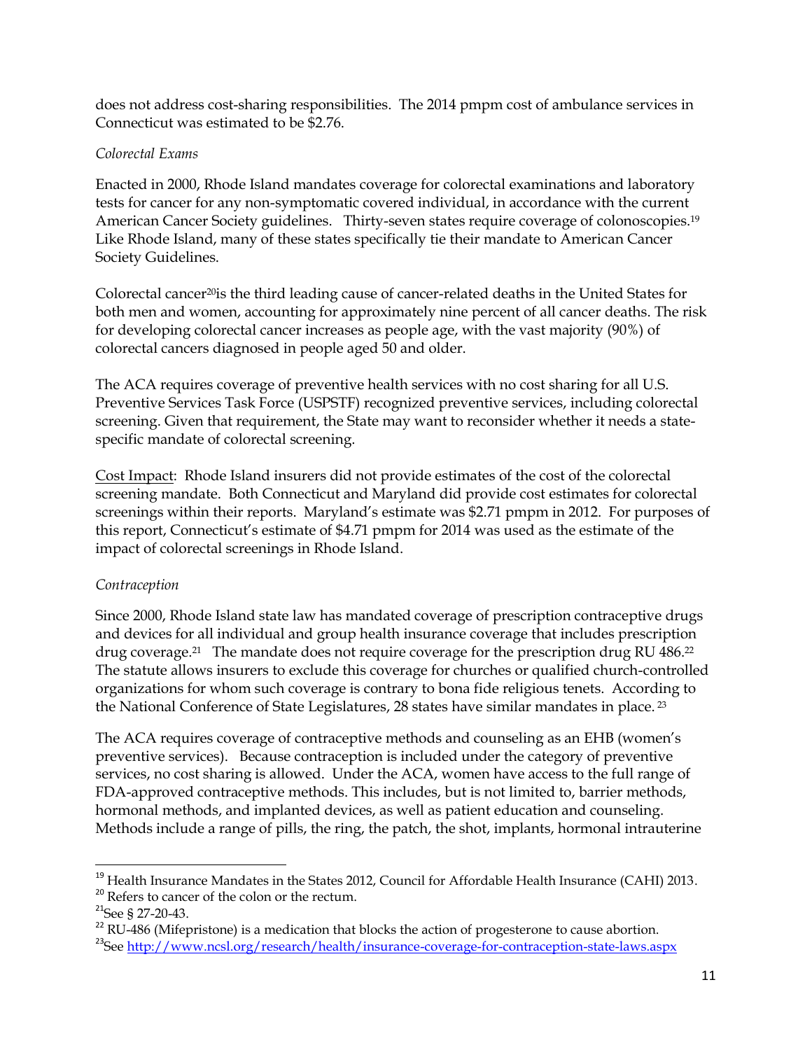does not address cost-sharing responsibilities. The 2014 pmpm cost of ambulance services in Connecticut was estimated to be $2.76.

*Colorectal Exams*

Enacted in 2000, Rhode Island mandates coverage for colorectal examinations and laboratory tests for cancer for any non-symptomatic covered individual, in accordance with the current American Cancer Society guidelines. Thirty-seven states require coverage of colonoscopies.[19] Like Rhode Island, many of these states specifically tie their mandate to American Cancer Society Guidelines.

Colorectal cancer[20]is the third leading cause of cancer-related deaths in the United States for both men and women, accounting for approximately nine percent of all cancer deaths. The risk for developing colorectal cancer increases as people age, with the vast majority (90%) of colorectal cancers diagnosed in people aged 50 and older.

The ACA requires coverage of preventive health services with no cost sharing for all U.S. Preventive Services Task Force (USPSTF) recognized preventive services, including colorectal screening. Given that requirement, the State may want to reconsider whether it needs a state-specific mandate of colorectal screening.

<u>Cost Impact</u>: Rhode Island insurers did not provide estimates of the cost of the colorectal screening mandate. Both Connecticut and Maryland did provide cost estimates for colorectal screenings within their reports. Maryland's estimate was $2.71 pmpm in 2012. For purposes of this report, Connecticut's estimate of $4.71 pmpm for 2014 was used as the estimate of the impact of colorectal screenings in Rhode Island.

*Contraception*

Since 2000, Rhode Island state law has mandated coverage of prescription contraceptive drugs and devices for all individual and group health insurance coverage that includes prescription drug coverage.[21] The mandate does not require coverage for the prescription drug RU 486.[22] The statute allows insurers to exclude this coverage for churches or qualified church-controlled organizations for whom such coverage is contrary to bona fide religious tenets. According to the National Conference of State Legislatures, 28 states have similar mandates in place. [23]

The ACA requires coverage of contraceptive methods and counseling as an EHB (women's preventive services). Because contraception is included under the category of preventive services, no cost sharing is allowed. Under the ACA, women have access to the full range of FDA-approved contraceptive methods. This includes, but is not limited to, barrier methods, hormonal methods, and implanted devices, as well as patient education and counseling. Methods include a range of pills, the ring, the patch, the shot, implants, hormonal intrauterine

---

[19] Health Insurance Mandates in the States 2012, Council for Affordable Health Insurance (CAHI) 2013.

[20] Refers to cancer of the colon or the rectum.

[21] See § 27-20-43.

[22] RU-486 (Mifepristone) is a medication that blocks the action of progesterone to cause abortion.

[23] See http://www.ncsl.org/research/health/insurance-coverage-for-contraception-state-laws.aspx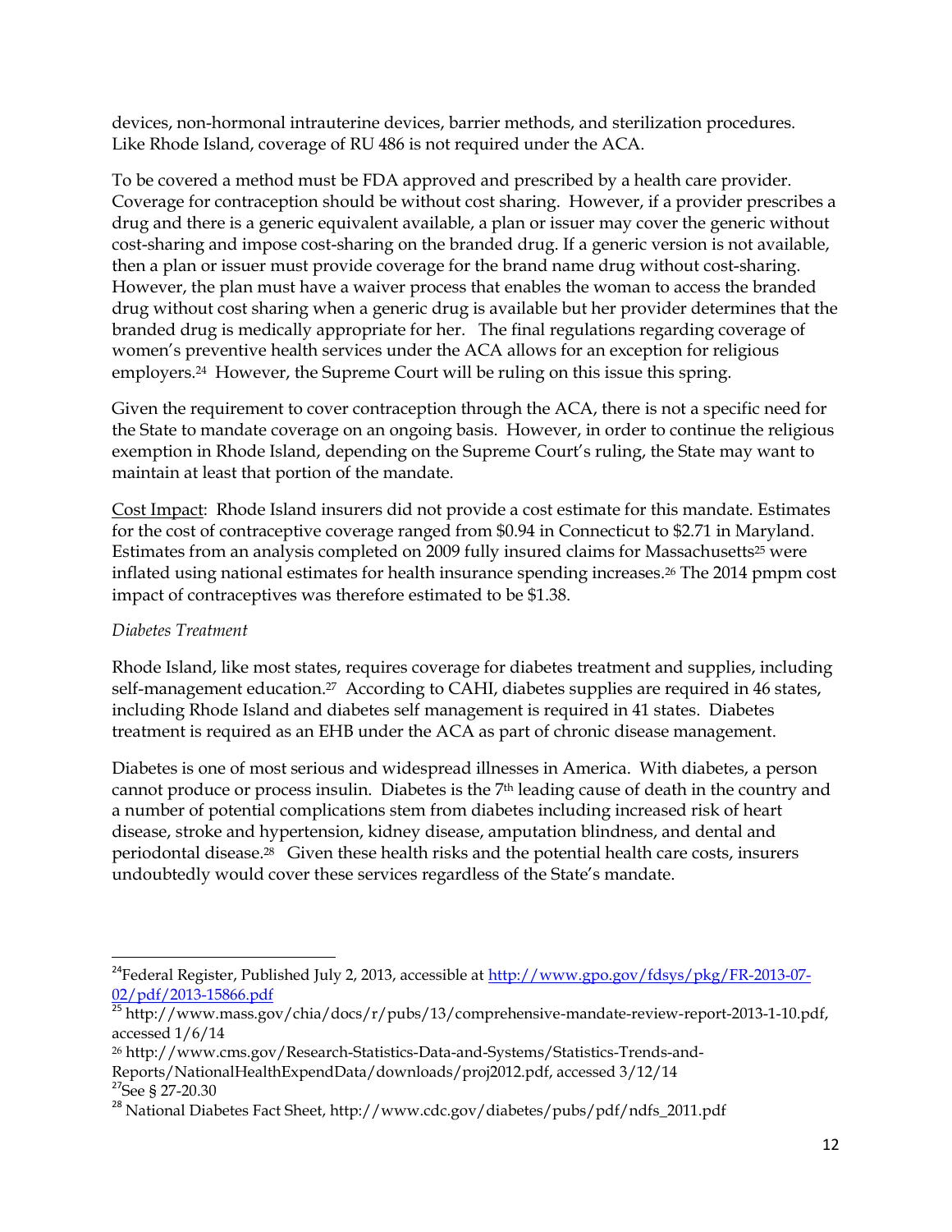devices, non-hormonal intrauterine devices, barrier methods, and sterilization procedures. Like Rhode Island, coverage of RU 486 is not required under the ACA.

To be covered a method must be FDA approved and prescribed by a health care provider. Coverage for contraception should be without cost sharing. However, if a provider prescribes a drug and there is a generic equivalent available, a plan or issuer may cover the generic without cost-sharing and impose cost-sharing on the branded drug. If a generic version is not available, then a plan or issuer must provide coverage for the brand name drug without cost-sharing. However, the plan must have a waiver process that enables the woman to access the branded drug without cost sharing when a generic drug is available but her provider determines that the branded drug is medically appropriate for her. The final regulations regarding coverage of women's preventive health services under the ACA allows for an exception for religious employers.[24] However, the Supreme Court will be ruling on this issue this spring.

Given the requirement to cover contraception through the ACA, there is not a specific need for the State to mandate coverage on an ongoing basis. However, in order to continue the religious exemption in Rhode Island, depending on the Supreme Court's ruling, the State may want to maintain at least that portion of the mandate.

Cost Impact: Rhode Island insurers did not provide a cost estimate for this mandate. Estimates for the cost of contraceptive coverage ranged from $0.94 in Connecticut to $2.71 in Maryland. Estimates from an analysis completed on 2009 fully insured claims for Massachusetts[25] were inflated using national estimates for health insurance spending increases.[26] The 2014 pmpm cost impact of contraceptives was therefore estimated to be $1.38.

*Diabetes Treatment*

Rhode Island, like most states, requires coverage for diabetes treatment and supplies, including self-management education.[27] According to CAHI, diabetes supplies are required in 46 states, including Rhode Island and diabetes self management is required in 41 states. Diabetes treatment is required as an EHB under the ACA as part of chronic disease management.

Diabetes is one of most serious and widespread illnesses in America. With diabetes, a person cannot produce or process insulin. Diabetes is the 7th leading cause of death in the country and a number of potential complications stem from diabetes including increased risk of heart disease, stroke and hypertension, kidney disease, amputation blindness, and dental and periodontal disease.[28] Given these health risks and the potential health care costs, insurers undoubtedly would cover these services regardless of the State's mandate.

---

[24] Federal Register, Published July 2, 2013, accessible at http://www.gpo.gov/fdsys/pkg/FR-2013-07-02/pdf/2013-15866.pdf

[25] http://www.mass.gov/chia/docs/r/pubs/13/comprehensive-mandate-review-report-2013-1-10.pdf, accessed 1/6/14

[26] http://www.cms.gov/Research-Statistics-Data-and-Systems/Statistics-Trends-and-Reports/NationalHealthExpendData/downloads/proj2012.pdf, accessed 3/12/14

[27] See § 27-20.30

[28] National Diabetes Fact Sheet, http://www.cdc.gov/diabetes/pubs/pdf/ndfs_2011.pdf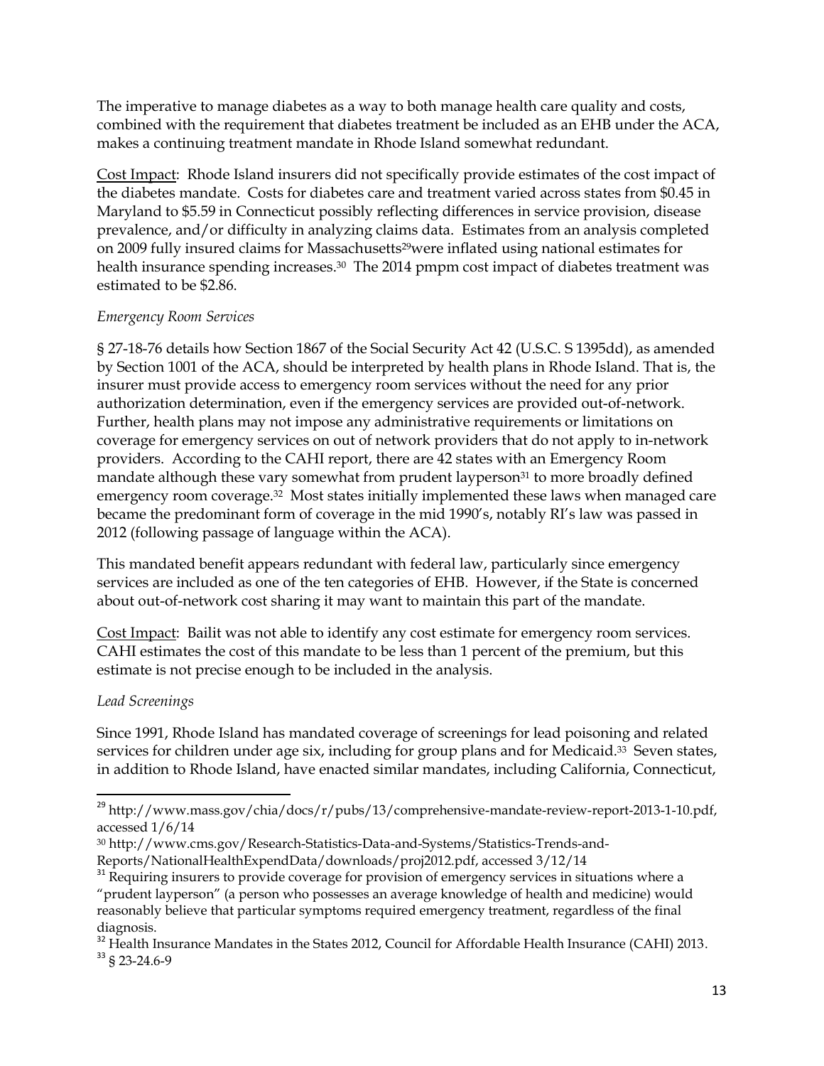The imperative to manage diabetes as a way to both manage health care quality and costs, combined with the requirement that diabetes treatment be included as an EHB under the ACA, makes a continuing treatment mandate in Rhode Island somewhat redundant.

Cost Impact: Rhode Island insurers did not specifically provide estimates of the cost impact of the diabetes mandate. Costs for diabetes care and treatment varied across states from $0.45 in Maryland to $5.59 in Connecticut possibly reflecting differences in service provision, disease prevalence, and/or difficulty in analyzing claims data. Estimates from an analysis completed on 2009 fully insured claims for Massachusetts[29] were inflated using national estimates for health insurance spending increases.[30] The 2014 pmpm cost impact of diabetes treatment was estimated to be $2.86.

*Emergency Room Services*

§ 27-18-76 details how Section 1867 of the Social Security Act 42 (U.S.C. S 1395dd), as amended by Section 1001 of the ACA, should be interpreted by health plans in Rhode Island. That is, the insurer must provide access to emergency room services without the need for any prior authorization determination, even if the emergency services are provided out-of-network. Further, health plans may not impose any administrative requirements or limitations on coverage for emergency services on out of network providers that do not apply to in-network providers. According to the CAHI report, there are 42 states with an Emergency Room mandate although these vary somewhat from prudent layperson[31] to more broadly defined emergency room coverage.[32] Most states initially implemented these laws when managed care became the predominant form of coverage in the mid 1990's, notably RI's law was passed in 2012 (following passage of language within the ACA).

This mandated benefit appears redundant with federal law, particularly since emergency services are included as one of the ten categories of EHB. However, if the State is concerned about out-of-network cost sharing it may want to maintain this part of the mandate.

Cost Impact: Bailit was not able to identify any cost estimate for emergency room services. CAHI estimates the cost of this mandate to be less than 1 percent of the premium, but this estimate is not precise enough to be included in the analysis.

*Lead Screenings*

Since 1991, Rhode Island has mandated coverage of screenings for lead poisoning and related services for children under age six, including for group plans and for Medicaid.[33] Seven states, in addition to Rhode Island, have enacted similar mandates, including California, Connecticut,

---

[29] http://www.mass.gov/chia/docs/r/pubs/13/comprehensive-mandate-review-report-2013-1-10.pdf, accessed 1/6/14

[30] http://www.cms.gov/Research-Statistics-Data-and-Systems/Statistics-Trends-and-Reports/NationalHealthExpendData/downloads/proj2012.pdf, accessed 3/12/14

[31] Requiring insurers to provide coverage for provision of emergency services in situations where a "prudent layperson" (a person who possesses an average knowledge of health and medicine) would reasonably believe that particular symptoms required emergency treatment, regardless of the final diagnosis.

[32] Health Insurance Mandates in the States 2012, Council for Affordable Health Insurance (CAHI) 2013.

[33] § 23-24.6-9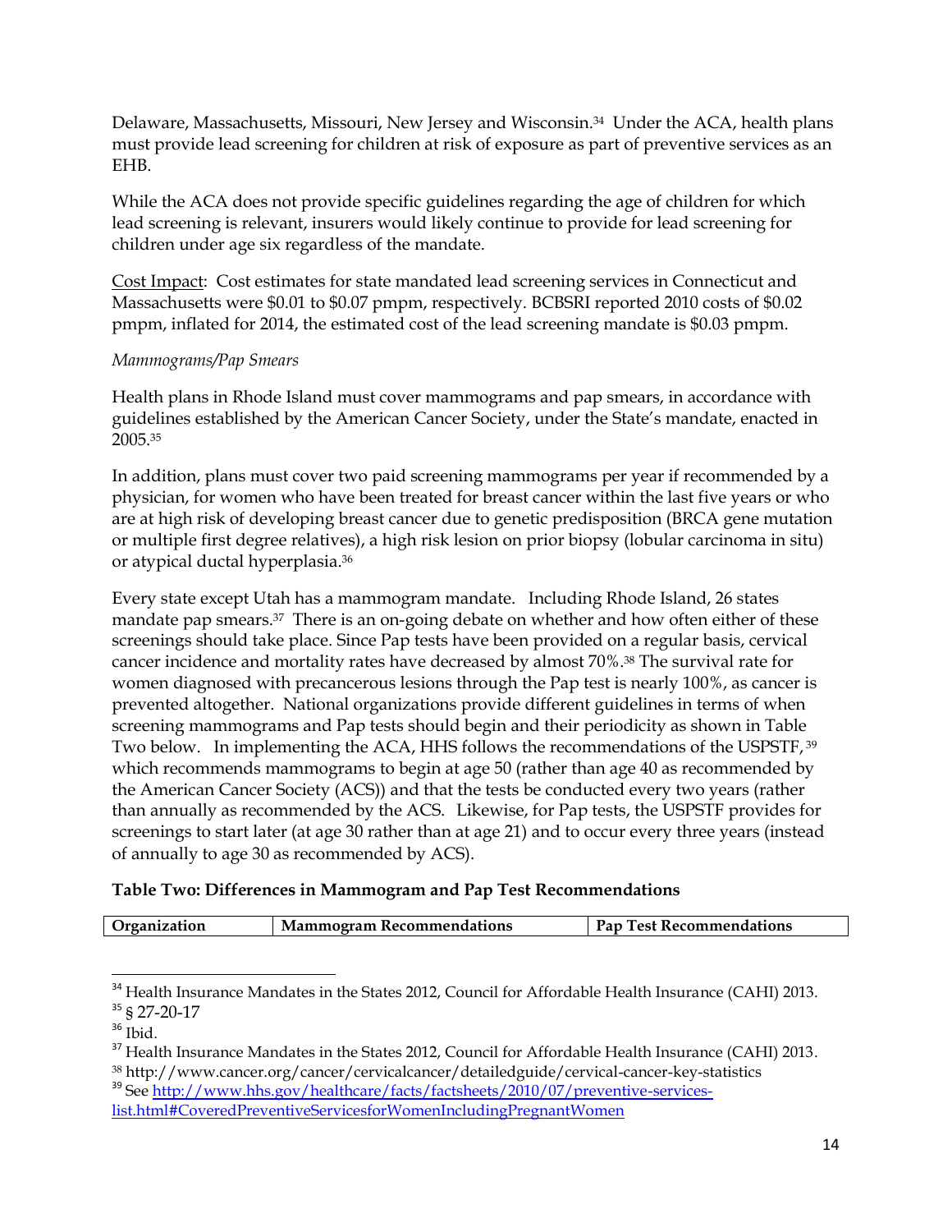Delaware, Massachusetts, Missouri, New Jersey and Wisconsin.[34] Under the ACA, health plans must provide lead screening for children at risk of exposure as part of preventive services as an EHB.

While the ACA does not provide specific guidelines regarding the age of children for which lead screening is relevant, insurers would likely continue to provide for lead screening for children under age six regardless of the mandate.

Cost Impact: Cost estimates for state mandated lead screening services in Connecticut and Massachusetts were $0.01 to $0.07 pmpm, respectively. BCBSRI reported 2010 costs of $0.02 pmpm, inflated for 2014, the estimated cost of the lead screening mandate is $0.03 pmpm.

*Mammograms/Pap Smears*

Health plans in Rhode Island must cover mammograms and pap smears, in accordance with guidelines established by the American Cancer Society, under the State's mandate, enacted in 2005.[35]

In addition, plans must cover two paid screening mammograms per year if recommended by a physician, for women who have been treated for breast cancer within the last five years or who are at high risk of developing breast cancer due to genetic predisposition (BRCA gene mutation or multiple first degree relatives), a high risk lesion on prior biopsy (lobular carcinoma in situ) or atypical ductal hyperplasia.[36]

Every state except Utah has a mammogram mandate. Including Rhode Island, 26 states mandate pap smears.[37] There is an on-going debate on whether and how often either of these screenings should take place. Since Pap tests have been provided on a regular basis, cervical cancer incidence and mortality rates have decreased by almost 70%.[38] The survival rate for women diagnosed with precancerous lesions through the Pap test is nearly 100%, as cancer is prevented altogether. National organizations provide different guidelines in terms of when screening mammograms and Pap tests should begin and their periodicity as shown in Table Two below. In implementing the ACA, HHS follows the recommendations of the USPSTF,[39] which recommends mammograms to begin at age 50 (rather than age 40 as recommended by the American Cancer Society (ACS)) and that the tests be conducted every two years (rather than annually as recommended by the ACS. Likewise, for Pap tests, the USPSTF provides for screenings to start later (at age 30 rather than at age 21) and to occur every three years (instead of annually to age 30 as recommended by ACS).

**Table Two: Differences in Mammogram and Pap Test Recommendations**

| Organization | Mammogram Recommendations | Pap Test Recommendations |
|---|---|---|

[34] Health Insurance Mandates in the States 2012, Council for Affordable Health Insurance (CAHI) 2013.

[35] § 27-20-17

[36] Ibid.

[37] Health Insurance Mandates in the States 2012, Council for Affordable Health Insurance (CAHI) 2013.

[38] http://www.cancer.org/cancer/cervicalcancer/detailedguide/cervical-cancer-key-statistics

[39] See http://www.hhs.gov/healthcare/facts/factsheets/2010/07/preventive-services-list.html#CoveredPreventiveServicesforWomenIncludingPregnantWomen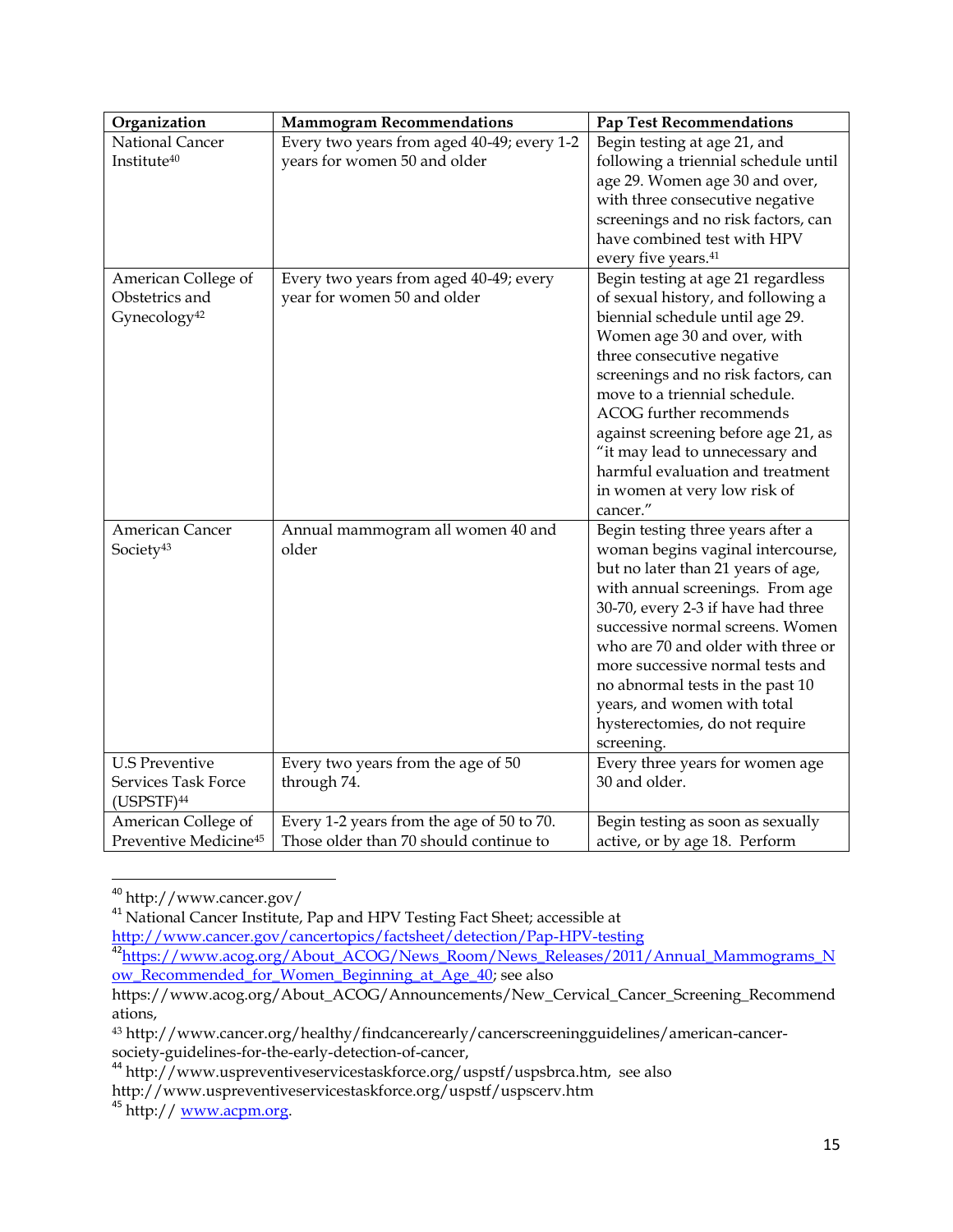| Organization | Mammogram Recommendations | Pap Test Recommendations |
|---|---|---|
| National Cancer Institute[40] | Every two years from aged 40-49; every 1-2 years for women 50 and older | Begin testing at age 21, and following a triennial schedule until age 29. Women age 30 and over, with three consecutive negative screenings and no risk factors, can have combined test with HPV every five years.[41] |
| American College of Obstetrics and Gynecology[42] | Every two years from aged 40-49; every year for women 50 and older | Begin testing at age 21 regardless of sexual history, and following a biennial schedule until age 29. Women age 30 and over, with three consecutive negative screenings and no risk factors, can move to a triennial schedule. ACOG further recommends against screening before age 21, as "it may lead to unnecessary and harmful evaluation and treatment in women at very low risk of cancer." |
| American Cancer Society[43] | Annual mammogram all women 40 and older | Begin testing three years after a woman begins vaginal intercourse, but no later than 21 years of age, with annual screenings. From age 30-70, every 2-3 if have had three successive normal screens. Women who are 70 and older with three or more successive normal tests and no abnormal tests in the past 10 years, and women with total hysterectomies, do not require screening. |
| U.S Preventive Services Task Force (USPSTF)[44] | Every two years from the age of 50 through 74. | Every three years for women age 30 and older. |
| American College of Preventive Medicine[45] | Every 1-2 years from the age of 50 to 70. Those older than 70 should continue to | Begin testing as soon as sexually active, or by age 18. Perform |

[40] http://www.cancer.gov/

[41] National Cancer Institute, Pap and HPV Testing Fact Sheet; accessible at http://www.cancer.gov/cancertopics/factsheet/detection/Pap-HPV-testing

[42] https://www.acog.org/About_ACOG/News_Room/News_Releases/2011/Annual_Mammograms_Now_Recommended_for_Women_Beginning_at_Age_40; see also https://www.acog.org/About_ACOG/Announcements/New_Cervical_Cancer_Screening_Recommendations,

[43] http://www.cancer.org/healthy/findcancerearly/cancerscreeningguidelines/american-cancer-society-guidelines-for-the-early-detection-of-cancer,

[44] http://www.uspreventiveservicestaskforce.org/uspstf/uspsbrca.htm, see also http://www.uspreventiveservicestaskforce.org/uspstf/uspscerv.htm

[45] http:// www.acpm.org.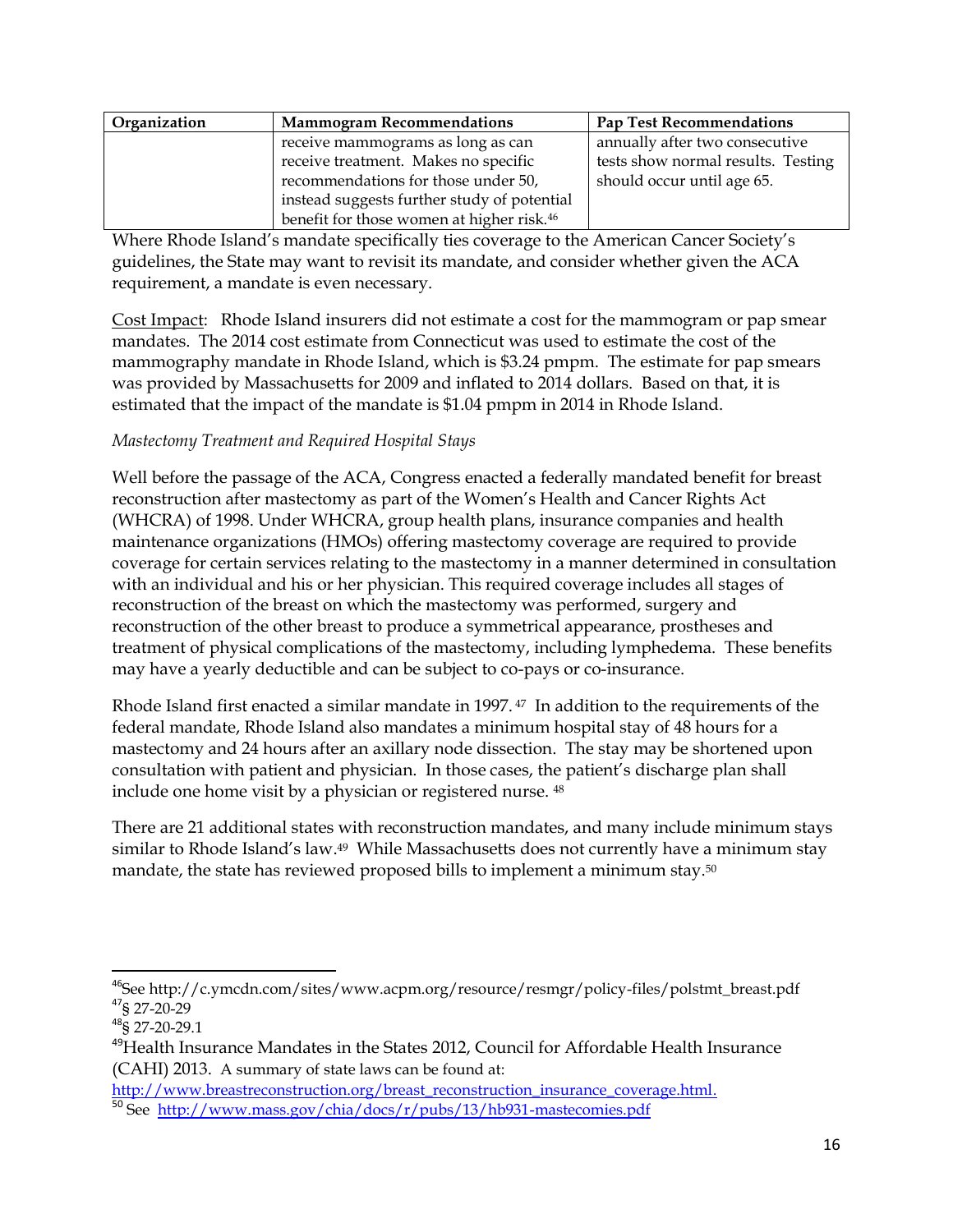| Organization | Mammogram Recommendations | Pap Test Recommendations |
|---|---|---|
| | receive mammograms as long as can receive treatment. Makes no specific recommendations for those under 50, instead suggests further study of potential benefit for those women at higher risk.[46] | annually after two consecutive tests show normal results. Testing should occur until age 65. |

Where Rhode Island's mandate specifically ties coverage to the American Cancer Society's guidelines, the State may want to revisit its mandate, and consider whether given the ACA requirement, a mandate is even necessary.

Cost Impact: Rhode Island insurers did not estimate a cost for the mammogram or pap smear mandates. The 2014 cost estimate from Connecticut was used to estimate the cost of the mammography mandate in Rhode Island, which is $3.24 pmpm. The estimate for pap smears was provided by Massachusetts for 2009 and inflated to 2014 dollars. Based on that, it is estimated that the impact of the mandate is $1.04 pmpm in 2014 in Rhode Island.

*Mastectomy Treatment and Required Hospital Stays*

Well before the passage of the ACA, Congress enacted a federally mandated benefit for breast reconstruction after mastectomy as part of the Women's Health and Cancer Rights Act (WHCRA) of 1998. Under WHCRA, group health plans, insurance companies and health maintenance organizations (HMOs) offering mastectomy coverage are required to provide coverage for certain services relating to the mastectomy in a manner determined in consultation with an individual and his or her physician. This required coverage includes all stages of reconstruction of the breast on which the mastectomy was performed, surgery and reconstruction of the other breast to produce a symmetrical appearance, prostheses and treatment of physical complications of the mastectomy, including lymphedema. These benefits may have a yearly deductible and can be subject to co-pays or co-insurance.

Rhode Island first enacted a similar mandate in 1997.[47] In addition to the requirements of the federal mandate, Rhode Island also mandates a minimum hospital stay of 48 hours for a mastectomy and 24 hours after an axillary node dissection. The stay may be shortened upon consultation with patient and physician. In those cases, the patient's discharge plan shall include one home visit by a physician or registered nurse.[48]

There are 21 additional states with reconstruction mandates, and many include minimum stays similar to Rhode Island's law.[49] While Massachusetts does not currently have a minimum stay mandate, the state has reviewed proposed bills to implement a minimum stay.[50]

---

[46] See http://c.ymcdn.com/sites/www.acpm.org/resource/resmgr/policy-files/polstmt_breast.pdf

[47] § 27-20-29

[48] § 27-20-29.1

[49] Health Insurance Mandates in the States 2012, Council for Affordable Health Insurance (CAHI) 2013. A summary of state laws can be found at: http://www.breastreconstruction.org/breast_reconstruction_insurance_coverage.html.

[50] See http://www.mass.gov/chia/docs/r/pubs/13/hb931-mastecomies.pdf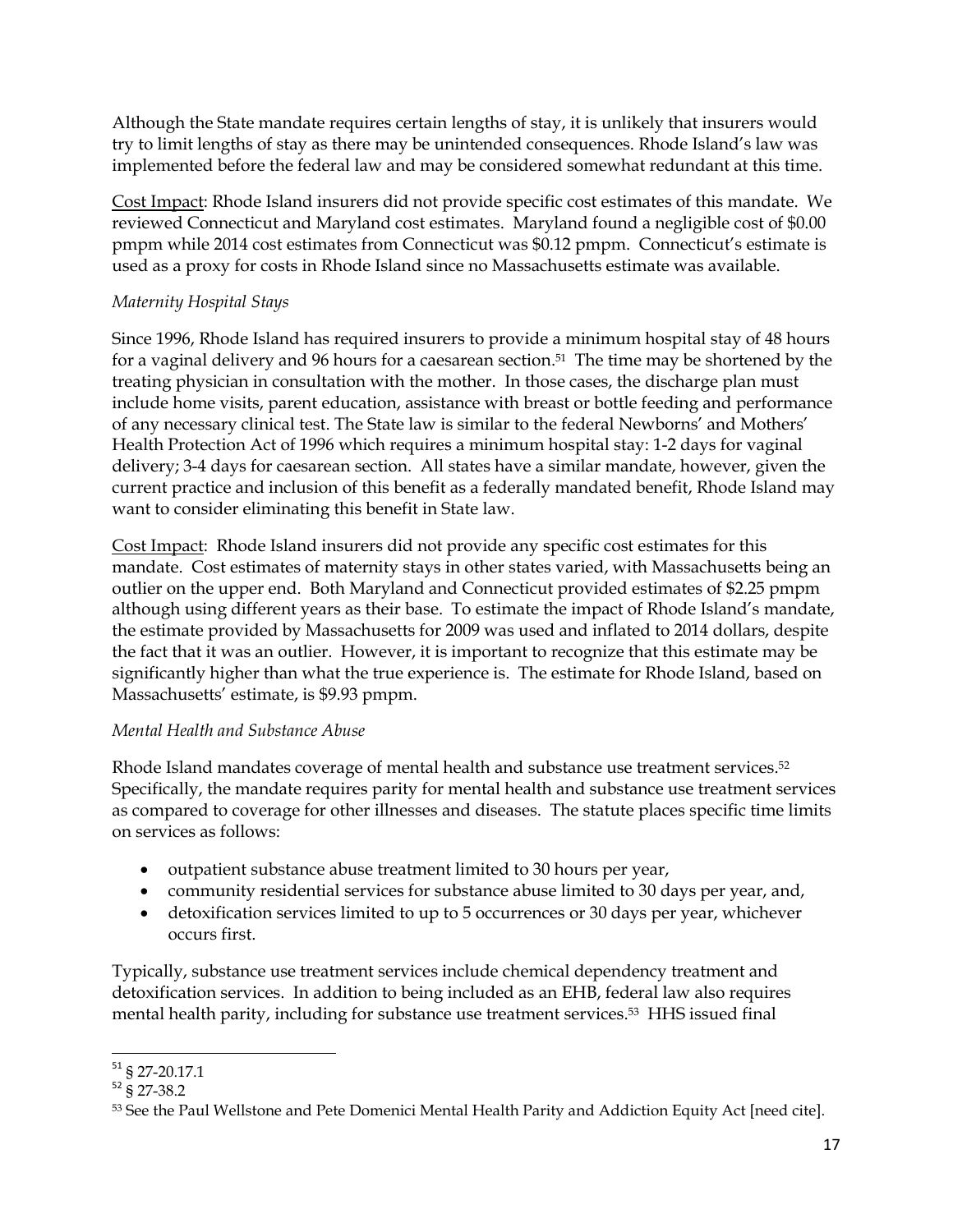Although the State mandate requires certain lengths of stay, it is unlikely that insurers would try to limit lengths of stay as there may be unintended consequences. Rhode Island's law was implemented before the federal law and may be considered somewhat redundant at this time.

Cost Impact: Rhode Island insurers did not provide specific cost estimates of this mandate. We reviewed Connecticut and Maryland cost estimates. Maryland found a negligible cost of $0.00 pmpm while 2014 cost estimates from Connecticut was $0.12 pmpm. Connecticut's estimate is used as a proxy for costs in Rhode Island since no Massachusetts estimate was available.

*Maternity Hospital Stays*

Since 1996, Rhode Island has required insurers to provide a minimum hospital stay of 48 hours for a vaginal delivery and 96 hours for a caesarean section.[51] The time may be shortened by the treating physician in consultation with the mother. In those cases, the discharge plan must include home visits, parent education, assistance with breast or bottle feeding and performance of any necessary clinical test. The State law is similar to the federal Newborns' and Mothers' Health Protection Act of 1996 which requires a minimum hospital stay: 1-2 days for vaginal delivery; 3-4 days for caesarean section. All states have a similar mandate, however, given the current practice and inclusion of this benefit as a federally mandated benefit, Rhode Island may want to consider eliminating this benefit in State law.

Cost Impact: Rhode Island insurers did not provide any specific cost estimates for this mandate. Cost estimates of maternity stays in other states varied, with Massachusetts being an outlier on the upper end. Both Maryland and Connecticut provided estimates of $2.25 pmpm although using different years as their base. To estimate the impact of Rhode Island's mandate, the estimate provided by Massachusetts for 2009 was used and inflated to 2014 dollars, despite the fact that it was an outlier. However, it is important to recognize that this estimate may be significantly higher than what the true experience is. The estimate for Rhode Island, based on Massachusetts' estimate, is $9.93 pmpm.

*Mental Health and Substance Abuse*

Rhode Island mandates coverage of mental health and substance use treatment services.[52] Specifically, the mandate requires parity for mental health and substance use treatment services as compared to coverage for other illnesses and diseases. The statute places specific time limits on services as follows:

- outpatient substance abuse treatment limited to 30 hours per year,
- community residential services for substance abuse limited to 30 days per year, and,
- detoxification services limited to up to 5 occurrences or 30 days per year, whichever occurs first.

Typically, substance use treatment services include chemical dependency treatment and detoxification services. In addition to being included as an EHB, federal law also requires mental health parity, including for substance use treatment services.[53] HHS issued final

---

[51] § 27-20.17.1

[52] § 27-38.2

[53] See the Paul Wellstone and Pete Domenici Mental Health Parity and Addiction Equity Act [need cite].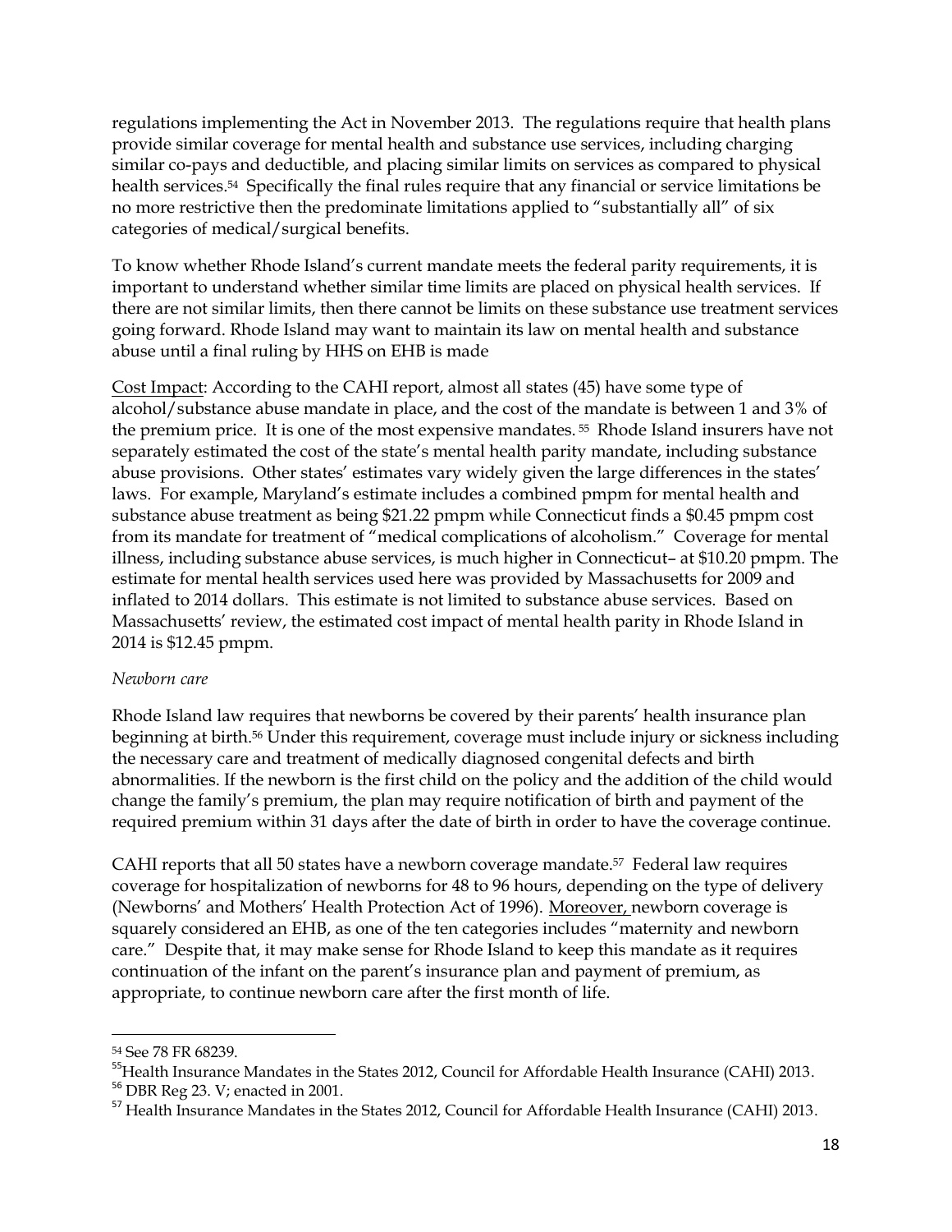regulations implementing the Act in November 2013. The regulations require that health plans provide similar coverage for mental health and substance use services, including charging similar co-pays and deductible, and placing similar limits on services as compared to physical health services.[54] Specifically the final rules require that any financial or service limitations be no more restrictive then the predominate limitations applied to "substantially all" of six categories of medical/surgical benefits.

To know whether Rhode Island's current mandate meets the federal parity requirements, it is important to understand whether similar time limits are placed on physical health services. If there are not similar limits, then there cannot be limits on these substance use treatment services going forward. Rhode Island may want to maintain its law on mental health and substance abuse until a final ruling by HHS on EHB is made

Cost Impact: According to the CAHI report, almost all states (45) have some type of alcohol/substance abuse mandate in place, and the cost of the mandate is between 1 and 3% of the premium price. It is one of the most expensive mandates.[55] Rhode Island insurers have not separately estimated the cost of the state's mental health parity mandate, including substance abuse provisions. Other states' estimates vary widely given the large differences in the states' laws. For example, Maryland's estimate includes a combined pmpm for mental health and substance abuse treatment as being $21.22 pmpm while Connecticut finds a $0.45 pmpm cost from its mandate for treatment of "medical complications of alcoholism." Coverage for mental illness, including substance abuse services, is much higher in Connecticut– at $10.20 pmpm. The estimate for mental health services used here was provided by Massachusetts for 2009 and inflated to 2014 dollars. This estimate is not limited to substance abuse services. Based on Massachusetts' review, the estimated cost impact of mental health parity in Rhode Island in 2014 is $12.45 pmpm.

*Newborn care*

Rhode Island law requires that newborns be covered by their parents' health insurance plan beginning at birth.[56] Under this requirement, coverage must include injury or sickness including the necessary care and treatment of medically diagnosed congenital defects and birth abnormalities. If the newborn is the first child on the policy and the addition of the child would change the family's premium, the plan may require notification of birth and payment of the required premium within 31 days after the date of birth in order to have the coverage continue.

CAHI reports that all 50 states have a newborn coverage mandate.[57] Federal law requires coverage for hospitalization of newborns for 48 to 96 hours, depending on the type of delivery (Newborns' and Mothers' Health Protection Act of 1996). Moreover, newborn coverage is squarely considered an EHB, as one of the ten categories includes "maternity and newborn care." Despite that, it may make sense for Rhode Island to keep this mandate as it requires continuation of the infant on the parent's insurance plan and payment of premium, as appropriate, to continue newborn care after the first month of life.

---

[54] See 78 FR 68239.

[55] Health Insurance Mandates in the States 2012, Council for Affordable Health Insurance (CAHI) 2013.

[56] DBR Reg 23. V; enacted in 2001.

[57] Health Insurance Mandates in the States 2012, Council for Affordable Health Insurance (CAHI) 2013.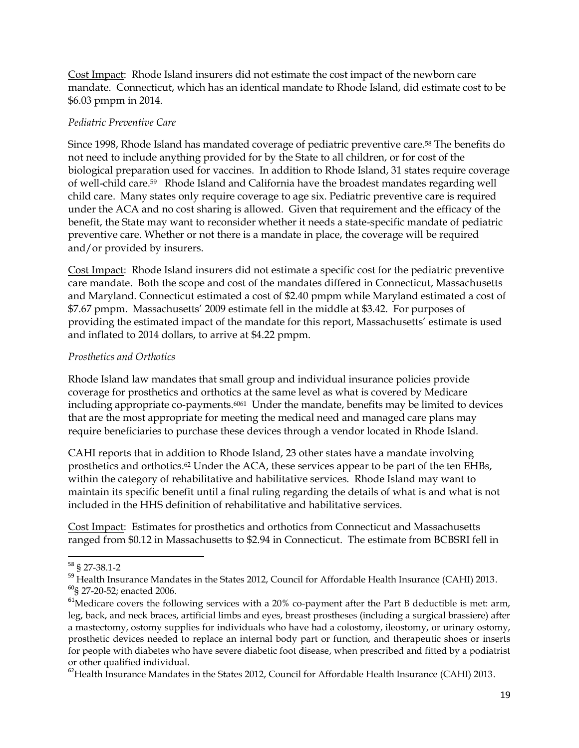Cost Impact: Rhode Island insurers did not estimate the cost impact of the newborn care mandate. Connecticut, which has an identical mandate to Rhode Island, did estimate cost to be $6.03 pmpm in 2014.

*Pediatric Preventive Care*

Since 1998, Rhode Island has mandated coverage of pediatric preventive care.[58] The benefits do not need to include anything provided for by the State to all children, or for cost of the biological preparation used for vaccines. In addition to Rhode Island, 31 states require coverage of well-child care.[59] Rhode Island and California have the broadest mandates regarding well child care. Many states only require coverage to age six. Pediatric preventive care is required under the ACA and no cost sharing is allowed. Given that requirement and the efficacy of the benefit, the State may want to reconsider whether it needs a state-specific mandate of pediatric preventive care. Whether or not there is a mandate in place, the coverage will be required and/or provided by insurers.

Cost Impact: Rhode Island insurers did not estimate a specific cost for the pediatric preventive care mandate. Both the scope and cost of the mandates differed in Connecticut, Massachusetts and Maryland. Connecticut estimated a cost of $2.40 pmpm while Maryland estimated a cost of $7.67 pmpm. Massachusetts' 2009 estimate fell in the middle at $3.42. For purposes of providing the estimated impact of the mandate for this report, Massachusetts' estimate is used and inflated to 2014 dollars, to arrive at $4.22 pmpm.

*Prosthetics and Orthotics*

Rhode Island law mandates that small group and individual insurance policies provide coverage for prosthetics and orthotics at the same level as what is covered by Medicare including appropriate co-payments.[60][61] Under the mandate, benefits may be limited to devices that are the most appropriate for meeting the medical need and managed care plans may require beneficiaries to purchase these devices through a vendor located in Rhode Island.

CAHI reports that in addition to Rhode Island, 23 other states have a mandate involving prosthetics and orthotics.[62] Under the ACA, these services appear to be part of the ten EHBs, within the category of rehabilitative and habilitative services. Rhode Island may want to maintain its specific benefit until a final ruling regarding the details of what is and what is not included in the HHS definition of rehabilitative and habilitative services.

Cost Impact: Estimates for prosthetics and orthotics from Connecticut and Massachusetts ranged from $0.12 in Massachusetts to $2.94 in Connecticut. The estimate from BCBSRI fell in

---

[58] § 27-38.1-2

[59] Health Insurance Mandates in the States 2012, Council for Affordable Health Insurance (CAHI) 2013.

[60] § 27-20-52; enacted 2006.

[61] Medicare covers the following services with a 20% co-payment after the Part B deductible is met: arm, leg, back, and neck braces, artificial limbs and eyes, breast prostheses (including a surgical brassiere) after a mastectomy, ostomy supplies for individuals who have had a colostomy, ileostomy, or urinary ostomy, prosthetic devices needed to replace an internal body part or function, and therapeutic shoes or inserts for people with diabetes who have severe diabetic foot disease, when prescribed and fitted by a podiatrist or other qualified individual.

[62] Health Insurance Mandates in the States 2012, Council for Affordable Health Insurance (CAHI) 2013.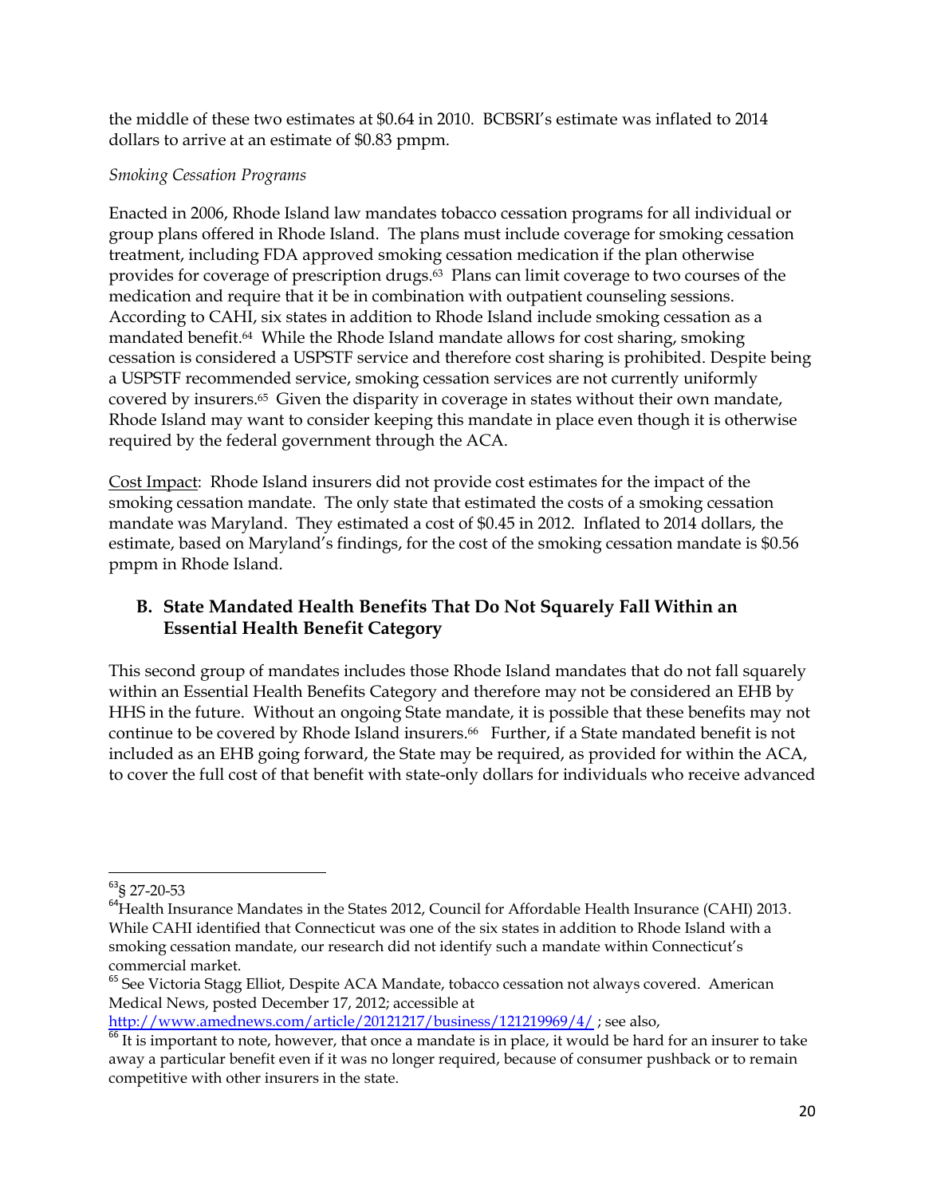the middle of these two estimates at $0.64 in 2010. BCBSRI's estimate was inflated to 2014 dollars to arrive at an estimate of $0.83 pmpm.

*Smoking Cessation Programs*

Enacted in 2006, Rhode Island law mandates tobacco cessation programs for all individual or group plans offered in Rhode Island. The plans must include coverage for smoking cessation treatment, including FDA approved smoking cessation medication if the plan otherwise provides for coverage of prescription drugs.[63] Plans can limit coverage to two courses of the medication and require that it be in combination with outpatient counseling sessions. According to CAHI, six states in addition to Rhode Island include smoking cessation as a mandated benefit.[64] While the Rhode Island mandate allows for cost sharing, smoking cessation is considered a USPSTF service and therefore cost sharing is prohibited. Despite being a USPSTF recommended service, smoking cessation services are not currently uniformly covered by insurers.[65] Given the disparity in coverage in states without their own mandate, Rhode Island may want to consider keeping this mandate in place even though it is otherwise required by the federal government through the ACA.

Cost Impact: Rhode Island insurers did not provide cost estimates for the impact of the smoking cessation mandate. The only state that estimated the costs of a smoking cessation mandate was Maryland. They estimated a cost of $0.45 in 2012. Inflated to 2014 dollars, the estimate, based on Maryland's findings, for the cost of the smoking cessation mandate is $0.56 pmpm in Rhode Island.

### B. State Mandated Health Benefits That Do Not Squarely Fall Within an Essential Health Benefit Category

This second group of mandates includes those Rhode Island mandates that do not fall squarely within an Essential Health Benefits Category and therefore may not be considered an EHB by HHS in the future. Without an ongoing State mandate, it is possible that these benefits may not continue to be covered by Rhode Island insurers.[66] Further, if a State mandated benefit is not included as an EHB going forward, the State may be required, as provided for within the ACA, to cover the full cost of that benefit with state-only dollars for individuals who receive advanced

---

[63] § 27-20-53

[64] Health Insurance Mandates in the States 2012, Council for Affordable Health Insurance (CAHI) 2013. While CAHI identified that Connecticut was one of the six states in addition to Rhode Island with a smoking cessation mandate, our research did not identify such a mandate within Connecticut's commercial market.

[65] See Victoria Stagg Elliot, Despite ACA Mandate, tobacco cessation not always covered. American Medical News, posted December 17, 2012; accessible at http://www.amednews.com/article/20121217/business/121219969/4/ ; see also,

[66] It is important to note, however, that once a mandate is in place, it would be hard for an insurer to take away a particular benefit even if it was no longer required, because of consumer pushback or to remain competitive with other insurers in the state.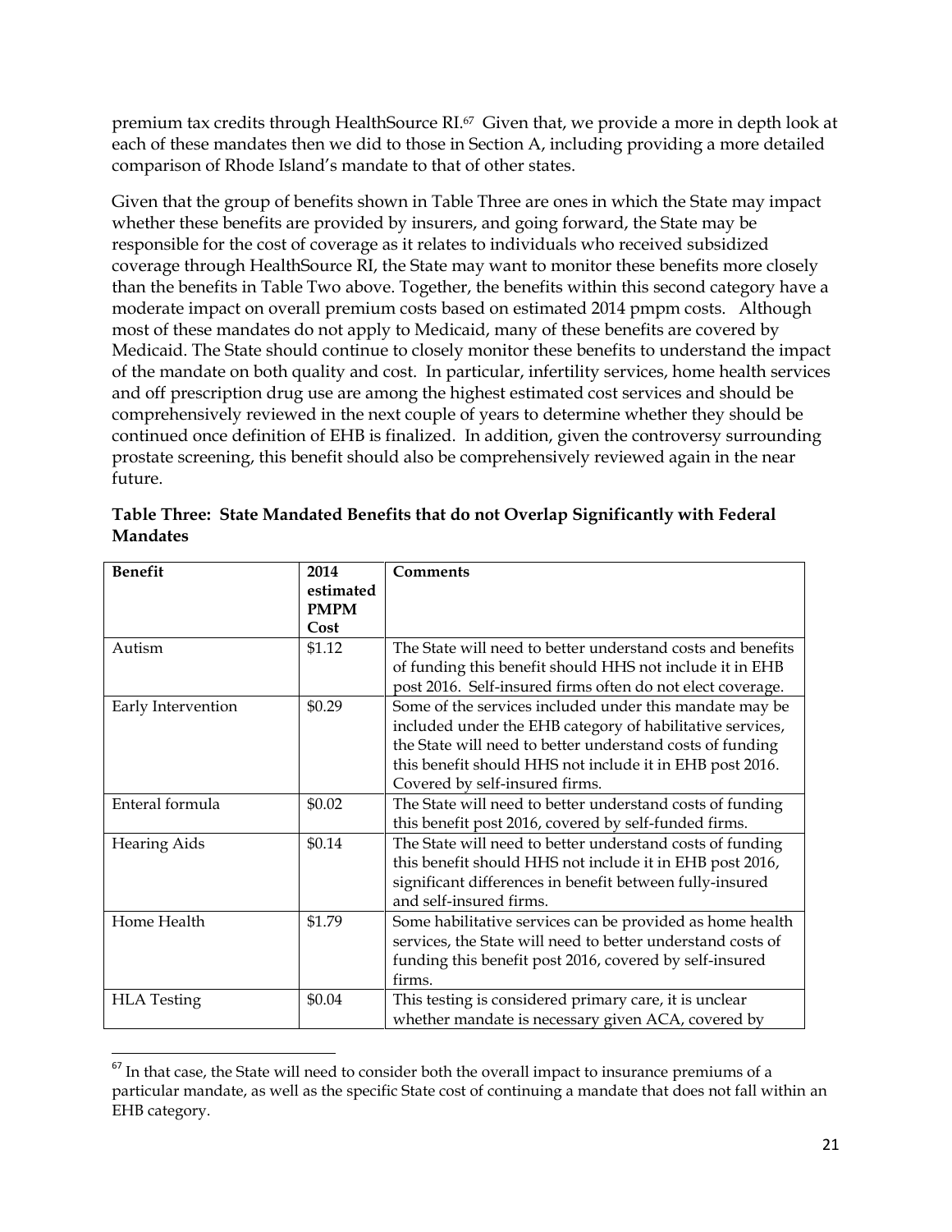premium tax credits through HealthSource RI.[67] Given that, we provide a more in depth look at each of these mandates then we did to those in Section A, including providing a more detailed comparison of Rhode Island's mandate to that of other states.

Given that the group of benefits shown in Table Three are ones in which the State may impact whether these benefits are provided by insurers, and going forward, the State may be responsible for the cost of coverage as it relates to individuals who received subsidized coverage through HealthSource RI, the State may want to monitor these benefits more closely than the benefits in Table Two above. Together, the benefits within this second category have a moderate impact on overall premium costs based on estimated 2014 pmpm costs. Although most of these mandates do not apply to Medicaid, many of these benefits are covered by Medicaid. The State should continue to closely monitor these benefits to understand the impact of the mandate on both quality and cost. In particular, infertility services, home health services and off prescription drug use are among the highest estimated cost services and should be comprehensively reviewed in the next couple of years to determine whether they should be continued once definition of EHB is finalized. In addition, given the controversy surrounding prostate screening, this benefit should also be comprehensively reviewed again in the near future.

**Table Three: State Mandated Benefits that do not Overlap Significantly with Federal Mandates**

| Benefit | 2014 estimated PMPM Cost | Comments |
|---|---|---|
| Autism | $1.12 | The State will need to better understand costs and benefits of funding this benefit should HHS not include it in EHB post 2016. Self-insured firms often do not elect coverage. |
| Early Intervention | $0.29 | Some of the services included under this mandate may be included under the EHB category of habilitative services, the State will need to better understand costs of funding this benefit should HHS not include it in EHB post 2016. Covered by self-insured firms. |
| Enteral formula | $0.02 | The State will need to better understand costs of funding this benefit post 2016, covered by self-funded firms. |
| Hearing Aids | $0.14 | The State will need to better understand costs of funding this benefit should HHS not include it in EHB post 2016, significant differences in benefit between fully-insured and self-insured firms. |
| Home Health | $1.79 | Some habilitative services can be provided as home health services, the State will need to better understand costs of funding this benefit post 2016, covered by self-insured firms. |
| HLA Testing | $0.04 | This testing is considered primary care, it is unclear whether mandate is necessary given ACA, covered by |

[67] In that case, the State will need to consider both the overall impact to insurance premiums of a particular mandate, as well as the specific State cost of continuing a mandate that does not fall within an EHB category.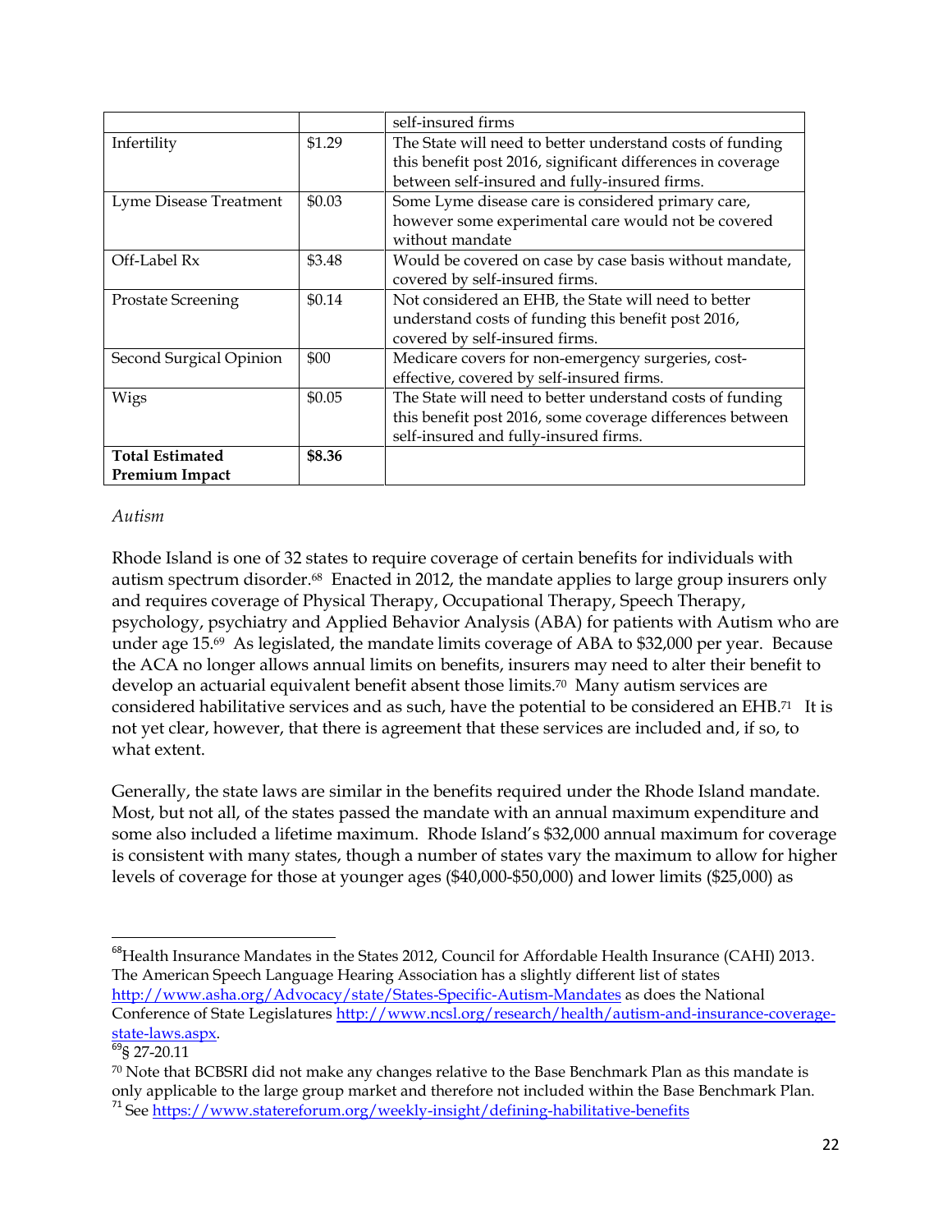| | | self-insured firms |
|---|---|---|
| Infertility | $1.29 | The State will need to better understand costs of funding this benefit post 2016, significant differences in coverage between self-insured and fully-insured firms. |
| Lyme Disease Treatment | $0.03 | Some Lyme disease care is considered primary care, however some experimental care would not be covered without mandate |
| Off-Label Rx | $3.48 | Would be covered on case by case basis without mandate, covered by self-insured firms. |
| Prostate Screening | $0.14 | Not considered an EHB, the State will need to better understand costs of funding this benefit post 2016, covered by self-insured firms. |
| Second Surgical Opinion | $00 | Medicare covers for non-emergency surgeries, cost-effective, covered by self-insured firms. |
| Wigs | $0.05 | The State will need to better understand costs of funding this benefit post 2016, some coverage differences between self-insured and fully-insured firms. |
| **Total Estimated Premium Impact** | **$8.36** | |

*Autism*

Rhode Island is one of 32 states to require coverage of certain benefits for individuals with autism spectrum disorder.[68] Enacted in 2012, the mandate applies to large group insurers only and requires coverage of Physical Therapy, Occupational Therapy, Speech Therapy, psychology, psychiatry and Applied Behavior Analysis (ABA) for patients with Autism who are under age 15.[69] As legislated, the mandate limits coverage of ABA to $32,000 per year. Because the ACA no longer allows annual limits on benefits, insurers may need to alter their benefit to develop an actuarial equivalent benefit absent those limits.[70] Many autism services are considered habilitative services and as such, have the potential to be considered an EHB.[71] It is not yet clear, however, that there is agreement that these services are included and, if so, to what extent.

Generally, the state laws are similar in the benefits required under the Rhode Island mandate. Most, but not all, of the states passed the mandate with an annual maximum expenditure and some also included a lifetime maximum. Rhode Island's $32,000 annual maximum for coverage is consistent with many states, though a number of states vary the maximum to allow for higher levels of coverage for those at younger ages ($40,000-$50,000) and lower limits ($25,000) as

---

[68] Health Insurance Mandates in the States 2012, Council for Affordable Health Insurance (CAHI) 2013. The American Speech Language Hearing Association has a slightly different list of states http://www.asha.org/Advocacy/state/States-Specific-Autism-Mandates as does the National Conference of State Legislatures http://www.ncsl.org/research/health/autism-and-insurance-coverage-state-laws.aspx.

[69] § 27-20.11

[70] Note that BCBSRI did not make any changes relative to the Base Benchmark Plan as this mandate is only applicable to the large group market and therefore not included within the Base Benchmark Plan.

[71] See https://www.statereforum.org/weekly-insight/defining-habilitative-benefits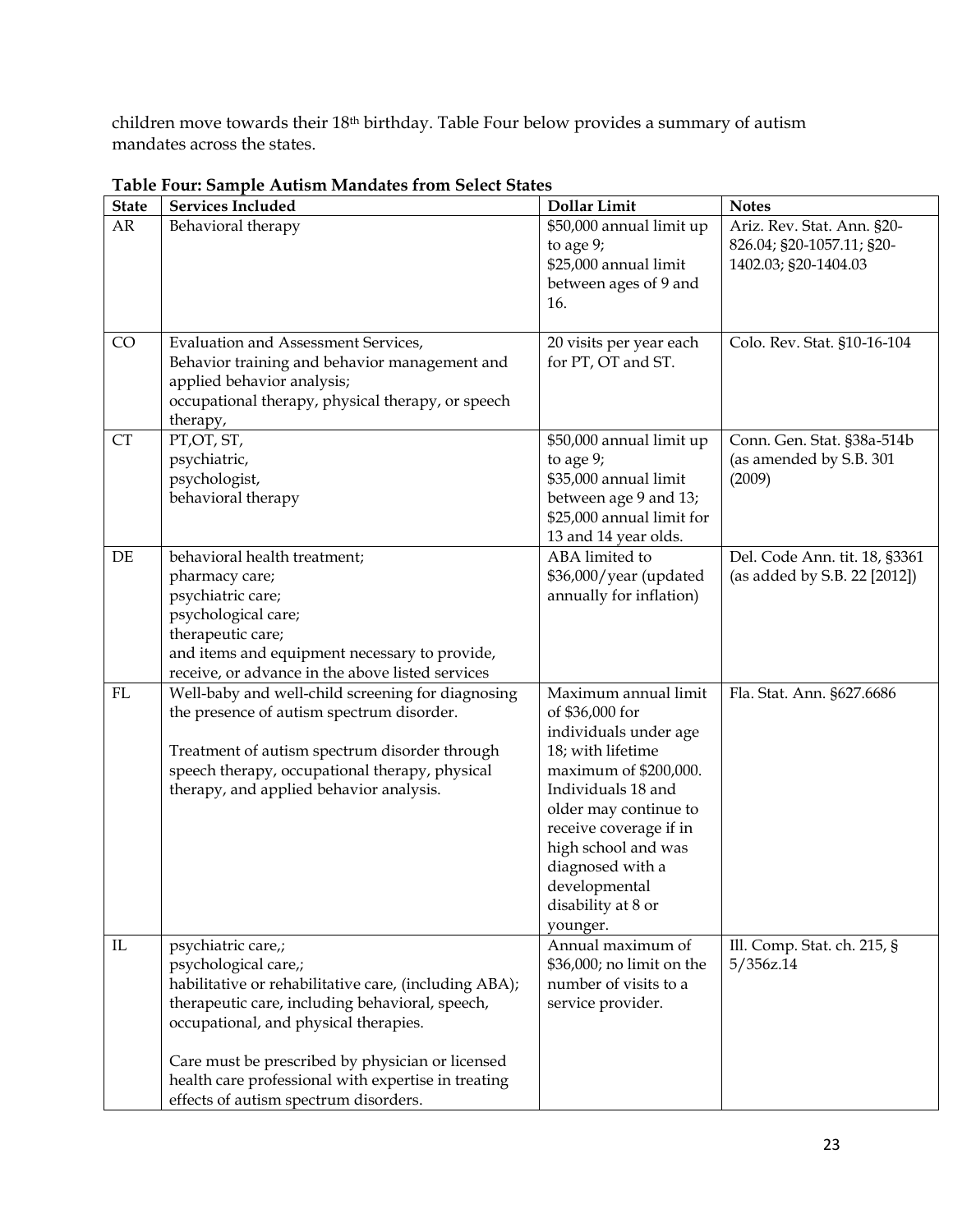children move towards their 18th birthday. Table Four below provides a summary of autism mandates across the states.

**Table Four: Sample Autism Mandates from Select States**

| State | Services Included | Dollar Limit | Notes |
|---|---|---|---|
| AR | Behavioral therapy | \$50,000 annual limit up to age 9; \$25,000 annual limit between ages of 9 and 16. | Ariz. Rev. Stat. Ann. §20-826.04; §20-1057.11; §20-1402.03; §20-1404.03 |
| CO | Evaluation and Assessment Services, Behavior training and behavior management and applied behavior analysis; occupational therapy, physical therapy, or speech therapy, | 20 visits per year each for PT, OT and ST. | Colo. Rev. Stat. §10-16-104 |
| CT | PT,OT, ST, psychiatric, psychologist, behavioral therapy | \$50,000 annual limit up to age 9; \$35,000 annual limit between age 9 and 13; \$25,000 annual limit for 13 and 14 year olds. | Conn. Gen. Stat. §38a-514b (as amended by S.B. 301 (2009) |
| DE | behavioral health treatment; pharmacy care; psychiatric care; psychological care; therapeutic care; and items and equipment necessary to provide, receive, or advance in the above listed services | ABA limited to \$36,000/year (updated annually for inflation) | Del. Code Ann. tit. 18, §3361 (as added by S.B. 22 [2012]) |
| FL | Well-baby and well-child screening for diagnosing the presence of autism spectrum disorder.<br><br>Treatment of autism spectrum disorder through speech therapy, occupational therapy, physical therapy, and applied behavior analysis. | Maximum annual limit of \$36,000 for individuals under age 18; with lifetime maximum of \$200,000. Individuals 18 and older may continue to receive coverage if in high school and was diagnosed with a developmental disability at 8 or younger. | Fla. Stat. Ann. §627.6686 |
| IL | psychiatric care,; psychological care,; habilitative or rehabilitative care, (including ABA); therapeutic care, including behavioral, speech, occupational, and physical therapies.<br><br>Care must be prescribed by physician or licensed health care professional with expertise in treating effects of autism spectrum disorders. | Annual maximum of \$36,000; no limit on the number of visits to a service provider. | Ill. Comp. Stat. ch. 215, § 5/356z.14 |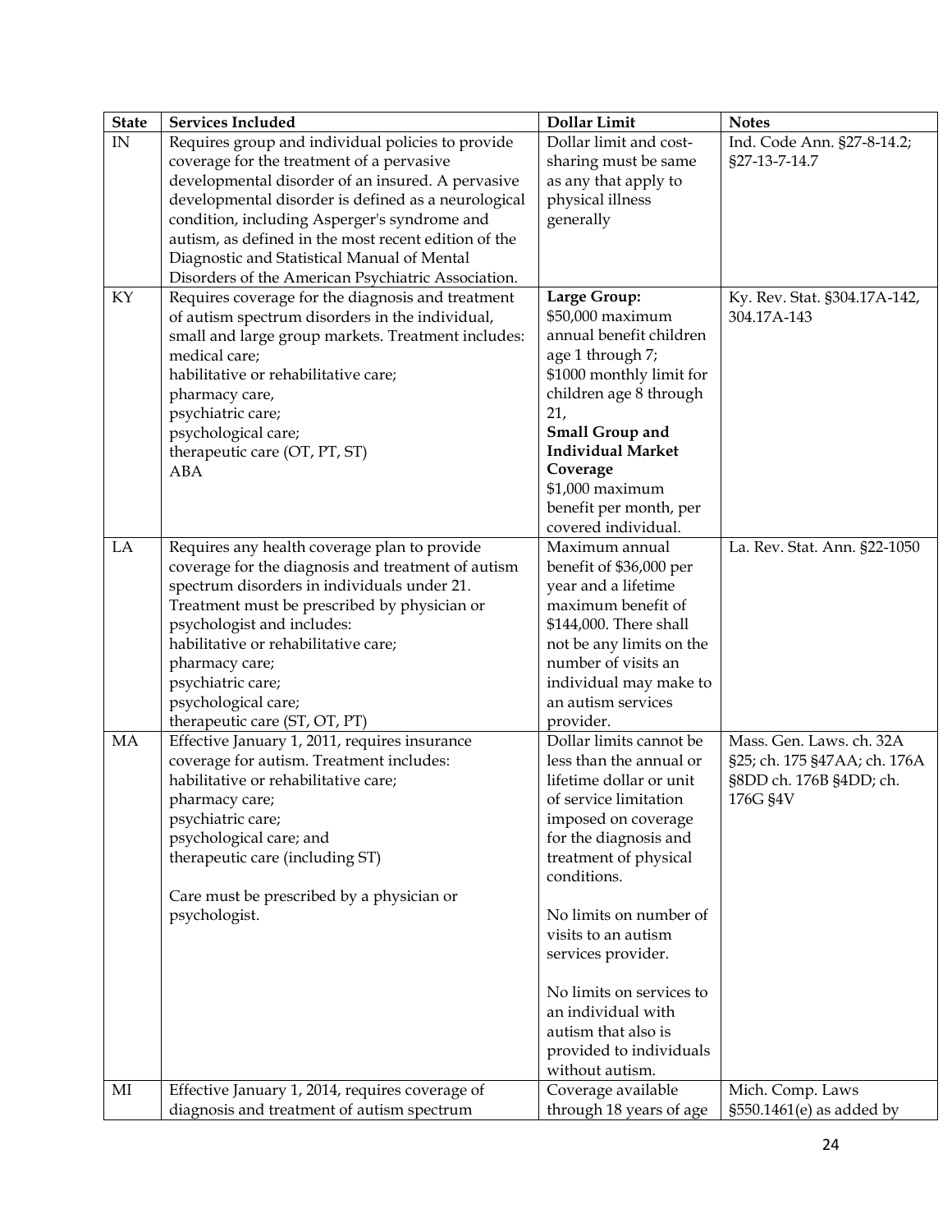| State | Services Included | Dollar Limit | Notes |
|---|---|---|---|
| IN | Requires group and individual policies to provide coverage for the treatment of a pervasive developmental disorder of an insured. A pervasive developmental disorder is defined as a neurological condition, including Asperger's syndrome and autism, as defined in the most recent edition of the Diagnostic and Statistical Manual of Mental Disorders of the American Psychiatric Association. | Dollar limit and cost-sharing must be same as any that apply to physical illness generally | Ind. Code Ann. §27-8-14.2; §27-13-7-14.7 |
| KY | Requires coverage for the diagnosis and treatment of autism spectrum disorders in the individual, small and large group markets. Treatment includes:<br>medical care;<br>habilitative or rehabilitative care;<br>pharmacy care,<br>psychiatric care;<br>psychological care;<br>therapeutic care (OT, PT, ST)<br>ABA | **Large Group:**<br>$50,000 maximum annual benefit children age 1 through 7;<br>$1000 monthly limit for children age 8 through 21,<br>**Small Group and Individual Market Coverage**<br>$1,000 maximum benefit per month, per covered individual. | Ky. Rev. Stat. §304.17A-142, 304.17A-143 |
| LA | Requires any health coverage plan to provide coverage for the diagnosis and treatment of autism spectrum disorders in individuals under 21. Treatment must be prescribed by physician or psychologist and includes:<br>habilitative or rehabilitative care;<br>pharmacy care;<br>psychiatric care;<br>psychological care;<br>therapeutic care (ST, OT, PT) | Maximum annual benefit of $36,000 per year and a lifetime maximum benefit of $144,000. There shall not be any limits on the number of visits an individual may make to an autism services provider. | La. Rev. Stat. Ann. §22-1050 |
| MA | Effective January 1, 2011, requires insurance coverage for autism. Treatment includes:<br>habilitative or rehabilitative care;<br>pharmacy care;<br>psychiatric care;<br>psychological care; and<br>therapeutic care (including ST)<br><br>Care must be prescribed by a physician or psychologist. | Dollar limits cannot be less than the annual or lifetime dollar or unit of service limitation imposed on coverage for the diagnosis and treatment of physical conditions.<br><br>No limits on number of visits to an autism services provider.<br><br>No limits on services to an individual with autism that also is provided to individuals without autism. | Mass. Gen. Laws. ch. 32A §25; ch. 175 §47AA; ch. 176A §8DD ch. 176B §4DD; ch. 176G §4V |
| MI | Effective January 1, 2014, requires coverage of diagnosis and treatment of autism spectrum | Coverage available through 18 years of age | Mich. Comp. Laws §550.1461(e) as added by |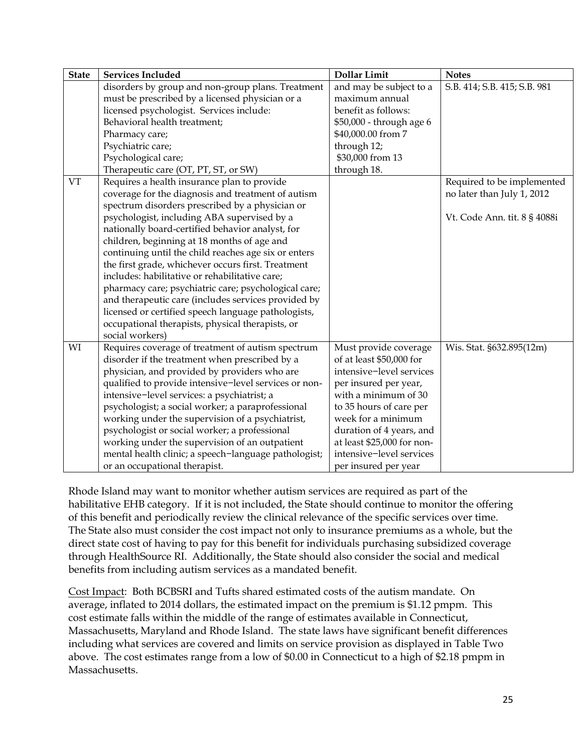| State | Services Included | Dollar Limit | Notes |
|---|---|---|---|
| | disorders by group and non-group plans. Treatment must be prescribed by a licensed physician or a licensed psychologist. Services include: Behavioral health treatment; Pharmacy care; Psychiatric care; Psychological care; Therapeutic care (OT, PT, ST, or SW) | and may be subject to a maximum annual benefit as follows: $50,000 - through age 6 $40,000.00 from 7 through 12; $30,000 from 13 through 18. | S.B. 414; S.B. 415; S.B. 981 |
| VT | Requires a health insurance plan to provide coverage for the diagnosis and treatment of autism spectrum disorders prescribed by a physician or psychologist, including ABA supervised by a nationally board-certified behavior analyst, for children, beginning at 18 months of age and continuing until the child reaches age six or enters the first grade, whichever occurs first. Treatment includes: habilitative or rehabilitative care; pharmacy care; psychiatric care; psychological care; and therapeutic care (includes services provided by licensed or certified speech language pathologists, occupational therapists, physical therapists, or social workers) | | Required to be implemented no later than July 1, 2012<br><br>Vt. Code Ann. tit. 8 § 4088i |
| WI | Requires coverage of treatment of autism spectrum disorder if the treatment when prescribed by a physician, and provided by providers who are qualified to provide intensive−level services or non-intensive−level services: a psychiatrist; a psychologist; a social worker; a paraprofessional working under the supervision of a psychiatrist, psychologist or social worker; a professional working under the supervision of an outpatient mental health clinic; a speech−language pathologist; or an occupational therapist. | Must provide coverage of at least $50,000 for intensive−level services per insured per year, with a minimum of 30 to 35 hours of care per week for a minimum duration of 4 years, and at least $25,000 for non-intensive−level services per insured per year | Wis. Stat. §632.895(12m) |

Rhode Island may want to monitor whether autism services are required as part of the habilitative EHB category. If it is not included, the State should continue to monitor the offering of this benefit and periodically review the clinical relevance of the specific services over time. The State also must consider the cost impact not only to insurance premiums as a whole, but the direct state cost of having to pay for this benefit for individuals purchasing subsidized coverage through HealthSource RI. Additionally, the State should also consider the social and medical benefits from including autism services as a mandated benefit.

Cost Impact: Both BCBSRI and Tufts shared estimated costs of the autism mandate. On average, inflated to 2014 dollars, the estimated impact on the premium is $1.12 pmpm. This cost estimate falls within the middle of the range of estimates available in Connecticut, Massachusetts, Maryland and Rhode Island. The state laws have significant benefit differences including what services are covered and limits on service provision as displayed in Table Two above. The cost estimates range from a low of $0.00 in Connecticut to a high of $2.18 pmpm in Massachusetts.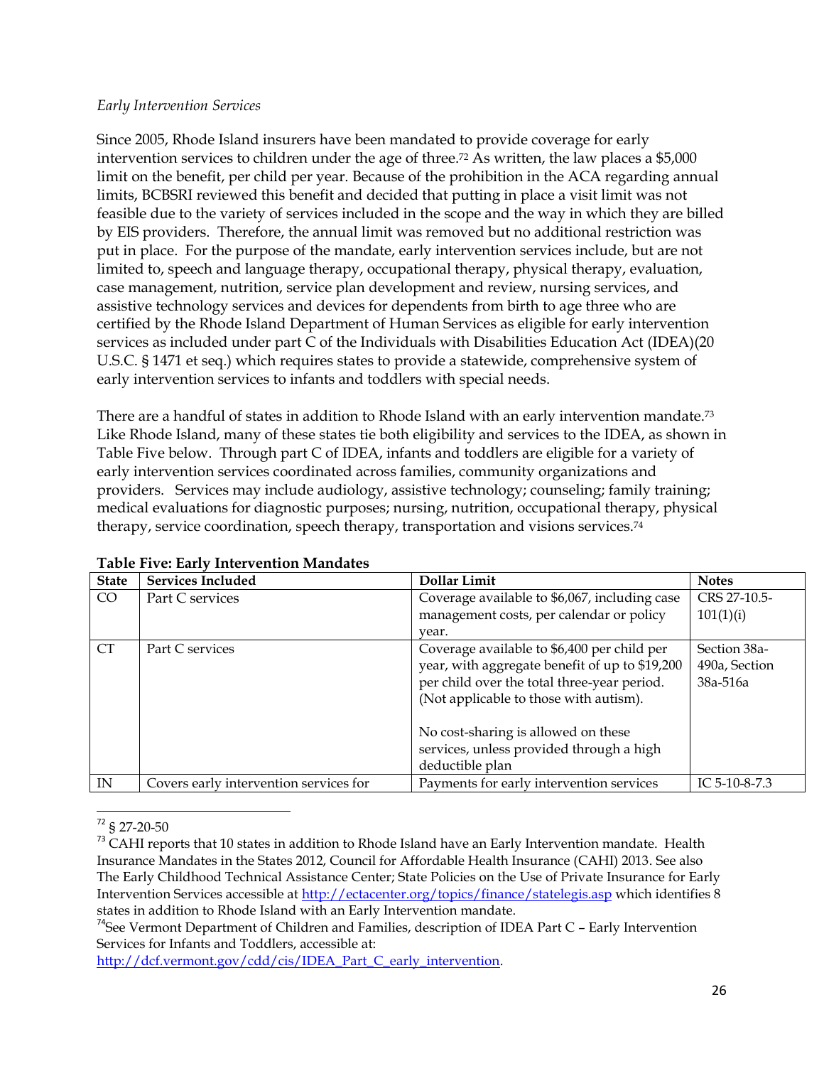*Early Intervention Services*

Since 2005, Rhode Island insurers have been mandated to provide coverage for early intervention services to children under the age of three.[72] As written, the law places a $5,000 limit on the benefit, per child per year. Because of the prohibition in the ACA regarding annual limits, BCBSRI reviewed this benefit and decided that putting in place a visit limit was not feasible due to the variety of services included in the scope and the way in which they are billed by EIS providers. Therefore, the annual limit was removed but no additional restriction was put in place. For the purpose of the mandate, early intervention services include, but are not limited to, speech and language therapy, occupational therapy, physical therapy, evaluation, case management, nutrition, service plan development and review, nursing services, and assistive technology services and devices for dependents from birth to age three who are certified by the Rhode Island Department of Human Services as eligible for early intervention services as included under part C of the Individuals with Disabilities Education Act (IDEA)(20 U.S.C. § 1471 et seq.) which requires states to provide a statewide, comprehensive system of early intervention services to infants and toddlers with special needs.

There are a handful of states in addition to Rhode Island with an early intervention mandate.[73] Like Rhode Island, many of these states tie both eligibility and services to the IDEA, as shown in Table Five below. Through part C of IDEA, infants and toddlers are eligible for a variety of early intervention services coordinated across families, community organizations and providers. Services may include audiology, assistive technology; counseling; family training; medical evaluations for diagnostic purposes; nursing, nutrition, occupational therapy, physical therapy, service coordination, speech therapy, transportation and visions services.[74]

**Table Five: Early Intervention Mandates**

| State | Services Included | Dollar Limit | Notes |
|---|---|---|---|
| CO | Part C services | Coverage available to $6,067, including case management costs, per calendar or policy year. | CRS 27-10.5-101(1)(i) |
| CT | Part C services | Coverage available to $6,400 per child per year, with aggregate benefit of up to $19,200 per child over the total three-year period. (Not applicable to those with autism).<br><br>No cost-sharing is allowed on these services, unless provided through a high deductible plan | Section 38a-490a, Section 38a-516a |
| IN | Covers early intervention services for | Payments for early intervention services | IC 5-10-8-7.3 |

[72] § 27-20-50

[73] CAHI reports that 10 states in addition to Rhode Island have an Early Intervention mandate. Health Insurance Mandates in the States 2012, Council for Affordable Health Insurance (CAHI) 2013. See also The Early Childhood Technical Assistance Center; State Policies on the Use of Private Insurance for Early Intervention Services accessible at http://ectacenter.org/topics/finance/statelegis.asp which identifies 8 states in addition to Rhode Island with an Early Intervention mandate.

[74] See Vermont Department of Children and Families, description of IDEA Part C – Early Intervention Services for Infants and Toddlers, accessible at: http://dcf.vermont.gov/cdd/cis/IDEA_Part_C_early_intervention.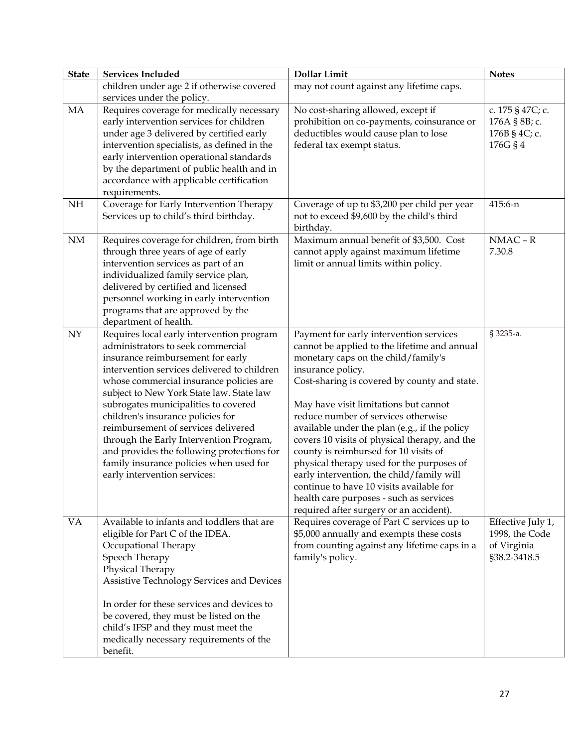| State | Services Included | Dollar Limit | Notes |
|---|---|---|---|
| | children under age 2 if otherwise covered services under the policy. | may not count against any lifetime caps. | |
| MA | Requires coverage for medically necessary early intervention services for children under age 3 delivered by certified early intervention specialists, as defined in the early intervention operational standards by the department of public health and in accordance with applicable certification requirements. | No cost-sharing allowed, except if prohibition on co-payments, coinsurance or deductibles would cause plan to lose federal tax exempt status. | c. 175 § 47C; c. 176A § 8B; c. 176B § 4C; c. 176G § 4 |
| NH | Coverage for Early Intervention Therapy Services up to child's third birthday. | Coverage of up to $3,200 per child per year not to exceed $9,600 by the child's third birthday. | 415:6-n |
| NM | Requires coverage for children, from birth through three years of age of early intervention services as part of an individualized family service plan, delivered by certified and licensed personnel working in early intervention programs that are approved by the department of health. | Maximum annual benefit of $3,500. Cost cannot apply against maximum lifetime limit or annual limits within policy. | NMAC – R 7.30.8 |
| NY | Requires local early intervention program administrators to seek commercial insurance reimbursement for early intervention services delivered to children whose commercial insurance policies are subject to New York State law. State law subrogates municipalities to covered children's insurance policies for reimbursement of services delivered through the Early Intervention Program, and provides the following protections for family insurance policies when used for early intervention services: | Payment for early intervention services cannot be applied to the lifetime and annual monetary caps on the child/family's insurance policy.<br>Cost-sharing is covered by county and state.<br><br>May have visit limitations but cannot reduce number of services otherwise available under the plan (e.g., if the policy covers 10 visits of physical therapy, and the county is reimbursed for 10 visits of physical therapy used for the purposes of early intervention, the child/family will continue to have 10 visits available for health care purposes - such as services required after surgery or an accident). | § 3235-a. |
| VA | Available to infants and toddlers that are eligible for Part C of the IDEA.<br>Occupational Therapy<br>Speech Therapy<br>Physical Therapy<br>Assistive Technology Services and Devices<br><br>In order for these services and devices to be covered, they must be listed on the child's IFSP and they must meet the medically necessary requirements of the benefit. | Requires coverage of Part C services up to $5,000 annually and exempts these costs from counting against any lifetime caps in a family's policy. | Effective July 1, 1998, the Code of Virginia §38.2-3418.5 |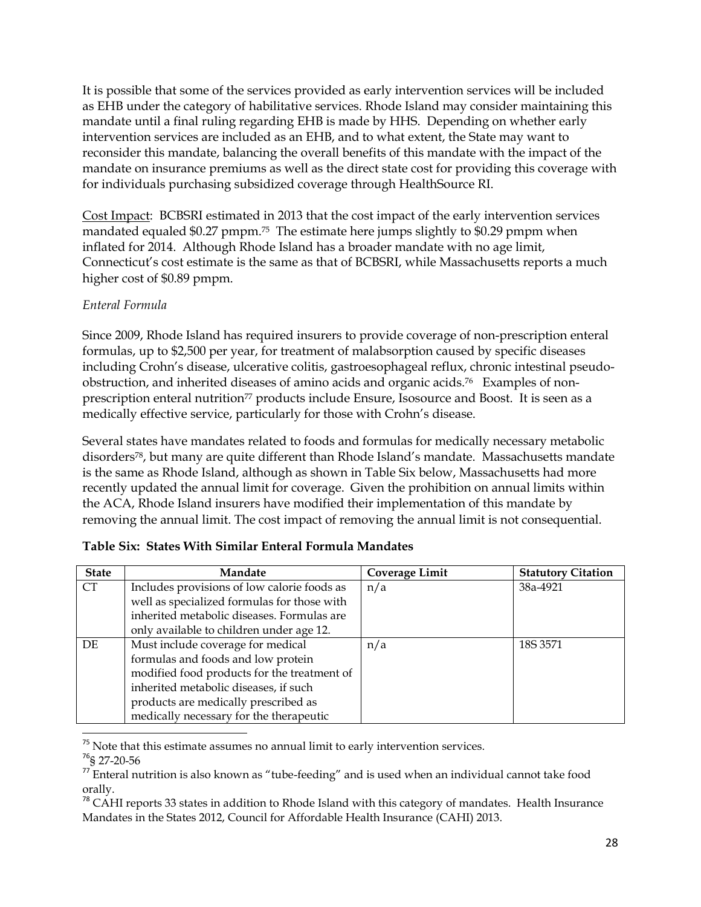It is possible that some of the services provided as early intervention services will be included as EHB under the category of habilitative services. Rhode Island may consider maintaining this mandate until a final ruling regarding EHB is made by HHS. Depending on whether early intervention services are included as an EHB, and to what extent, the State may want to reconsider this mandate, balancing the overall benefits of this mandate with the impact of the mandate on insurance premiums as well as the direct state cost for providing this coverage with for individuals purchasing subsidized coverage through HealthSource RI.

Cost Impact: BCBSRI estimated in 2013 that the cost impact of the early intervention services mandated equaled \$0.27 pmpm.[75] The estimate here jumps slightly to \$0.29 pmpm when inflated for 2014. Although Rhode Island has a broader mandate with no age limit, Connecticut's cost estimate is the same as that of BCBSRI, while Massachusetts reports a much higher cost of \$0.89 pmpm.

*Enteral Formula*

Since 2009, Rhode Island has required insurers to provide coverage of non-prescription enteral formulas, up to \$2,500 per year, for treatment of malabsorption caused by specific diseases including Crohn's disease, ulcerative colitis, gastroesophageal reflux, chronic intestinal pseudo-obstruction, and inherited diseases of amino acids and organic acids.[76] Examples of non-prescription enteral nutrition[77] products include Ensure, Isosource and Boost. It is seen as a medically effective service, particularly for those with Crohn's disease.

Several states have mandates related to foods and formulas for medically necessary metabolic disorders[78], but many are quite different than Rhode Island's mandate. Massachusetts mandate is the same as Rhode Island, although as shown in Table Six below, Massachusetts had more recently updated the annual limit for coverage. Given the prohibition on annual limits within the ACA, Rhode Island insurers have modified their implementation of this mandate by removing the annual limit. The cost impact of removing the annual limit is not consequential.

**Table Six: States With Similar Enteral Formula Mandates**

| State | Mandate | Coverage Limit | Statutory Citation |
|---|---|---|---|
| CT | Includes provisions of low calorie foods as well as specialized formulas for those with inherited metabolic diseases. Formulas are only available to children under age 12. | n/a | 38a-4921 |
| DE | Must include coverage for medical formulas and foods and low protein modified food products for the treatment of inherited metabolic diseases, if such products are medically prescribed as medically necessary for the therapeutic | n/a | 18S 3571 |

[75] Note that this estimate assumes no annual limit to early intervention services.

[76] § 27-20-56

[77] Enteral nutrition is also known as "tube-feeding" and is used when an individual cannot take food orally.

[78] CAHI reports 33 states in addition to Rhode Island with this category of mandates. Health Insurance Mandates in the States 2012, Council for Affordable Health Insurance (CAHI) 2013.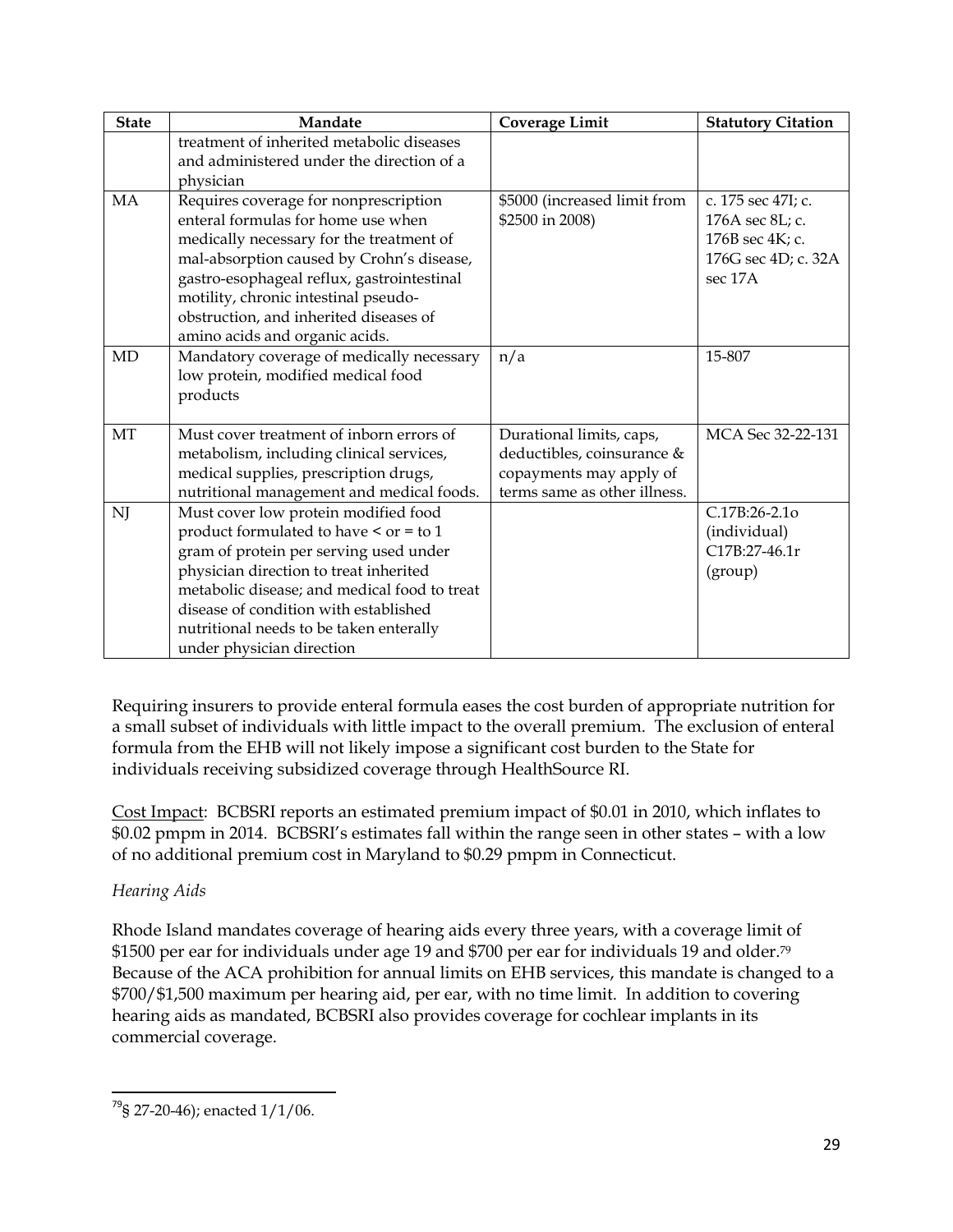| State | Mandate | Coverage Limit | Statutory Citation |
|---|---|---|---|
| | treatment of inherited metabolic diseases and administered under the direction of a physician | | |
| MA | Requires coverage for nonprescription enteral formulas for home use when medically necessary for the treatment of mal-absorption caused by Crohn's disease, gastro-esophageal reflux, gastrointestinal motility, chronic intestinal pseudo-obstruction, and inherited diseases of amino acids and organic acids. | $5000 (increased limit from $2500 in 2008) | c. 175 sec 47I; c. 176A sec 8L; c. 176B sec 4K; c. 176G sec 4D; c. 32A sec 17A |
| MD | Mandatory coverage of medically necessary low protein, modified medical food products | n/a | 15-807 |
| MT | Must cover treatment of inborn errors of metabolism, including clinical services, medical supplies, prescription drugs, nutritional management and medical foods. | Durational limits, caps, deductibles, coinsurance & copayments may apply of terms same as other illness. | MCA Sec 32-22-131 |
| NJ | Must cover low protein modified food product formulated to have < or = to 1 gram of protein per serving used under physician direction to treat inherited metabolic disease; and medical food to treat disease of condition with established nutritional needs to be taken enterally under physician direction | | C.17B:26-2.1o (individual) C17B:27-46.1r (group) |

Requiring insurers to provide enteral formula eases the cost burden of appropriate nutrition for a small subset of individuals with little impact to the overall premium. The exclusion of enteral formula from the EHB will not likely impose a significant cost burden to the State for individuals receiving subsidized coverage through HealthSource RI.

Cost Impact: BCBSRI reports an estimated premium impact of $0.01 in 2010, which inflates to $0.02 pmpm in 2014. BCBSRI's estimates fall within the range seen in other states – with a low of no additional premium cost in Maryland to $0.29 pmpm in Connecticut.

*Hearing Aids*

Rhode Island mandates coverage of hearing aids every three years, with a coverage limit of $1500 per ear for individuals under age 19 and $700 per ear for individuals 19 and older.[79] Because of the ACA prohibition for annual limits on EHB services, this mandate is changed to a $700/$1,500 maximum per hearing aid, per ear, with no time limit. In addition to covering hearing aids as mandated, BCBSRI also provides coverage for cochlear implants in its commercial coverage.

[79] § 27-20-46); enacted 1/1/06.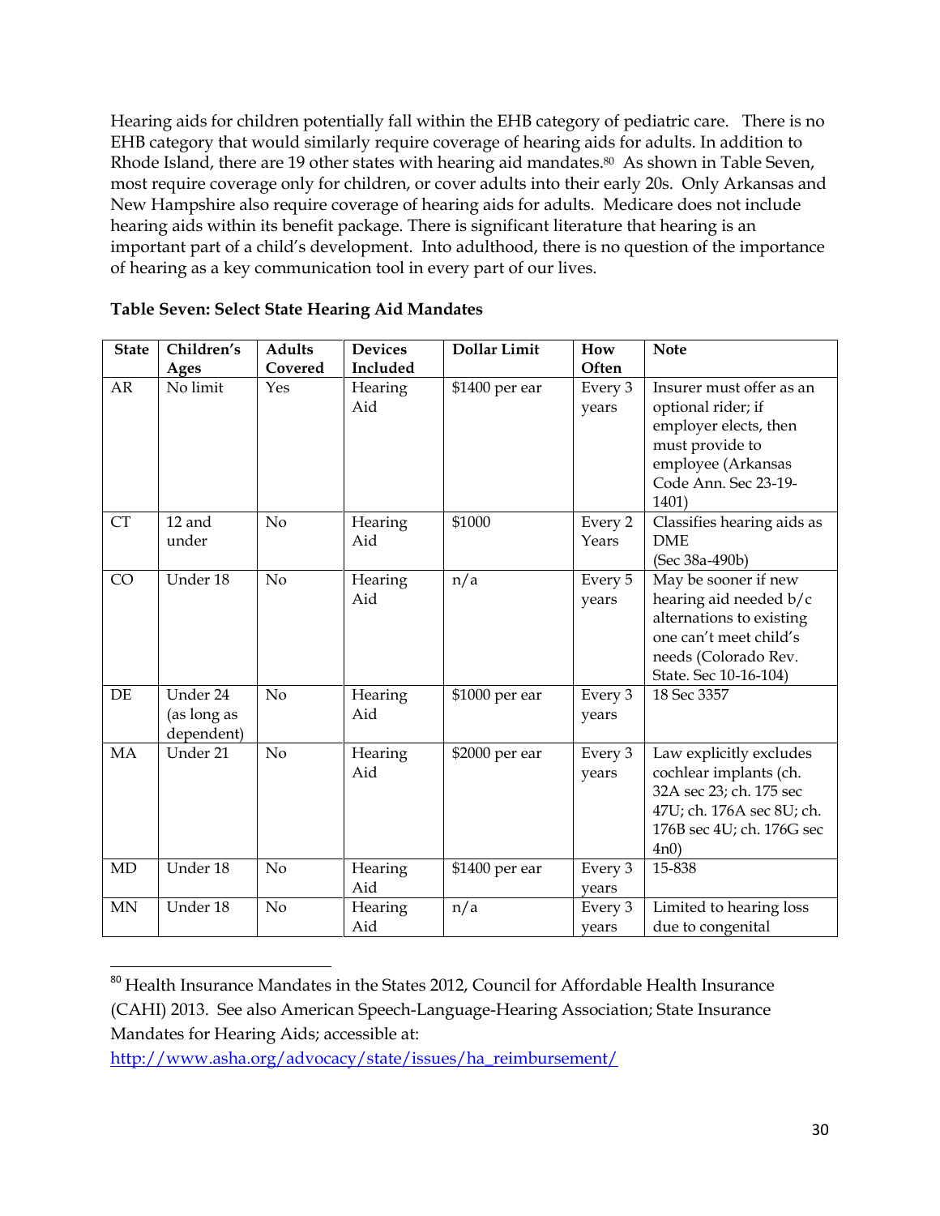Hearing aids for children potentially fall within the EHB category of pediatric care. There is no EHB category that would similarly require coverage of hearing aids for adults. In addition to Rhode Island, there are 19 other states with hearing aid mandates.[80] As shown in Table Seven, most require coverage only for children, or cover adults into their early 20s. Only Arkansas and New Hampshire also require coverage of hearing aids for adults. Medicare does not include hearing aids within its benefit package. There is significant literature that hearing is an important part of a child's development. Into adulthood, there is no question of the importance of hearing as a key communication tool in every part of our lives.

**Table Seven: Select State Hearing Aid Mandates**

| State | Children's Ages | Adults Covered | Devices Included | Dollar Limit | How Often | Note |
|---|---|---|---|---|---|---|
| AR | No limit | Yes | Hearing Aid | $1400 per ear | Every 3 years | Insurer must offer as an optional rider; if employer elects, then must provide to employee (Arkansas Code Ann. Sec 23-19-1401) |
| CT | 12 and under | No | Hearing Aid | $1000 | Every 2 Years | Classifies hearing aids as DME (Sec 38a-490b) |
| CO | Under 18 | No | Hearing Aid | n/a | Every 5 years | May be sooner if new hearing aid needed b/c alternations to existing one can't meet child's needs (Colorado Rev. State. Sec 10-16-104) |
| DE | Under 24 (as long as dependent) | No | Hearing Aid | $1000 per ear | Every 3 years | 18 Sec 3357 |
| MA | Under 21 | No | Hearing Aid | $2000 per ear | Every 3 years | Law explicitly excludes cochlear implants (ch. 32A sec 23; ch. 175 sec 47U; ch. 176A sec 8U; ch. 176B sec 4U; ch. 176G sec 4n0) |
| MD | Under 18 | No | Hearing Aid | $1400 per ear | Every 3 years | 15-838 |
| MN | Under 18 | No | Hearing Aid | n/a | Every 3 years | Limited to hearing loss due to congenital |

[80] Health Insurance Mandates in the States 2012, Council for Affordable Health Insurance (CAHI) 2013. See also American Speech-Language-Hearing Association; State Insurance Mandates for Hearing Aids; accessible at: http://www.asha.org/advocacy/state/issues/ha_reimbursement/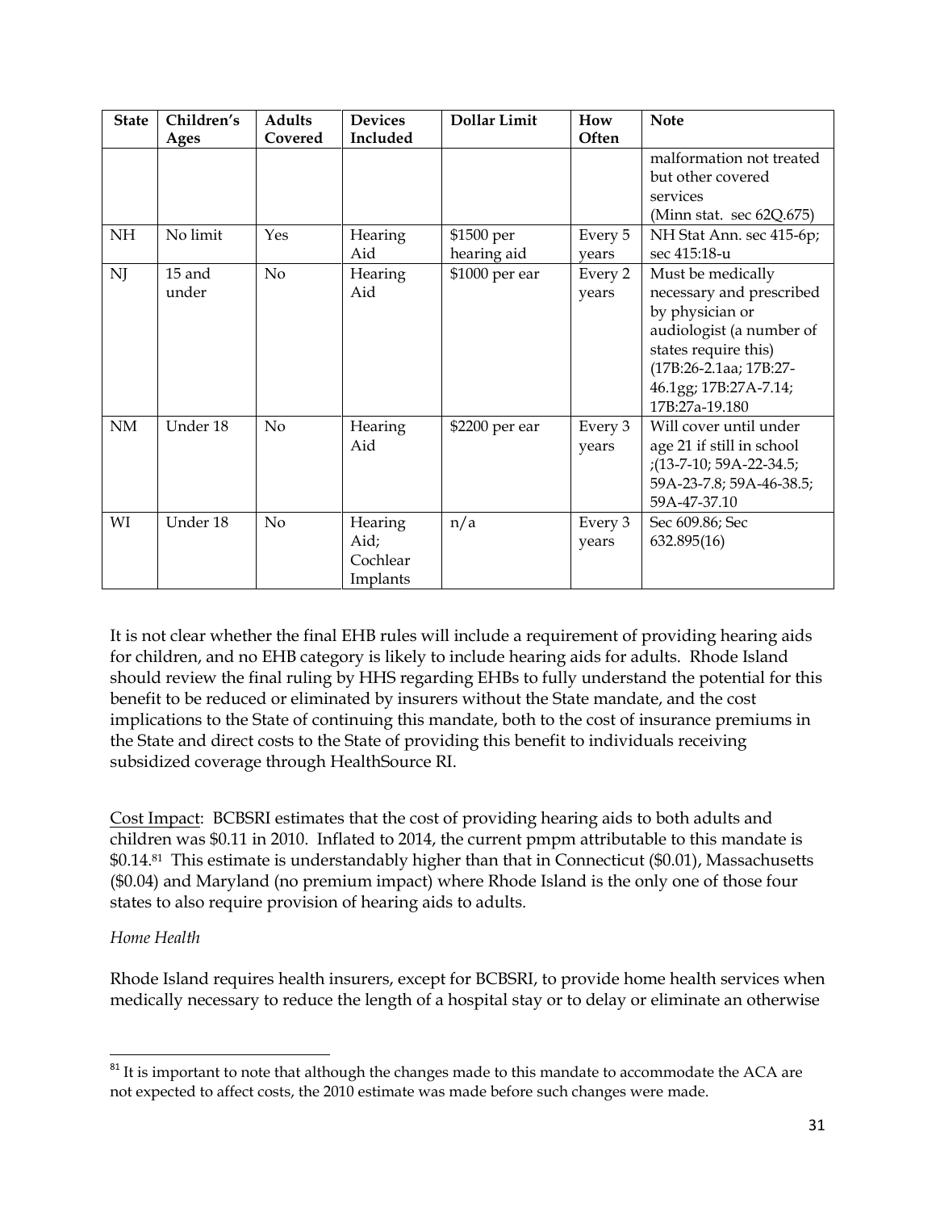| State | Children's Ages | Adults Covered | Devices Included | Dollar Limit | How Often | Note |
| --- | --- | --- | --- | --- | --- | --- |
| | | | | | | malformation not treated but other covered services (Minn stat. sec 62Q.675) |
| NH | No limit | Yes | Hearing Aid | $1500 per hearing aid | Every 5 years | NH Stat Ann. sec 415-6p; sec 415:18-u |
| NJ | 15 and under | No | Hearing Aid | $1000 per ear | Every 2 years | Must be medically necessary and prescribed by physician or audiologist (a number of states require this) (17B:26-2.1aa; 17B:27-46.1gg; 17B:27A-7.14; 17B:27a-19.180 |
| NM | Under 18 | No | Hearing Aid | $2200 per ear | Every 3 years | Will cover until under age 21 if still in school ;(13-7-10; 59A-22-34.5; 59A-23-7.8; 59A-46-38.5; 59A-47-37.10 |
| WI | Under 18 | No | Hearing Aid; Cochlear Implants | n/a | Every 3 years | Sec 609.86; Sec 632.895(16) |

It is not clear whether the final EHB rules will include a requirement of providing hearing aids for children, and no EHB category is likely to include hearing aids for adults. Rhode Island should review the final ruling by HHS regarding EHBs to fully understand the potential for this benefit to be reduced or eliminated by insurers without the State mandate, and the cost implications to the State of continuing this mandate, both to the cost of insurance premiums in the State and direct costs to the State of providing this benefit to individuals receiving subsidized coverage through HealthSource RI.

Cost Impact: BCBSRI estimates that the cost of providing hearing aids to both adults and children was $0.11 in 2010. Inflated to 2014, the current pmpm attributable to this mandate is $0.14.[81] This estimate is understandably higher than that in Connecticut ($0.01), Massachusetts ($0.04) and Maryland (no premium impact) where Rhode Island is the only one of those four states to also require provision of hearing aids to adults.

*Home Health*

Rhode Island requires health insurers, except for BCBSRI, to provide home health services when medically necessary to reduce the length of a hospital stay or to delay or eliminate an otherwise

[81] It is important to note that although the changes made to this mandate to accommodate the ACA are not expected to affect costs, the 2010 estimate was made before such changes were made.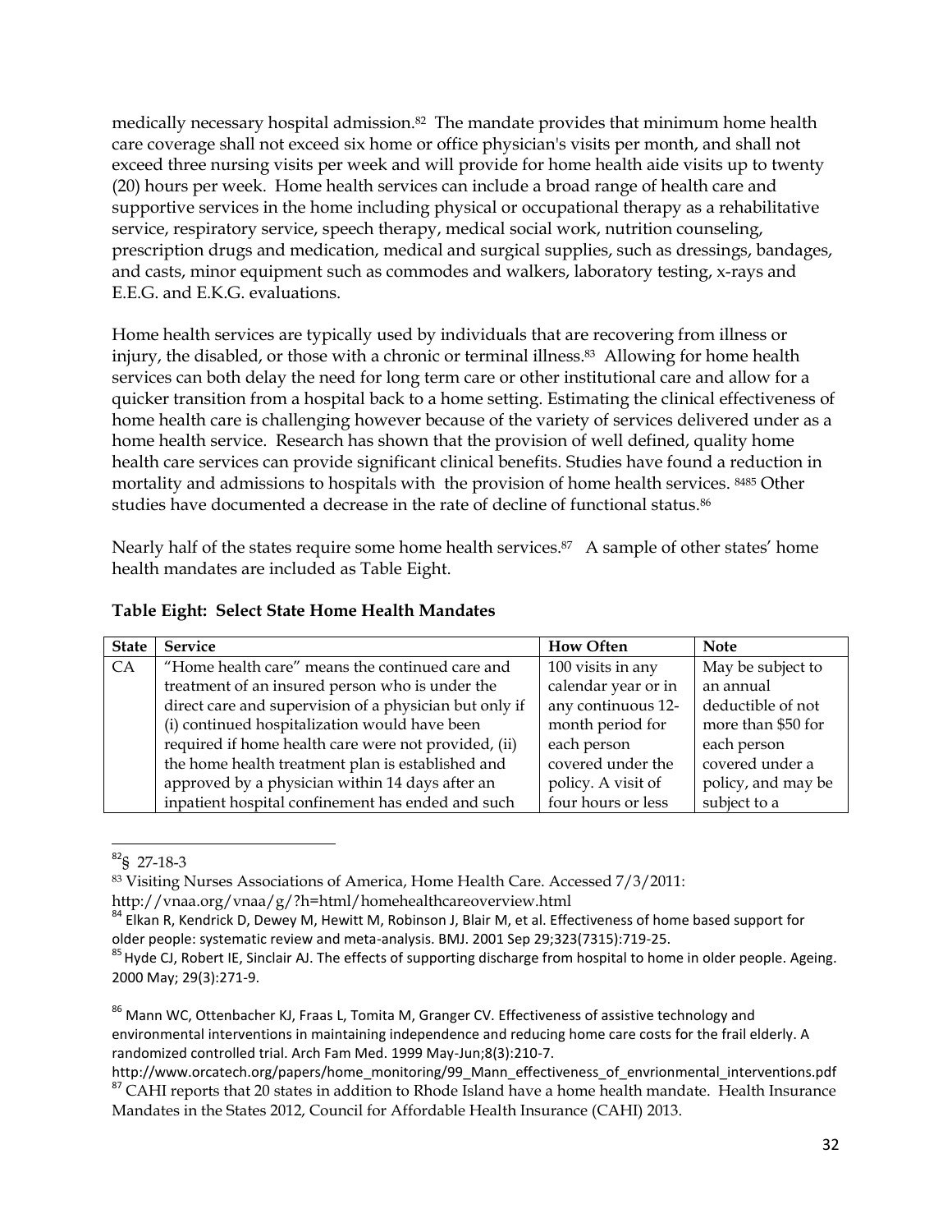medically necessary hospital admission.[82] The mandate provides that minimum home health care coverage shall not exceed six home or office physician's visits per month, and shall not exceed three nursing visits per week and will provide for home health aide visits up to twenty (20) hours per week. Home health services can include a broad range of health care and supportive services in the home including physical or occupational therapy as a rehabilitative service, respiratory service, speech therapy, medical social work, nutrition counseling, prescription drugs and medication, medical and surgical supplies, such as dressings, bandages, and casts, minor equipment such as commodes and walkers, laboratory testing, x-rays and E.E.G. and E.K.G. evaluations.

Home health services are typically used by individuals that are recovering from illness or injury, the disabled, or those with a chronic or terminal illness.[83] Allowing for home health services can both delay the need for long term care or other institutional care and allow for a quicker transition from a hospital back to a home setting. Estimating the clinical effectiveness of home health care is challenging however because of the variety of services delivered under as a home health service. Research has shown that the provision of well defined, quality home health care services can provide significant clinical benefits. Studies have found a reduction in mortality and admissions to hospitals with the provision of home health services. [84,85] Other studies have documented a decrease in the rate of decline of functional status.[86]

Nearly half of the states require some home health services.[87] A sample of other states' home health mandates are included as Table Eight.

**Table Eight: Select State Home Health Mandates**

| State | Service | How Often | Note |
|---|---|---|---|
| CA | "Home health care" means the continued care and treatment of an insured person who is under the direct care and supervision of a physician but only if (i) continued hospitalization would have been required if home health care were not provided, (ii) the home health treatment plan is established and approved by a physician within 14 days after an inpatient hospital confinement has ended and such | 100 visits in any calendar year or in any continuous 12-month period for each person covered under the policy. A visit of four hours or less | May be subject to an annual deductible of not more than $50 for each person covered under a policy, and may be subject to a |

[82]§ 27-18-3

[83] Visiting Nurses Associations of America, Home Health Care. Accessed 7/3/2011: http://vnaa.org/vnaa/g/?h=html/homehealthcareoverview.html

[84] Elkan R, Kendrick D, Dewey M, Hewitt M, Robinson J, Blair M, et al. Effectiveness of home based support for older people: systematic review and meta-analysis. BMJ. 2001 Sep 29;323(7315):719-25.

[85] Hyde CJ, Robert IE, Sinclair AJ. The effects of supporting discharge from hospital to home in older people. Ageing. 2000 May; 29(3):271-9.

[86] Mann WC, Ottenbacher KJ, Fraas L, Tomita M, Granger CV. Effectiveness of assistive technology and environmental interventions in maintaining independence and reducing home care costs for the frail elderly. A randomized controlled trial. Arch Fam Med. 1999 May-Jun;8(3):210-7. http://www.orcatech.org/papers/home_monitoring/99_Mann_effectiveness_of_envrionmental_interventions.pdf

[87] CAHI reports that 20 states in addition to Rhode Island have a home health mandate. Health Insurance Mandates in the States 2012, Council for Affordable Health Insurance (CAHI) 2013.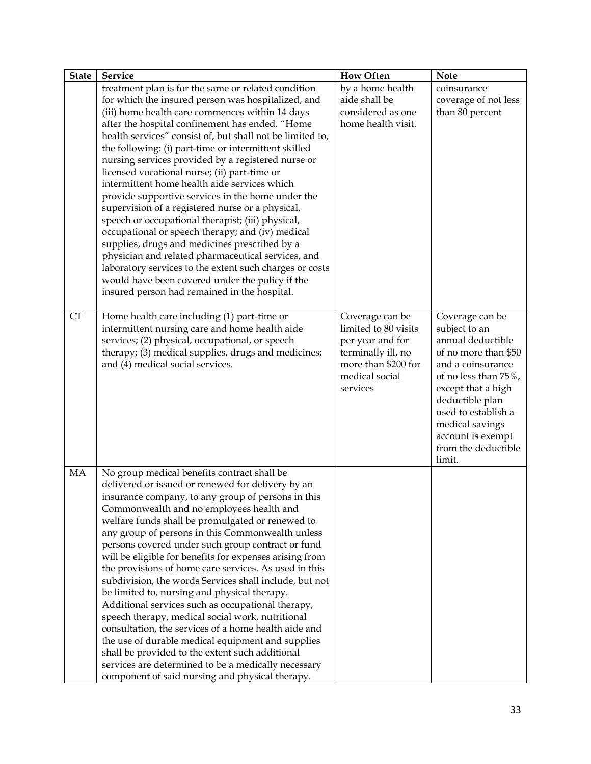| State | Service | How Often | Note |
|---|---|---|---|
| | treatment plan is for the same or related condition for which the insured person was hospitalized, and (iii) home health care commences within 14 days after the hospital confinement has ended. "Home health services" consist of, but shall not be limited to, the following: (i) part-time or intermittent skilled nursing services provided by a registered nurse or licensed vocational nurse; (ii) part-time or intermittent home health aide services which provide supportive services in the home under the supervision of a registered nurse or a physical, speech or occupational therapist; (iii) physical, occupational or speech therapy; and (iv) medical supplies, drugs and medicines prescribed by a physician and related pharmaceutical services, and laboratory services to the extent such charges or costs would have been covered under the policy if the insured person had remained in the hospital. | by a home health aide shall be considered as one home health visit. | coinsurance coverage of not less than 80 percent |
| CT | Home health care including (1) part-time or intermittent nursing care and home health aide services; (2) physical, occupational, or speech therapy; (3) medical supplies, drugs and medicines; and (4) medical social services. | Coverage can be limited to 80 visits per year and for terminally ill, no more than $200 for medical social services | Coverage can be subject to an annual deductible of no more than $50 and a coinsurance of no less than 75%, except that a high deductible plan used to establish a medical savings account is exempt from the deductible limit. |
| MA | No group medical benefits contract shall be delivered or issued or renewed for delivery by an insurance company, to any group of persons in this Commonwealth and no employees health and welfare funds shall be promulgated or renewed to any group of persons in this Commonwealth unless persons covered under such group contract or fund will be eligible for benefits for expenses arising from the provisions of home care services. As used in this subdivision, the words Services shall include, but not be limited to, nursing and physical therapy. Additional services such as occupational therapy, speech therapy, medical social work, nutritional consultation, the services of a home health aide and the use of durable medical equipment and supplies shall be provided to the extent such additional services are determined to be a medically necessary component of said nursing and physical therapy. | | |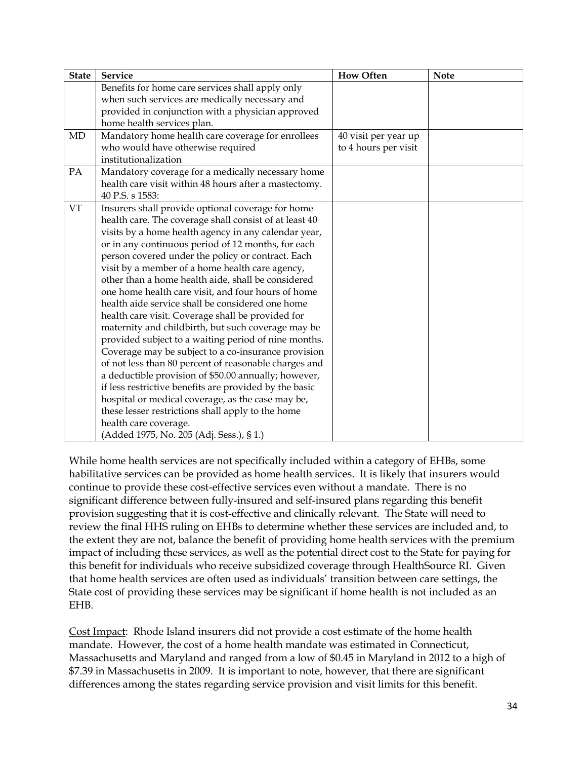| State | Service | How Often | Note |
|---|---|---|---|
| | Benefits for home care services shall apply only when such services are medically necessary and provided in conjunction with a physician approved home health services plan. | | |
| MD | Mandatory home health care coverage for enrollees who would have otherwise required institutionalization | 40 visit per year up to 4 hours per visit | |
| PA | Mandatory coverage for a medically necessary home health care visit within 48 hours after a mastectomy. 40 P.S. s 1583: | | |
| VT | Insurers shall provide optional coverage for home health care. The coverage shall consist of at least 40 visits by a home health agency in any calendar year, or in any continuous period of 12 months, for each person covered under the policy or contract. Each visit by a member of a home health care agency, other than a home health aide, shall be considered one home health care visit, and four hours of home health aide service shall be considered one home health care visit. Coverage shall be provided for maternity and childbirth, but such coverage may be provided subject to a waiting period of nine months. Coverage may be subject to a co-insurance provision of not less than 80 percent of reasonable charges and a deductible provision of $50.00 annually; however, if less restrictive benefits are provided by the basic hospital or medical coverage, as the case may be, these lesser restrictions shall apply to the home health care coverage. (Added 1975, No. 205 (Adj. Sess.), § 1.) | | |

While home health services are not specifically included within a category of EHBs, some habilitative services can be provided as home health services. It is likely that insurers would continue to provide these cost-effective services even without a mandate. There is no significant difference between fully-insured and self-insured plans regarding this benefit provision suggesting that it is cost-effective and clinically relevant. The State will need to review the final HHS ruling on EHBs to determine whether these services are included and, to the extent they are not, balance the benefit of providing home health services with the premium impact of including these services, as well as the potential direct cost to the State for paying for this benefit for individuals who receive subsidized coverage through HealthSource RI. Given that home health services are often used as individuals' transition between care settings, the State cost of providing these services may be significant if home health is not included as an EHB.

Cost Impact: Rhode Island insurers did not provide a cost estimate of the home health mandate. However, the cost of a home health mandate was estimated in Connecticut, Massachusetts and Maryland and ranged from a low of $0.45 in Maryland in 2012 to a high of $7.39 in Massachusetts in 2009. It is important to note, however, that there are significant differences among the states regarding service provision and visit limits for this benefit.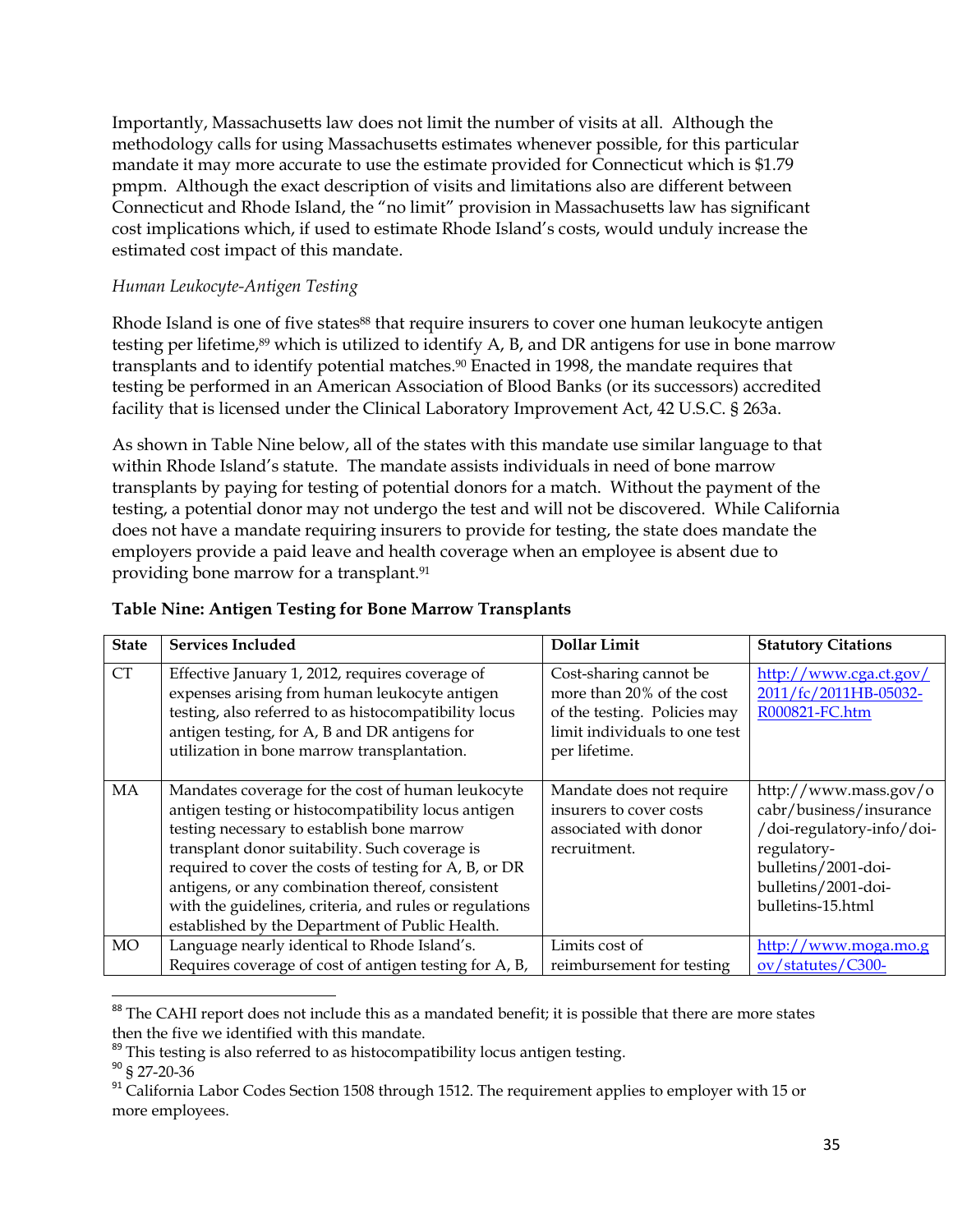Importantly, Massachusetts law does not limit the number of visits at all. Although the methodology calls for using Massachusetts estimates whenever possible, for this particular mandate it may more accurate to use the estimate provided for Connecticut which is $1.79 pmpm. Although the exact description of visits and limitations also are different between Connecticut and Rhode Island, the "no limit" provision in Massachusetts law has significant cost implications which, if used to estimate Rhode Island's costs, would unduly increase the estimated cost impact of this mandate.

*Human Leukocyte-Antigen Testing*

Rhode Island is one of five states[88] that require insurers to cover one human leukocyte antigen testing per lifetime,[89] which is utilized to identify A, B, and DR antigens for use in bone marrow transplants and to identify potential matches.[90] Enacted in 1998, the mandate requires that testing be performed in an American Association of Blood Banks (or its successors) accredited facility that is licensed under the Clinical Laboratory Improvement Act, 42 U.S.C. § 263a.

As shown in Table Nine below, all of the states with this mandate use similar language to that within Rhode Island's statute. The mandate assists individuals in need of bone marrow transplants by paying for testing of potential donors for a match. Without the payment of the testing, a potential donor may not undergo the test and will not be discovered. While California does not have a mandate requiring insurers to provide for testing, the state does mandate the employers provide a paid leave and health coverage when an employee is absent due to providing bone marrow for a transplant.[91]

**Table Nine: Antigen Testing for Bone Marrow Transplants**

| State | Services Included | Dollar Limit | Statutory Citations |
|---|---|---|---|
| CT | Effective January 1, 2012, requires coverage of expenses arising from human leukocyte antigen testing, also referred to as histocompatibility locus antigen testing, for A, B and DR antigens for utilization in bone marrow transplantation. | Cost-sharing cannot be more than 20% of the cost of the testing. Policies may limit individuals to one test per lifetime. | http://www.cga.ct.gov/2011/fc/2011HB-05032-R000821-FC.htm |
| MA | Mandates coverage for the cost of human leukocyte antigen testing or histocompatibility locus antigen testing necessary to establish bone marrow transplant donor suitability. Such coverage is required to cover the costs of testing for A, B, or DR antigens, or any combination thereof, consistent with the guidelines, criteria, and rules or regulations established by the Department of Public Health. | Mandate does not require insurers to cover costs associated with donor recruitment. | http://www.mass.gov/ocabr/business/insurance/doi-regulatory-info/doi-regulatory-bulletins/2001-doi-bulletins/2001-doi-bulletins-15.html |
| MO | Language nearly identical to Rhode Island's. Requires coverage of cost of antigen testing for A, B, | Limits cost of reimbursement for testing | http://www.moga.mo.gov/statutes/C300- |

[88] The CAHI report does not include this as a mandated benefit; it is possible that there are more states then the five we identified with this mandate.

[89] This testing is also referred to as histocompatibility locus antigen testing.

[90] § 27-20-36

[91] California Labor Codes Section 1508 through 1512. The requirement applies to employer with 15 or more employees.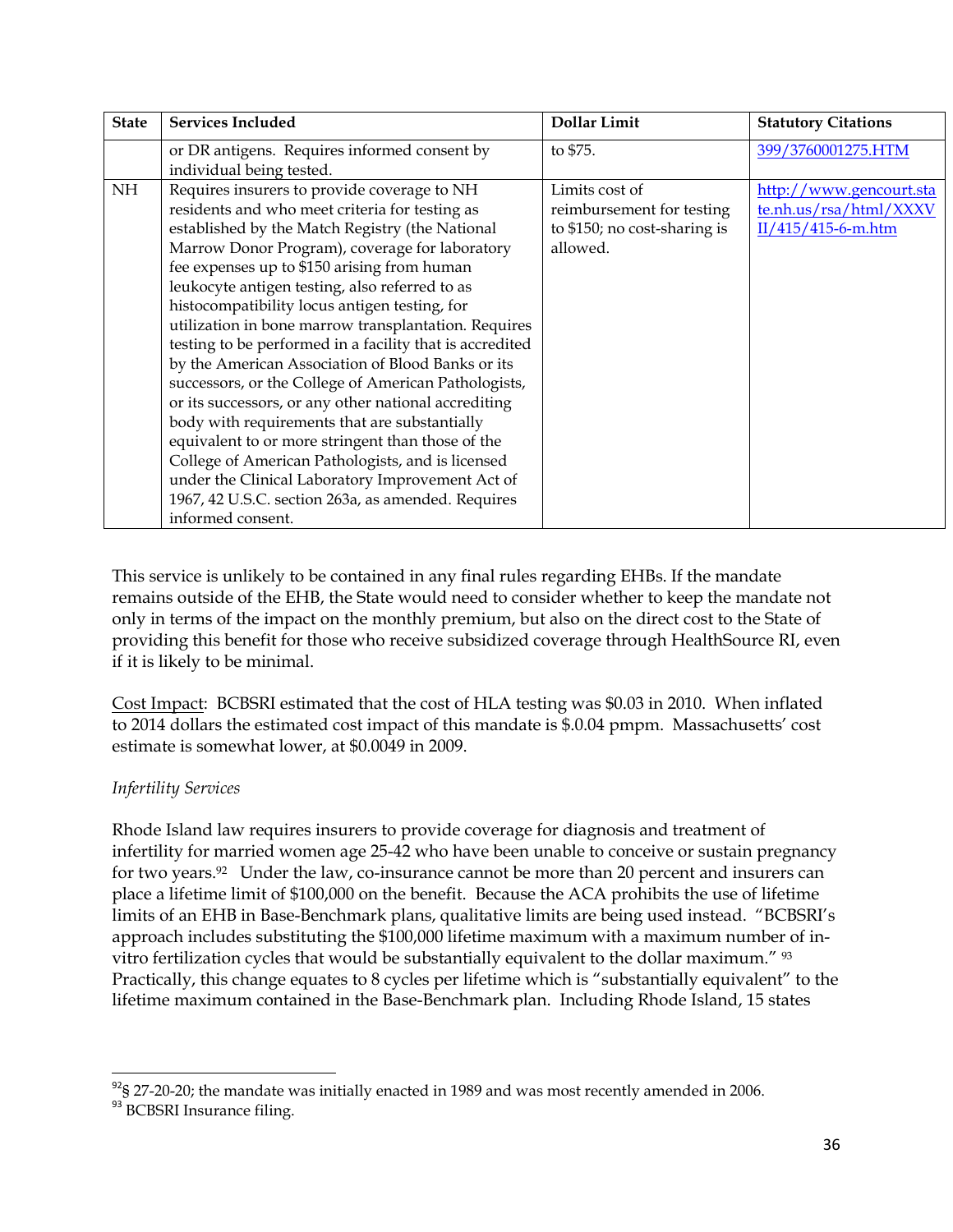| State | Services Included | Dollar Limit | Statutory Citations |
|---|---|---|---|
| | or DR antigens. Requires informed consent by individual being tested. | to $75. | 399/3760001275.HTM |
| NH | Requires insurers to provide coverage to NH residents and who meet criteria for testing as established by the Match Registry (the National Marrow Donor Program), coverage for laboratory fee expenses up to $150 arising from human leukocyte antigen testing, also referred to as histocompatibility locus antigen testing, for utilization in bone marrow transplantation. Requires testing to be performed in a facility that is accredited by the American Association of Blood Banks or its successors, or the College of American Pathologists, or its successors, or any other national accrediting body with requirements that are substantially equivalent to or more stringent than those of the College of American Pathologists, and is licensed under the Clinical Laboratory Improvement Act of 1967, 42 U.S.C. section 263a, as amended. Requires informed consent. | Limits cost of reimbursement for testing to $150; no cost-sharing is allowed. | http://www.gencourt.state.nh.us/rsa/html/XXXVII/415/415-6-m.htm |

This service is unlikely to be contained in any final rules regarding EHBs. If the mandate remains outside of the EHB, the State would need to consider whether to keep the mandate not only in terms of the impact on the monthly premium, but also on the direct cost to the State of providing this benefit for those who receive subsidized coverage through HealthSource RI, even if it is likely to be minimal.

Cost Impact: BCBSRI estimated that the cost of HLA testing was $0.03 in 2010. When inflated to 2014 dollars the estimated cost impact of this mandate is $.0.04 pmpm. Massachusetts' cost estimate is somewhat lower, at $0.0049 in 2009.

*Infertility Services*

Rhode Island law requires insurers to provide coverage for diagnosis and treatment of infertility for married women age 25-42 who have been unable to conceive or sustain pregnancy for two years.[92] Under the law, co-insurance cannot be more than 20 percent and insurers can place a lifetime limit of $100,000 on the benefit. Because the ACA prohibits the use of lifetime limits of an EHB in Base-Benchmark plans, qualitative limits are being used instead. "BCBSRI's approach includes substituting the $100,000 lifetime maximum with a maximum number of in-vitro fertilization cycles that would be substantially equivalent to the dollar maximum." [93] Practically, this change equates to 8 cycles per lifetime which is "substantially equivalent" to the lifetime maximum contained in the Base-Benchmark plan. Including Rhode Island, 15 states

[92] § 27-20-20; the mandate was initially enacted in 1989 and was most recently amended in 2006.

[93] BCBSRI Insurance filing.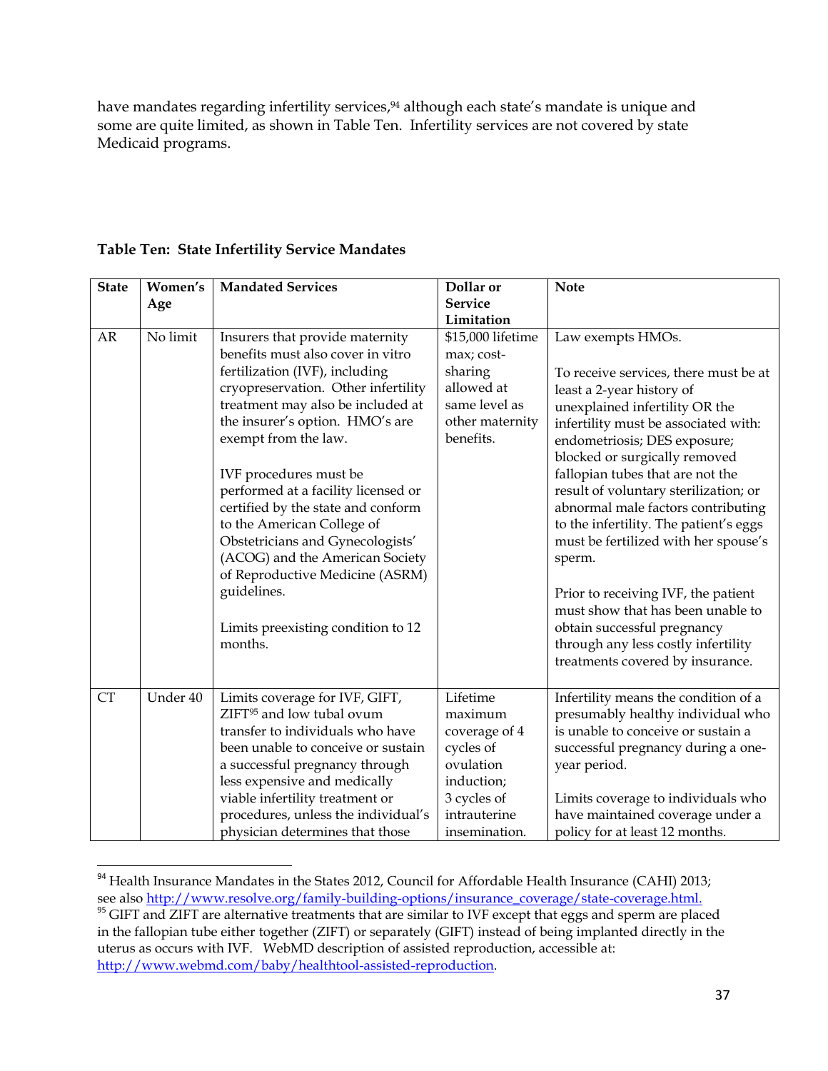have mandates regarding infertility services,[94] although each state's mandate is unique and some are quite limited, as shown in Table Ten. Infertility services are not covered by state Medicaid programs.

**Table Ten: State Infertility Service Mandates**

| State | Women's Age | Mandated Services | Dollar or Service Limitation | Note |
|---|---|---|---|---|
| AR | No limit | Insurers that provide maternity benefits must also cover in vitro fertilization (IVF), including cryopreservation. Other infertility treatment may also be included at the insurer's option. HMO's are exempt from the law.<br><br>IVF procedures must be performed at a facility licensed or certified by the state and conform to the American College of Obstetricians and Gynecologists' (ACOG) and the American Society of Reproductive Medicine (ASRM) guidelines.<br><br>Limits preexisting condition to 12 months. | $15,000 lifetime max; cost-sharing allowed at same level as other maternity benefits. | Law exempts HMOs.<br><br>To receive services, there must be at least a 2-year history of unexplained infertility OR the infertility must be associated with: endometriosis; DES exposure; blocked or surgically removed fallopian tubes that are not the result of voluntary sterilization; or abnormal male factors contributing to the infertility. The patient's eggs must be fertilized with her spouse's sperm.<br><br>Prior to receiving IVF, the patient must show that has been unable to obtain successful pregnancy through any less costly infertility treatments covered by insurance. |
| CT | Under 40 | Limits coverage for IVF, GIFT, ZIFT[95] and low tubal ovum transfer to individuals who have been unable to conceive or sustain a successful pregnancy through less expensive and medically viable infertility treatment or procedures, unless the individual's physician determines that those | Lifetime maximum coverage of 4 cycles of ovulation induction;<br>3 cycles of intrauterine insemination. | Infertility means the condition of a presumably healthy individual who is unable to conceive or sustain a successful pregnancy during a one-year period.<br><br>Limits coverage to individuals who have maintained coverage under a policy for at least 12 months. |

[94] Health Insurance Mandates in the States 2012, Council for Affordable Health Insurance (CAHI) 2013; see also http://www.resolve.org/family-building-options/insurance_coverage/state-coverage.html.

[95] GIFT and ZIFT are alternative treatments that are similar to IVF except that eggs and sperm are placed in the fallopian tube either together (ZIFT) or separately (GIFT) instead of being implanted directly in the uterus as occurs with IVF. WebMD description of assisted reproduction, accessible at: http://www.webmd.com/baby/healthtool-assisted-reproduction.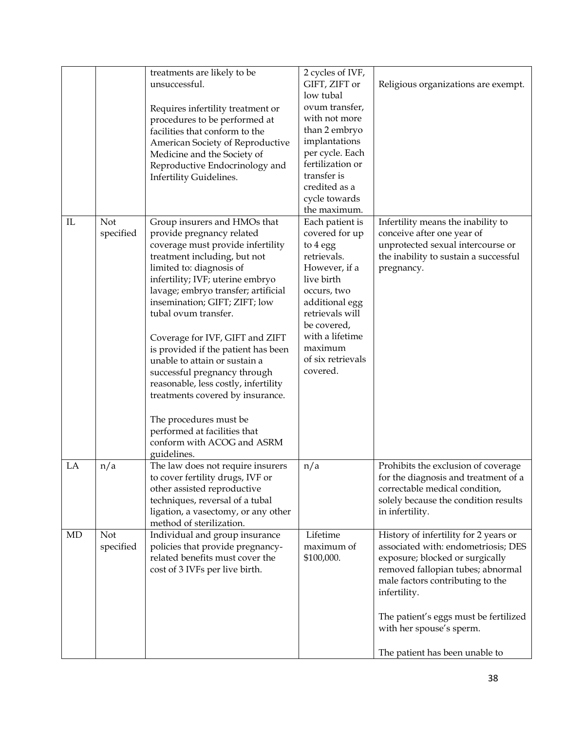| | | | | |
|---|---|---|---|---|
| | | treatments are likely to be unsuccessful.<br><br>Requires infertility treatment or procedures to be performed at facilities that conform to the American Society of Reproductive Medicine and the Society of Reproductive Endocrinology and Infertility Guidelines. | 2 cycles of IVF, GIFT, ZIFT or low tubal ovum transfer, with not more than 2 embryo implantations per cycle. Each fertilization or transfer is credited as a cycle towards the maximum. | Religious organizations are exempt. |
| IL | Not specified | Group insurers and HMOs that provide pregnancy related coverage must provide infertility treatment including, but not limited to: diagnosis of infertility; IVF; uterine embryo lavage; embryo transfer; artificial insemination; GIFT; ZIFT; low tubal ovum transfer.<br><br>Coverage for IVF, GIFT and ZIFT is provided if the patient has been unable to attain or sustain a successful pregnancy through reasonable, less costly, infertility treatments covered by insurance.<br><br>The procedures must be performed at facilities that conform with ACOG and ASRM guidelines. | Each patient is covered for up to 4 egg retrievals. However, if a live birth occurs, two additional egg retrievals will be covered, with a lifetime maximum of six retrievals covered. | Infertility means the inability to conceive after one year of unprotected sexual intercourse or the inability to sustain a successful pregnancy. |
| LA | n/a | The law does not require insurers to cover fertility drugs, IVF or other assisted reproductive techniques, reversal of a tubal ligation, a vasectomy, or any other method of sterilization. | n/a | Prohibits the exclusion of coverage for the diagnosis and treatment of a correctable medical condition, solely because the condition results in infertility. |
| MD | Not specified | Individual and group insurance policies that provide pregnancy-related benefits must cover the cost of 3 IVFs per live birth. | Lifetime maximum of $100,000. | History of infertility for 2 years or associated with: endometriosis; DES exposure; blocked or surgically removed fallopian tubes; abnormal male factors contributing to the infertility.<br><br>The patient's eggs must be fertilized with her spouse's sperm.<br><br>The patient has been unable to |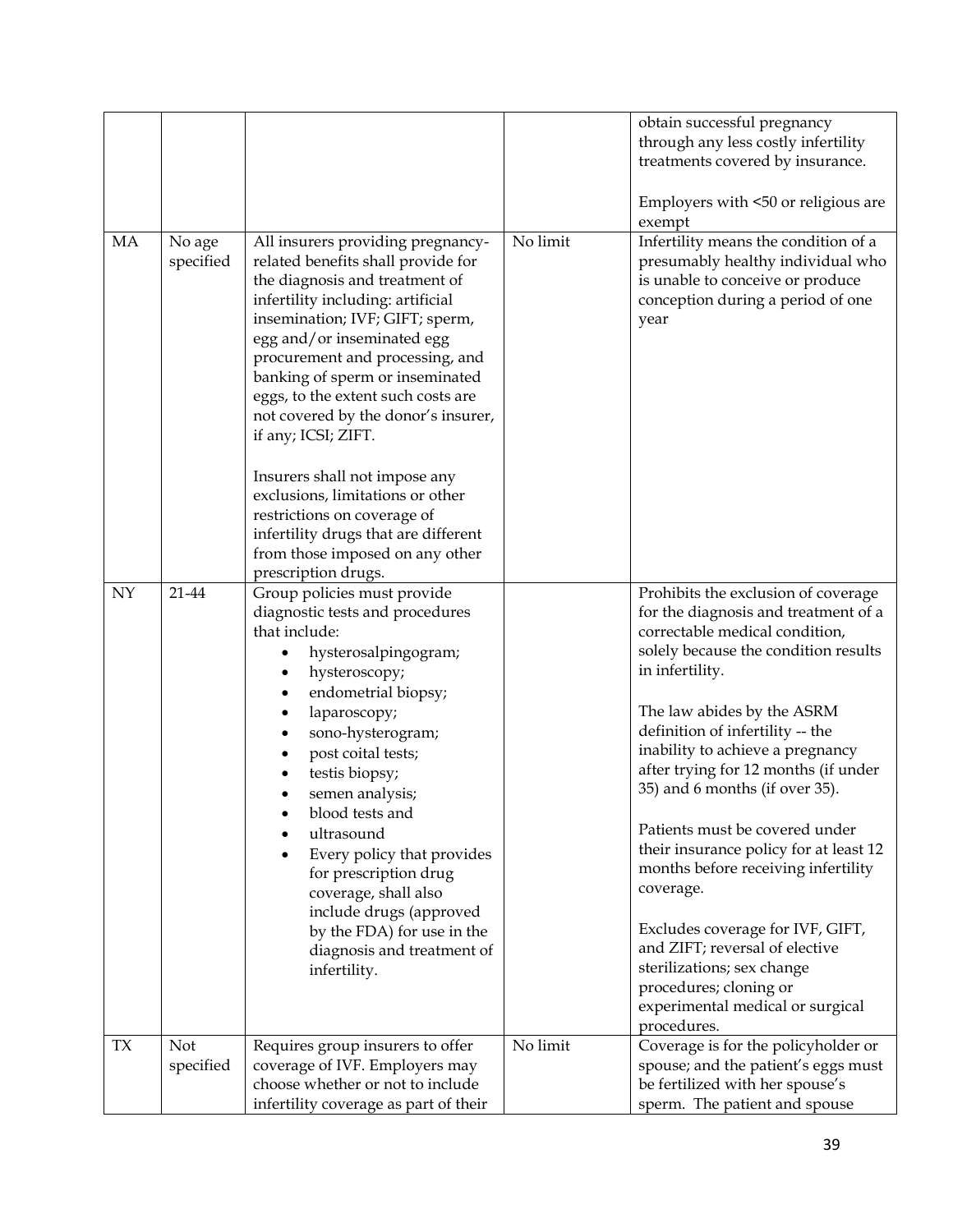| | | | | |
|---|---|---|---|---|
| | | | | obtain successful pregnancy through any less costly infertility treatments covered by insurance.<br><br>Employers with <50 or religious are exempt |
| MA | No age specified | All insurers providing pregnancy-related benefits shall provide for the diagnosis and treatment of infertility including: artificial insemination; IVF; GIFT; sperm, egg and/or inseminated egg procurement and processing, and banking of sperm or inseminated eggs, to the extent such costs are not covered by the donor's insurer, if any; ICSI; ZIFT.<br><br>Insurers shall not impose any exclusions, limitations or other restrictions on coverage of infertility drugs that are different from those imposed on any other prescription drugs. | No limit | Infertility means the condition of a presumably healthy individual who is unable to conceive or produce conception during a period of one year |
| NY | 21-44 | Group policies must provide diagnostic tests and procedures that include:<br>• hysterosalpingogram;<br>• hysteroscopy;<br>• endometrial biopsy;<br>• laparoscopy;<br>• sono-hysterogram;<br>• post coital tests;<br>• testis biopsy;<br>• semen analysis;<br>• blood tests and<br>• ultrasound<br>• Every policy that provides for prescription drug coverage, shall also include drugs (approved by the FDA) for use in the diagnosis and treatment of infertility. | | Prohibits the exclusion of coverage for the diagnosis and treatment of a correctable medical condition, solely because the condition results in infertility.<br><br>The law abides by the ASRM definition of infertility -- the inability to achieve a pregnancy after trying for 12 months (if under 35) and 6 months (if over 35).<br><br>Patients must be covered under their insurance policy for at least 12 months before receiving infertility coverage.<br><br>Excludes coverage for IVF, GIFT, and ZIFT; reversal of elective sterilizations; sex change procedures; cloning or experimental medical or surgical procedures. |
| TX | Not specified | Requires group insurers to offer coverage of IVF. Employers may choose whether or not to include infertility coverage as part of their | No limit | Coverage is for the policyholder or spouse; and the patient's eggs must be fertilized with her spouse's sperm. The patient and spouse |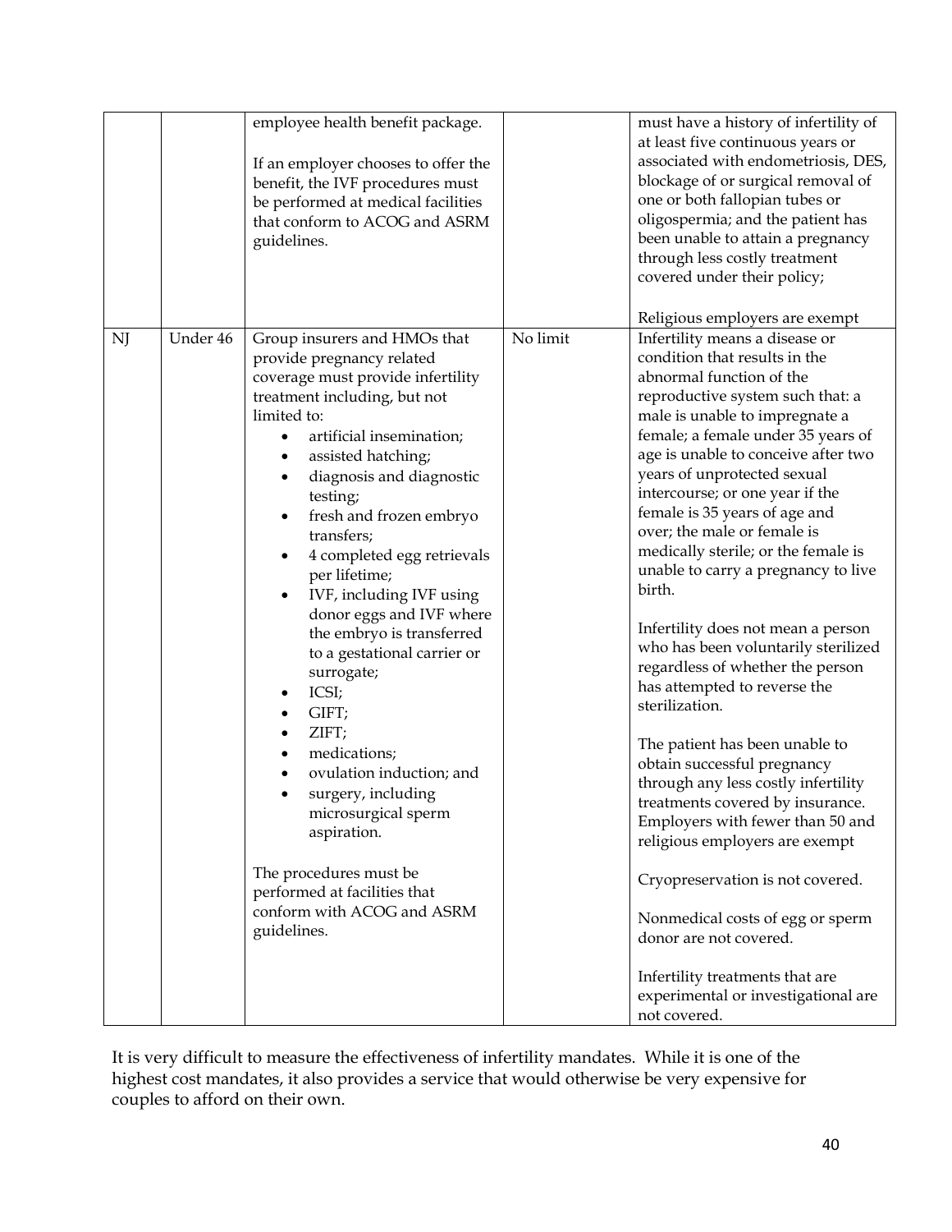| | | | | |
|---|---|---|---|---|
| | | employee health benefit package.<br><br>If an employer chooses to offer the benefit, the IVF procedures must be performed at medical facilities that conform to ACOG and ASRM guidelines. | | must have a history of infertility of at least five continuous years or associated with endometriosis, DES, blockage of or surgical removal of one or both fallopian tubes or oligospermia; and the patient has been unable to attain a pregnancy through less costly treatment covered under their policy;<br><br>Religious employers are exempt |
| NJ | Under 46 | Group insurers and HMOs that provide pregnancy related coverage must provide infertility treatment including, but not limited to:<br>• artificial insemination;<br>• assisted hatching;<br>• diagnosis and diagnostic testing;<br>• fresh and frozen embryo transfers;<br>• 4 completed egg retrievals per lifetime;<br>• IVF, including IVF using donor eggs and IVF where the embryo is transferred to a gestational carrier or surrogate;<br>• ICSI;<br>• GIFT;<br>• ZIFT;<br>• medications;<br>• ovulation induction; and<br>• surgery, including microsurgical sperm aspiration.<br><br>The procedures must be performed at facilities that conform with ACOG and ASRM guidelines. | No limit | Infertility means a disease or condition that results in the abnormal function of the reproductive system such that: a male is unable to impregnate a female; a female under 35 years of age is unable to conceive after two years of unprotected sexual intercourse; or one year if the female is 35 years of age and over; the male or female is medically sterile; or the female is unable to carry a pregnancy to live birth.<br><br>Infertility does not mean a person who has been voluntarily sterilized regardless of whether the person has attempted to reverse the sterilization.<br><br>The patient has been unable to obtain successful pregnancy through any less costly infertility treatments covered by insurance. Employers with fewer than 50 and religious employers are exempt<br><br>Cryopreservation is not covered.<br><br>Nonmedical costs of egg or sperm donor are not covered.<br><br>Infertility treatments that are experimental or investigational are not covered. |

It is very difficult to measure the effectiveness of infertility mandates. While it is one of the highest cost mandates, it also provides a service that would otherwise be very expensive for couples to afford on their own.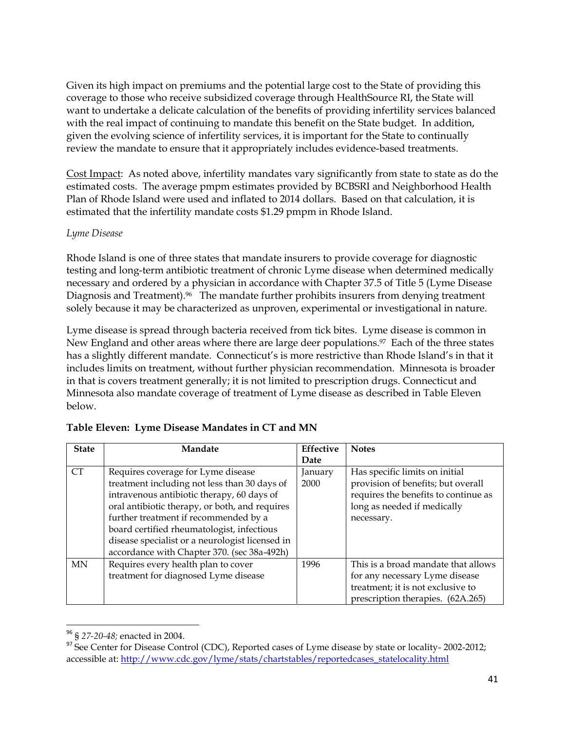Given its high impact on premiums and the potential large cost to the State of providing this coverage to those who receive subsidized coverage through HealthSource RI, the State will want to undertake a delicate calculation of the benefits of providing infertility services balanced with the real impact of continuing to mandate this benefit on the State budget. In addition, given the evolving science of infertility services, it is important for the State to continually review the mandate to ensure that it appropriately includes evidence-based treatments.

<u>Cost Impact</u>: As noted above, infertility mandates vary significantly from state to state as do the estimated costs. The average pmpm estimates provided by BCBSRI and Neighborhood Health Plan of Rhode Island were used and inflated to 2014 dollars. Based on that calculation, it is estimated that the infertility mandate costs $1.29 pmpm in Rhode Island.

*Lyme Disease*

Rhode Island is one of three states that mandate insurers to provide coverage for diagnostic testing and long-term antibiotic treatment of chronic Lyme disease when determined medically necessary and ordered by a physician in accordance with Chapter 37.5 of Title 5 (Lyme Disease Diagnosis and Treatment).[96] The mandate further prohibits insurers from denying treatment solely because it may be characterized as unproven, experimental or investigational in nature.

Lyme disease is spread through bacteria received from tick bites. Lyme disease is common in New England and other areas where there are large deer populations.[97] Each of the three states has a slightly different mandate. Connecticut's is more restrictive than Rhode Island's in that it includes limits on treatment, without further physician recommendation. Minnesota is broader in that is covers treatment generally; it is not limited to prescription drugs. Connecticut and Minnesota also mandate coverage of treatment of Lyme disease as described in Table Eleven below.

**Table Eleven: Lyme Disease Mandates in CT and MN**

| State | Mandate | Effective Date | Notes |
|---|---|---|---|
| CT | Requires coverage for Lyme disease treatment including not less than 30 days of intravenous antibiotic therapy, 60 days of oral antibiotic therapy, or both, and requires further treatment if recommended by a board certified rheumatologist, infectious disease specialist or a neurologist licensed in accordance with Chapter 370. (sec 38a-492h) | January 2000 | Has specific limits on initial provision of benefits; but overall requires the benefits to continue as long as needed if medically necessary. |
| MN | Requires every health plan to cover treatment for diagnosed Lyme disease | 1996 | This is a broad mandate that allows for any necessary Lyme disease treatment; it is not exclusive to prescription therapies. (62A.265) |

[96] § *27-20-48;* enacted in 2004.

[97] See Center for Disease Control (CDC), Reported cases of Lyme disease by state or locality- 2002-2012; accessible at: http://www.cdc.gov/lyme/stats/chartstables/reportedcases_statelocality.html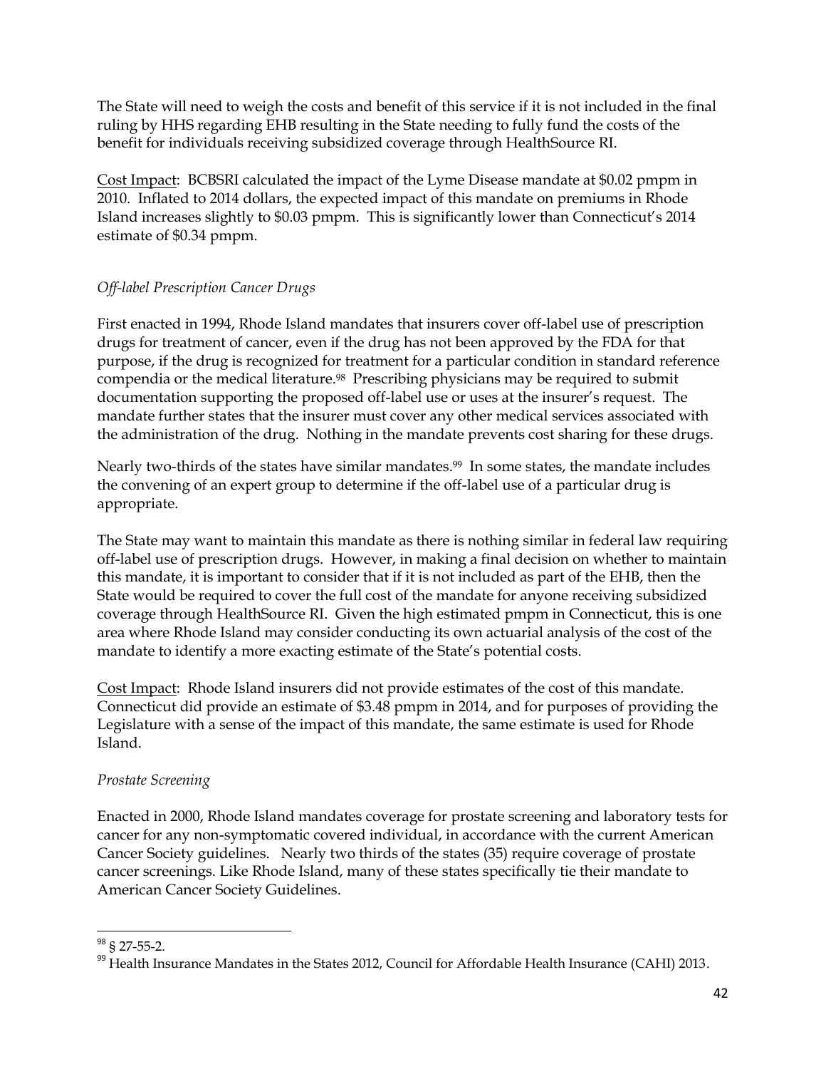The State will need to weigh the costs and benefit of this service if it is not included in the final ruling by HHS regarding EHB resulting in the State needing to fully fund the costs of the benefit for individuals receiving subsidized coverage through HealthSource RI.

Cost Impact: BCBSRI calculated the impact of the Lyme Disease mandate at $0.02 pmpm in 2010. Inflated to 2014 dollars, the expected impact of this mandate on premiums in Rhode Island increases slightly to $0.03 pmpm. This is significantly lower than Connecticut's 2014 estimate of $0.34 pmpm.

*Off-label Prescription Cancer Drugs*

First enacted in 1994, Rhode Island mandates that insurers cover off-label use of prescription drugs for treatment of cancer, even if the drug has not been approved by the FDA for that purpose, if the drug is recognized for treatment for a particular condition in standard reference compendia or the medical literature.[98] Prescribing physicians may be required to submit documentation supporting the proposed off-label use or uses at the insurer's request. The mandate further states that the insurer must cover any other medical services associated with the administration of the drug. Nothing in the mandate prevents cost sharing for these drugs.

Nearly two-thirds of the states have similar mandates.[99] In some states, the mandate includes the convening of an expert group to determine if the off-label use of a particular drug is appropriate.

The State may want to maintain this mandate as there is nothing similar in federal law requiring off-label use of prescription drugs. However, in making a final decision on whether to maintain this mandate, it is important to consider that if it is not included as part of the EHB, then the State would be required to cover the full cost of the mandate for anyone receiving subsidized coverage through HealthSource RI. Given the high estimated pmpm in Connecticut, this is one area where Rhode Island may consider conducting its own actuarial analysis of the cost of the mandate to identify a more exacting estimate of the State's potential costs.

Cost Impact: Rhode Island insurers did not provide estimates of the cost of this mandate. Connecticut did provide an estimate of $3.48 pmpm in 2014, and for purposes of providing the Legislature with a sense of the impact of this mandate, the same estimate is used for Rhode Island.

*Prostate Screening*

Enacted in 2000, Rhode Island mandates coverage for prostate screening and laboratory tests for cancer for any non-symptomatic covered individual, in accordance with the current American Cancer Society guidelines. Nearly two thirds of the states (35) require coverage of prostate cancer screenings. Like Rhode Island, many of these states specifically tie their mandate to American Cancer Society Guidelines.

---

[98] § 27-55-2.

[99] Health Insurance Mandates in the States 2012, Council for Affordable Health Insurance (CAHI) 2013.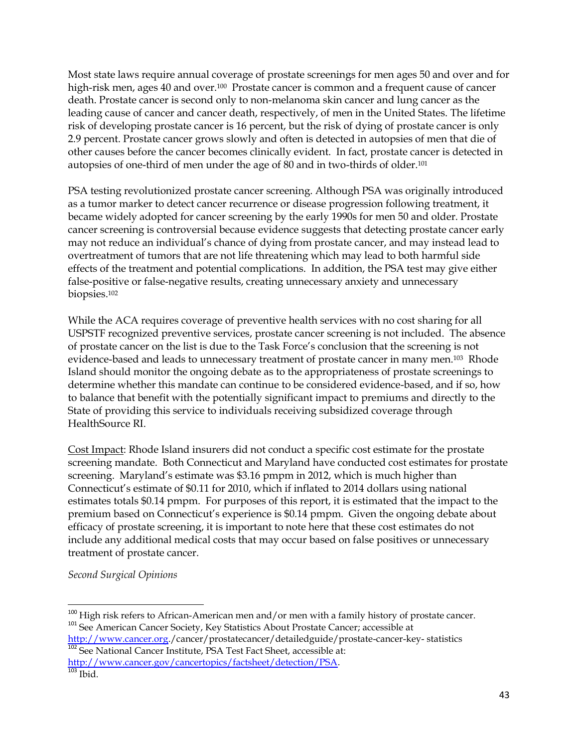Most state laws require annual coverage of prostate screenings for men ages 50 and over and for high-risk men, ages 40 and over.[100] Prostate cancer is common and a frequent cause of cancer death. Prostate cancer is second only to non-melanoma skin cancer and lung cancer as the leading cause of cancer and cancer death, respectively, of men in the United States. The lifetime risk of developing prostate cancer is 16 percent, but the risk of dying of prostate cancer is only 2.9 percent. Prostate cancer grows slowly and often is detected in autopsies of men that die of other causes before the cancer becomes clinically evident. In fact, prostate cancer is detected in autopsies of one-third of men under the age of 80 and in two-thirds of older.[101]

PSA testing revolutionized prostate cancer screening. Although PSA was originally introduced as a tumor marker to detect cancer recurrence or disease progression following treatment, it became widely adopted for cancer screening by the early 1990s for men 50 and older. Prostate cancer screening is controversial because evidence suggests that detecting prostate cancer early may not reduce an individual's chance of dying from prostate cancer, and may instead lead to overtreatment of tumors that are not life threatening which may lead to both harmful side effects of the treatment and potential complications. In addition, the PSA test may give either false-positive or false-negative results, creating unnecessary anxiety and unnecessary biopsies.[102]

While the ACA requires coverage of preventive health services with no cost sharing for all USPSTF recognized preventive services, prostate cancer screening is not included. The absence of prostate cancer on the list is due to the Task Force's conclusion that the screening is not evidence-based and leads to unnecessary treatment of prostate cancer in many men.[103] Rhode Island should monitor the ongoing debate as to the appropriateness of prostate screenings to determine whether this mandate can continue to be considered evidence-based, and if so, how to balance that benefit with the potentially significant impact to premiums and directly to the State of providing this service to individuals receiving subsidized coverage through HealthSource RI.

<u>Cost Impact</u>: Rhode Island insurers did not conduct a specific cost estimate for the prostate screening mandate. Both Connecticut and Maryland have conducted cost estimates for prostate screening. Maryland's estimate was $3.16 pmpm in 2012, which is much higher than Connecticut's estimate of $0.11 for 2010, which if inflated to 2014 dollars using national estimates totals $0.14 pmpm. For purposes of this report, it is estimated that the impact to the premium based on Connecticut's experience is $0.14 pmpm. Given the ongoing debate about efficacy of prostate screening, it is important to note here that these cost estimates do not include any additional medical costs that may occur based on false positives or unnecessary treatment of prostate cancer.

*Second Surgical Opinions*

---

[100] High risk refers to African-American men and/or men with a family history of prostate cancer.

[101] See American Cancer Society, Key Statistics About Prostate Cancer; accessible at http://www.cancer.org./cancer/prostatecancer/detailedguide/prostate-cancer-key- statistics

[102] See National Cancer Institute, PSA Test Fact Sheet, accessible at: http://www.cancer.gov/cancertopics/factsheet/detection/PSA.

[103] Ibid.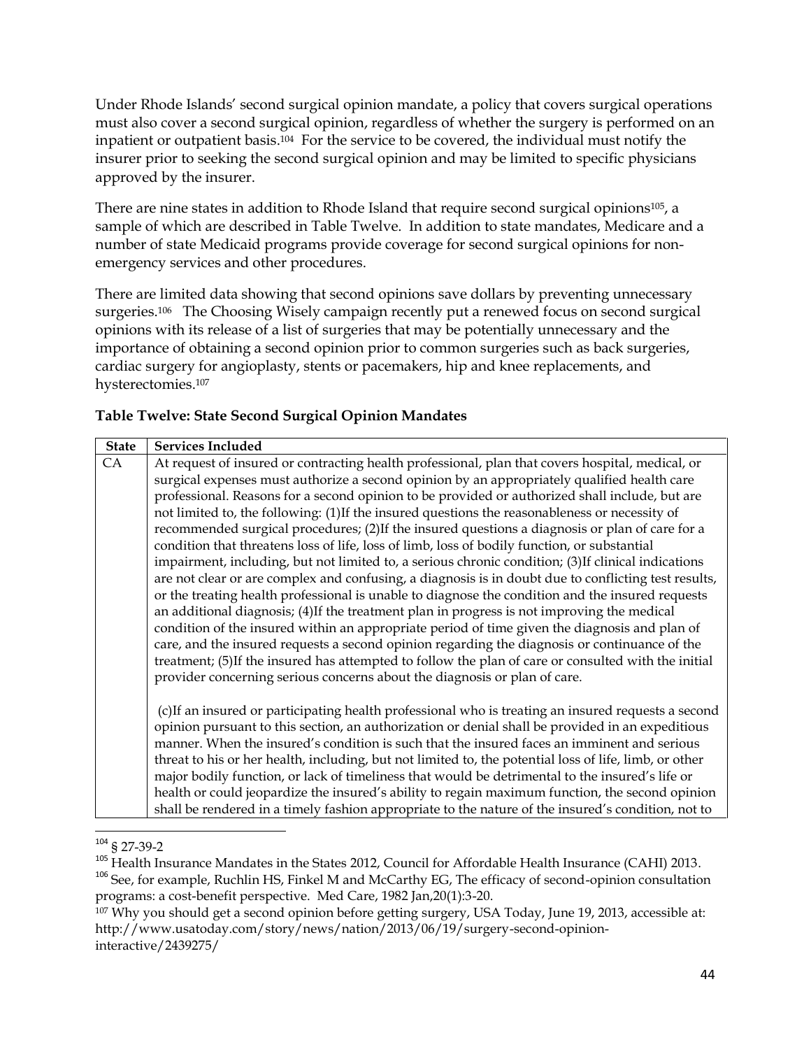Under Rhode Islands' second surgical opinion mandate, a policy that covers surgical operations must also cover a second surgical opinion, regardless of whether the surgery is performed on an inpatient or outpatient basis.[104] For the service to be covered, the individual must notify the insurer prior to seeking the second surgical opinion and may be limited to specific physicians approved by the insurer.

There are nine states in addition to Rhode Island that require second surgical opinions[105], a sample of which are described in Table Twelve. In addition to state mandates, Medicare and a number of state Medicaid programs provide coverage for second surgical opinions for non-emergency services and other procedures.

There are limited data showing that second opinions save dollars by preventing unnecessary surgeries.[106] The Choosing Wisely campaign recently put a renewed focus on second surgical opinions with its release of a list of surgeries that may be potentially unnecessary and the importance of obtaining a second opinion prior to common surgeries such as back surgeries, cardiac surgery for angioplasty, stents or pacemakers, hip and knee replacements, and hysterectomies.[107]

**Table Twelve: State Second Surgical Opinion Mandates**

| State | Services Included |
|---|---|
| CA | At request of insured or contracting health professional, plan that covers hospital, medical, or surgical expenses must authorize a second opinion by an appropriately qualified health care professional. Reasons for a second opinion to be provided or authorized shall include, but are not limited to, the following: (1)If the insured questions the reasonableness or necessity of recommended surgical procedures; (2)If the insured questions a diagnosis or plan of care for a condition that threatens loss of life, loss of limb, loss of bodily function, or substantial impairment, including, but not limited to, a serious chronic condition; (3)If clinical indications are not clear or are complex and confusing, a diagnosis is in doubt due to conflicting test results, or the treating health professional is unable to diagnose the condition and the insured requests an additional diagnosis; (4)If the treatment plan in progress is not improving the medical condition of the insured within an appropriate period of time given the diagnosis and plan of care, and the insured requests a second opinion regarding the diagnosis or continuance of the treatment; (5)If the insured has attempted to follow the plan of care or consulted with the initial provider concerning serious concerns about the diagnosis or plan of care.<br><br>(c)If an insured or participating health professional who is treating an insured requests a second opinion pursuant to this section, an authorization or denial shall be provided in an expeditious manner. When the insured's condition is such that the insured faces an imminent and serious threat to his or her health, including, but not limited to, the potential loss of life, limb, or other major bodily function, or lack of timeliness that would be detrimental to the insured's life or health or could jeopardize the insured's ability to regain maximum function, the second opinion shall be rendered in a timely fashion appropriate to the nature of the insured's condition, not to |

[104] § 27-39-2

[105] Health Insurance Mandates in the States 2012, Council for Affordable Health Insurance (CAHI) 2013.

[106] See, for example, Ruchlin HS, Finkel M and McCarthy EG, The efficacy of second-opinion consultation programs: a cost-benefit perspective. Med Care, 1982 Jan,20(1):3-20.

[107] Why you should get a second opinion before getting surgery, USA Today, June 19, 2013, accessible at: http://www.usatoday.com/story/news/nation/2013/06/19/surgery-second-opinion-interactive/2439275/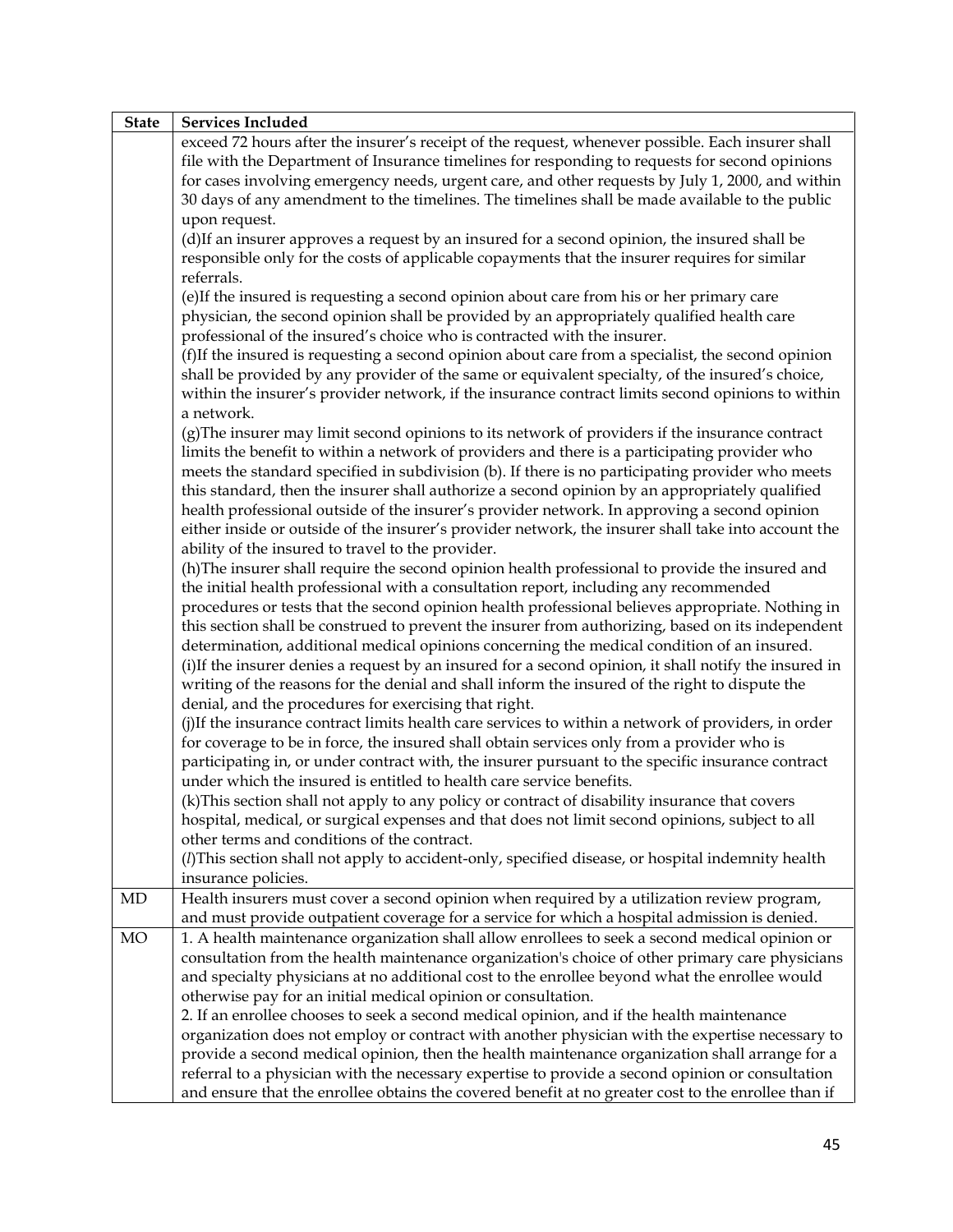| State | Services Included |
|---|---|
| | exceed 72 hours after the insurer's receipt of the request, whenever possible. Each insurer shall file with the Department of Insurance timelines for responding to requests for second opinions for cases involving emergency needs, urgent care, and other requests by July 1, 2000, and within 30 days of any amendment to the timelines. The timelines shall be made available to the public upon request.<br>(d)If an insurer approves a request by an insured for a second opinion, the insured shall be responsible only for the costs of applicable copayments that the insurer requires for similar referrals.<br>(e)If the insured is requesting a second opinion about care from his or her primary care physician, the second opinion shall be provided by an appropriately qualified health care professional of the insured's choice who is contracted with the insurer.<br>(f)If the insured is requesting a second opinion about care from a specialist, the second opinion shall be provided by any provider of the same or equivalent specialty, of the insured's choice, within the insurer's provider network, if the insurance contract limits second opinions to within a network.<br>(g)The insurer may limit second opinions to its network of providers if the insurance contract limits the benefit to within a network of providers and there is a participating provider who meets the standard specified in subdivision (b). If there is no participating provider who meets this standard, then the insurer shall authorize a second opinion by an appropriately qualified health professional outside of the insurer's provider network. In approving a second opinion either inside or outside of the insurer's provider network, the insurer shall take into account the ability of the insured to travel to the provider.<br>(h)The insurer shall require the second opinion health professional to provide the insured and the initial health professional with a consultation report, including any recommended procedures or tests that the second opinion health professional believes appropriate. Nothing in this section shall be construed to prevent the insurer from authorizing, based on its independent determination, additional medical opinions concerning the medical condition of an insured.<br>(i)If the insurer denies a request by an insured for a second opinion, it shall notify the insured in writing of the reasons for the denial and shall inform the insured of the right to dispute the denial, and the procedures for exercising that right.<br>(j)If the insurance contract limits health care services to within a network of providers, in order for coverage to be in force, the insured shall obtain services only from a provider who is participating in, or under contract with, the insurer pursuant to the specific insurance contract under which the insured is entitled to health care service benefits.<br>(k)This section shall not apply to any policy or contract of disability insurance that covers hospital, medical, or surgical expenses and that does not limit second opinions, subject to all other terms and conditions of the contract.<br>(*l*)This section shall not apply to accident-only, specified disease, or hospital indemnity health insurance policies. |
| MD | Health insurers must cover a second opinion when required by a utilization review program, and must provide outpatient coverage for a service for which a hospital admission is denied. |
| MO | 1. A health maintenance organization shall allow enrollees to seek a second medical opinion or consultation from the health maintenance organization's choice of other primary care physicians and specialty physicians at no additional cost to the enrollee beyond what the enrollee would otherwise pay for an initial medical opinion or consultation.<br>2. If an enrollee chooses to seek a second medical opinion, and if the health maintenance organization does not employ or contract with another physician with the expertise necessary to provide a second medical opinion, then the health maintenance organization shall arrange for a referral to a physician with the necessary expertise to provide a second opinion or consultation and ensure that the enrollee obtains the covered benefit at no greater cost to the enrollee than if |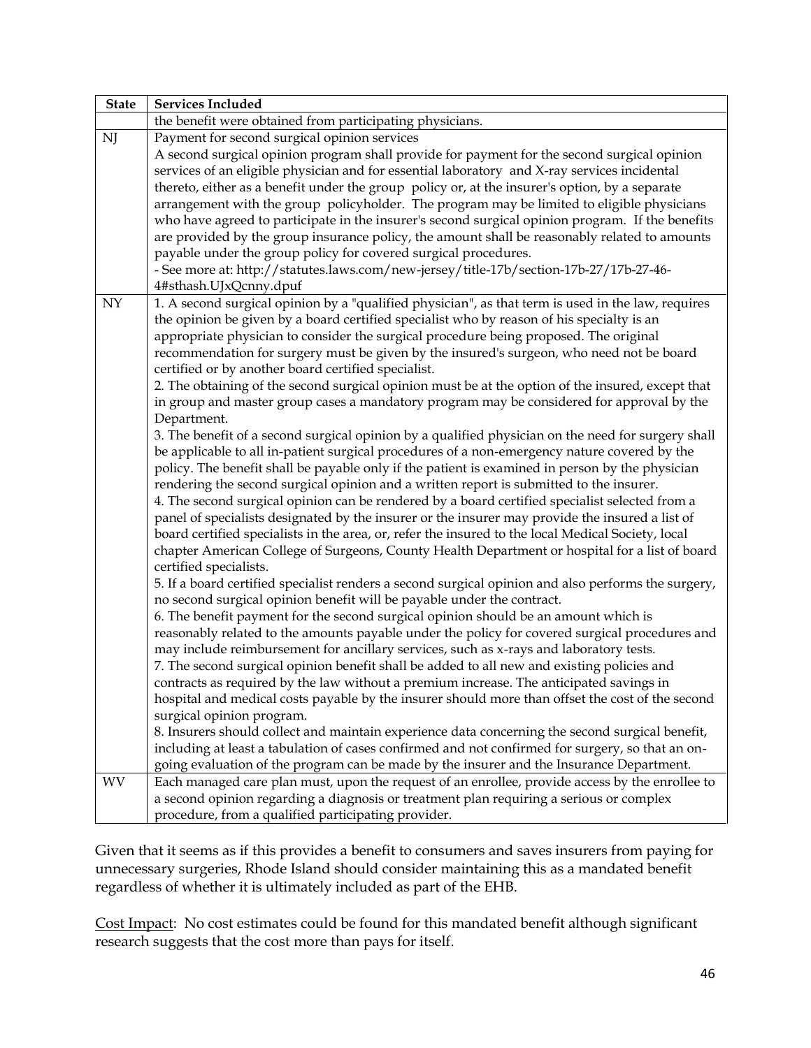| State | Services Included |
|---|---|
| | the benefit were obtained from participating physicians. |
| NJ | Payment for second surgical opinion services<br>A second surgical opinion program shall provide for payment for the second surgical opinion services of an eligible physician and for essential laboratory and X-ray services incidental thereto, either as a benefit under the group policy or, at the insurer's option, by a separate arrangement with the group policyholder. The program may be limited to eligible physicians who have agreed to participate in the insurer's second surgical opinion program. If the benefits are provided by the group insurance policy, the amount shall be reasonably related to amounts payable under the group policy for covered surgical procedures.<br>- See more at: http://statutes.laws.com/new-jersey/title-17b/section-17b-27/17b-27-46-4#sthash.UJxQcnny.dpuf |
| NY | 1. A second surgical opinion by a "qualified physician", as that term is used in the law, requires the opinion be given by a board certified specialist who by reason of his specialty is an appropriate physician to consider the surgical procedure being proposed. The original recommendation for surgery must be given by the insured's surgeon, who need not be board certified or by another board certified specialist.<br>2. The obtaining of the second surgical opinion must be at the option of the insured, except that in group and master group cases a mandatory program may be considered for approval by the Department.<br>3. The benefit of a second surgical opinion by a qualified physician on the need for surgery shall be applicable to all in-patient surgical procedures of a non-emergency nature covered by the policy. The benefit shall be payable only if the patient is examined in person by the physician rendering the second surgical opinion and a written report is submitted to the insurer.<br>4. The second surgical opinion can be rendered by a board certified specialist selected from a panel of specialists designated by the insurer or the insurer may provide the insured a list of board certified specialists in the area, or, refer the insured to the local Medical Society, local chapter American College of Surgeons, County Health Department or hospital for a list of board certified specialists.<br>5. If a board certified specialist renders a second surgical opinion and also performs the surgery, no second surgical opinion benefit will be payable under the contract.<br>6. The benefit payment for the second surgical opinion should be an amount which is reasonably related to the amounts payable under the policy for covered surgical procedures and may include reimbursement for ancillary services, such as x-rays and laboratory tests.<br>7. The second surgical opinion benefit shall be added to all new and existing policies and contracts as required by the law without a premium increase. The anticipated savings in hospital and medical costs payable by the insurer should more than offset the cost of the second surgical opinion program.<br>8. Insurers should collect and maintain experience data concerning the second surgical benefit, including at least a tabulation of cases confirmed and not confirmed for surgery, so that an on-going evaluation of the program can be made by the insurer and the Insurance Department. |
| WV | Each managed care plan must, upon the request of an enrollee, provide access by the enrollee to a second opinion regarding a diagnosis or treatment plan requiring a serious or complex procedure, from a qualified participating provider. |

Given that it seems as if this provides a benefit to consumers and saves insurers from paying for unnecessary surgeries, Rhode Island should consider maintaining this as a mandated benefit regardless of whether it is ultimately included as part of the EHB.

Cost Impact: No cost estimates could be found for this mandated benefit although significant research suggests that the cost more than pays for itself.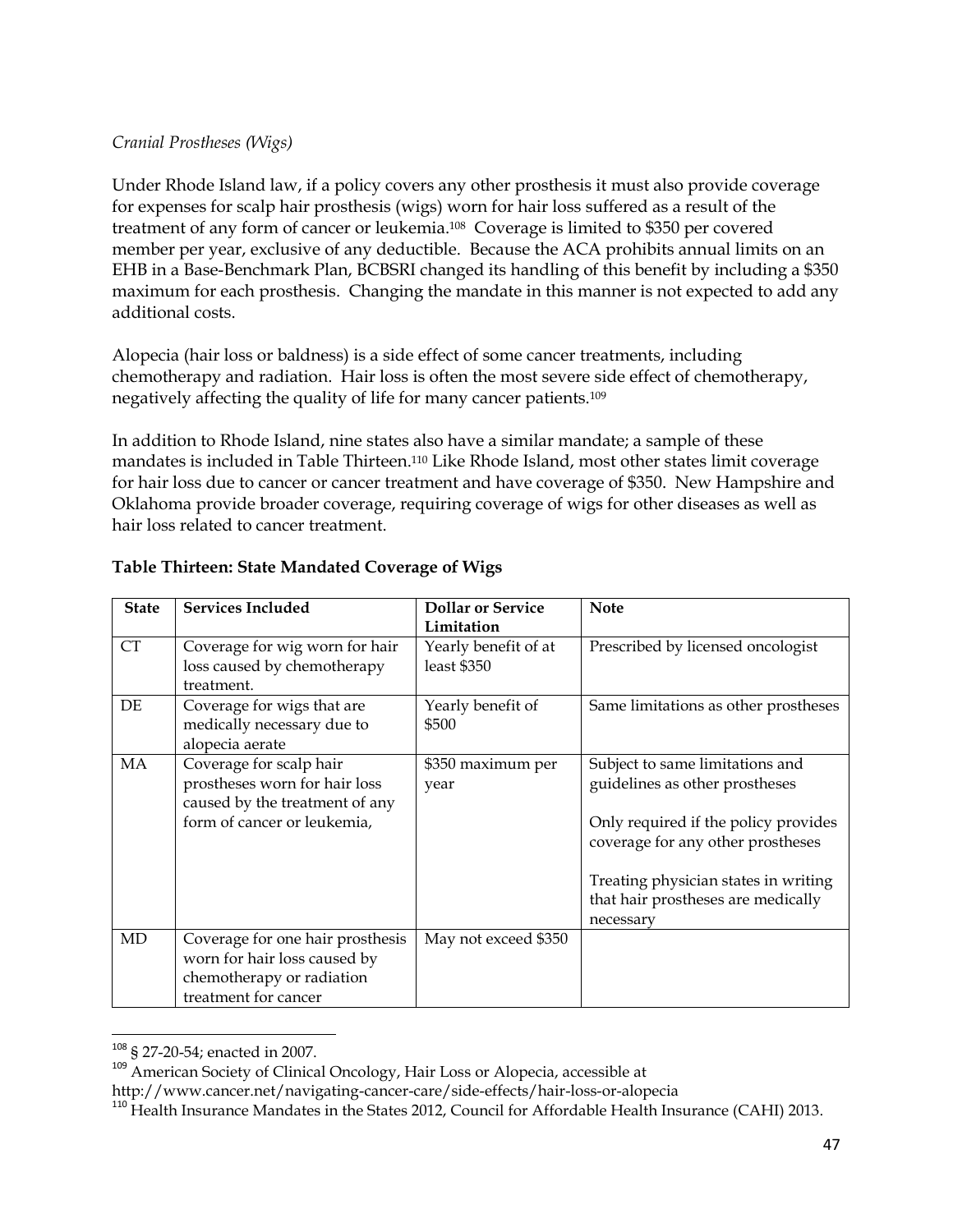*Cranial Prostheses (Wigs)*

Under Rhode Island law, if a policy covers any other prosthesis it must also provide coverage for expenses for scalp hair prosthesis (wigs) worn for hair loss suffered as a result of the treatment of any form of cancer or leukemia.[108] Coverage is limited to $350 per covered member per year, exclusive of any deductible. Because the ACA prohibits annual limits on an EHB in a Base-Benchmark Plan, BCBSRI changed its handling of this benefit by including a $350 maximum for each prosthesis. Changing the mandate in this manner is not expected to add any additional costs.

Alopecia (hair loss or baldness) is a side effect of some cancer treatments, including chemotherapy and radiation. Hair loss is often the most severe side effect of chemotherapy, negatively affecting the quality of life for many cancer patients.[109]

In addition to Rhode Island, nine states also have a similar mandate; a sample of these mandates is included in Table Thirteen.[110] Like Rhode Island, most other states limit coverage for hair loss due to cancer or cancer treatment and have coverage of $350. New Hampshire and Oklahoma provide broader coverage, requiring coverage of wigs for other diseases as well as hair loss related to cancer treatment.

**Table Thirteen: State Mandated Coverage of Wigs**

| State | Services Included | Dollar or Service Limitation | Note |
|---|---|---|---|
| CT | Coverage for wig worn for hair loss caused by chemotherapy treatment. | Yearly benefit of at least $350 | Prescribed by licensed oncologist |
| DE | Coverage for wigs that are medically necessary due to alopecia aerate | Yearly benefit of $500 | Same limitations as other prostheses |
| MA | Coverage for scalp hair prostheses worn for hair loss caused by the treatment of any form of cancer or leukemia, | $350 maximum per year | Subject to same limitations and guidelines as other prostheses<br><br>Only required if the policy provides coverage for any other prostheses<br><br>Treating physician states in writing that hair prostheses are medically necessary |
| MD | Coverage for one hair prosthesis worn for hair loss caused by chemotherapy or radiation treatment for cancer | May not exceed $350 | |

[108] § 27-20-54; enacted in 2007.

[109] American Society of Clinical Oncology, Hair Loss or Alopecia, accessible at http://www.cancer.net/navigating-cancer-care/side-effects/hair-loss-or-alopecia

[110] Health Insurance Mandates in the States 2012, Council for Affordable Health Insurance (CAHI) 2013.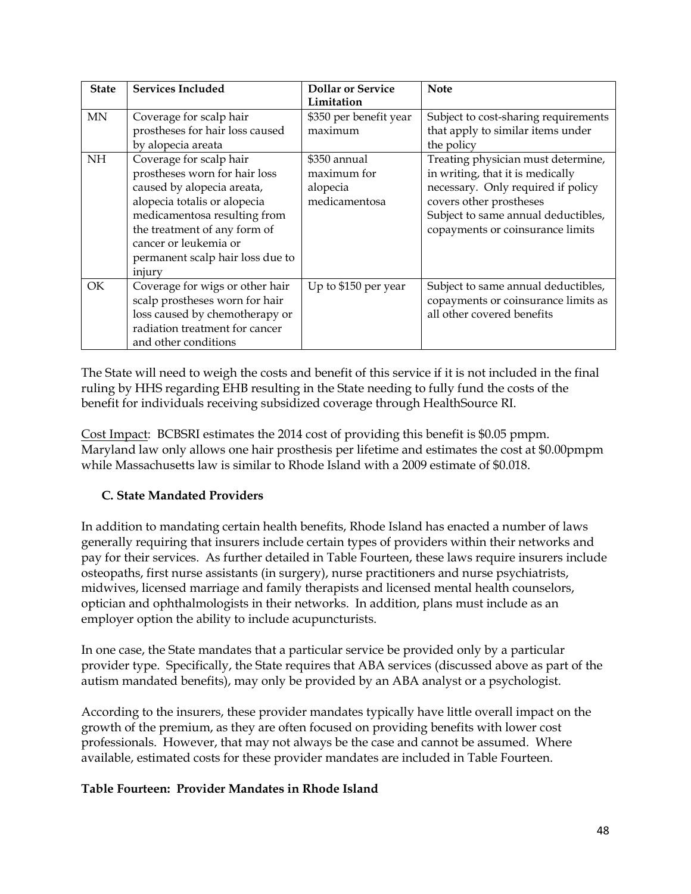| State | Services Included | Dollar or Service Limitation | Note |
|---|---|---|---|
| MN | Coverage for scalp hair prostheses for hair loss caused by alopecia areata | $350 per benefit year maximum | Subject to cost-sharing requirements that apply to similar items under the policy |
| NH | Coverage for scalp hair prostheses worn for hair loss caused by alopecia areata, alopecia totalis or alopecia medicamentosa resulting from the treatment of any form of cancer or leukemia or permanent scalp hair loss due to injury | $350 annual maximum for alopecia medicamentosa | Treating physician must determine, in writing, that it is medically necessary. Only required if policy covers other prostheses Subject to same annual deductibles, copayments or coinsurance limits |
| OK | Coverage for wigs or other hair scalp prostheses worn for hair loss caused by chemotherapy or radiation treatment for cancer and other conditions | Up to $150 per year | Subject to same annual deductibles, copayments or coinsurance limits as all other covered benefits |

The State will need to weigh the costs and benefit of this service if it is not included in the final ruling by HHS regarding EHB resulting in the State needing to fully fund the costs of the benefit for individuals receiving subsidized coverage through HealthSource RI.

Cost Impact: BCBSRI estimates the 2014 cost of providing this benefit is $0.05 pmpm. Maryland law only allows one hair prosthesis per lifetime and estimates the cost at $0.00pmpm while Massachusetts law is similar to Rhode Island with a 2009 estimate of $0.018.

### C. State Mandated Providers

In addition to mandating certain health benefits, Rhode Island has enacted a number of laws generally requiring that insurers include certain types of providers within their networks and pay for their services. As further detailed in Table Fourteen, these laws require insurers include osteopaths, first nurse assistants (in surgery), nurse practitioners and nurse psychiatrists, midwives, licensed marriage and family therapists and licensed mental health counselors, optician and ophthalmologists in their networks. In addition, plans must include as an employer option the ability to include acupuncturists.

In one case, the State mandates that a particular service be provided only by a particular provider type. Specifically, the State requires that ABA services (discussed above as part of the autism mandated benefits), may only be provided by an ABA analyst or a psychologist.

According to the insurers, these provider mandates typically have little overall impact on the growth of the premium, as they are often focused on providing benefits with lower cost professionals. However, that may not always be the case and cannot be assumed. Where available, estimated costs for these provider mandates are included in Table Fourteen.

**Table Fourteen: Provider Mandates in Rhode Island**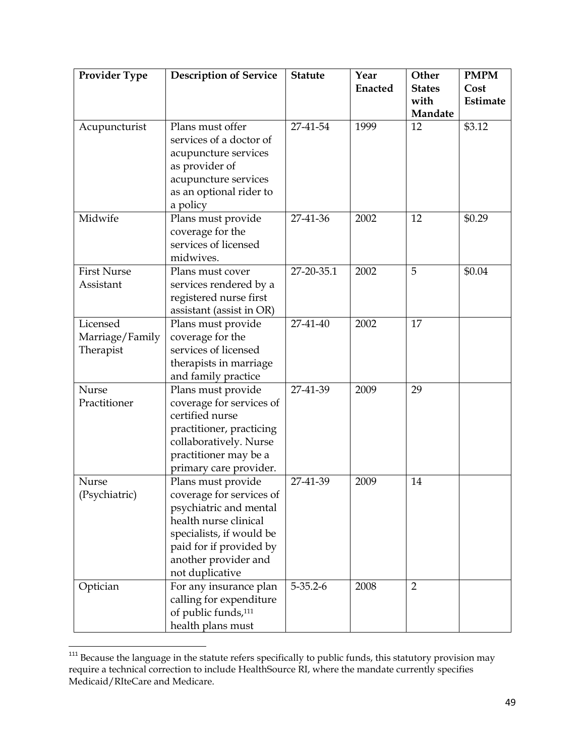| Provider Type | Description of Service | Statute | Year Enacted | Other States with Mandate | PMPM Cost Estimate |
|---|---|---|---|---|---|
| Acupuncturist | Plans must offer services of a doctor of acupuncture services as provider of acupuncture services as an optional rider to a policy | 27-41-54 | 1999 | 12 | $3.12 |
| Midwife | Plans must provide coverage for the services of licensed midwives. | 27-41-36 | 2002 | 12 | $0.29 |
| First Nurse Assistant | Plans must cover services rendered by a registered nurse first assistant (assist in OR) | 27-20-35.1 | 2002 | 5 | $0.04 |
| Licensed Marriage/Family Therapist | Plans must provide coverage for the services of licensed therapists in marriage and family practice | 27-41-40 | 2002 | 17 | |
| Nurse Practitioner | Plans must provide coverage for services of certified nurse practitioner, practicing collaboratively. Nurse practitioner may be a primary care provider. | 27-41-39 | 2009 | 29 | |
| Nurse (Psychiatric) | Plans must provide coverage for services of psychiatric and mental health nurse clinical specialists, if would be paid for if provided by another provider and not duplicative | 27-41-39 | 2009 | 14 | |
| Optician | For any insurance plan calling for expenditure of public funds,[111] health plans must | 5-35.2-6 | 2008 | 2 | |

[111] Because the language in the statute refers specifically to public funds, this statutory provision may require a technical correction to include HealthSource RI, where the mandate currently specifies Medicaid/RIteCare and Medicare.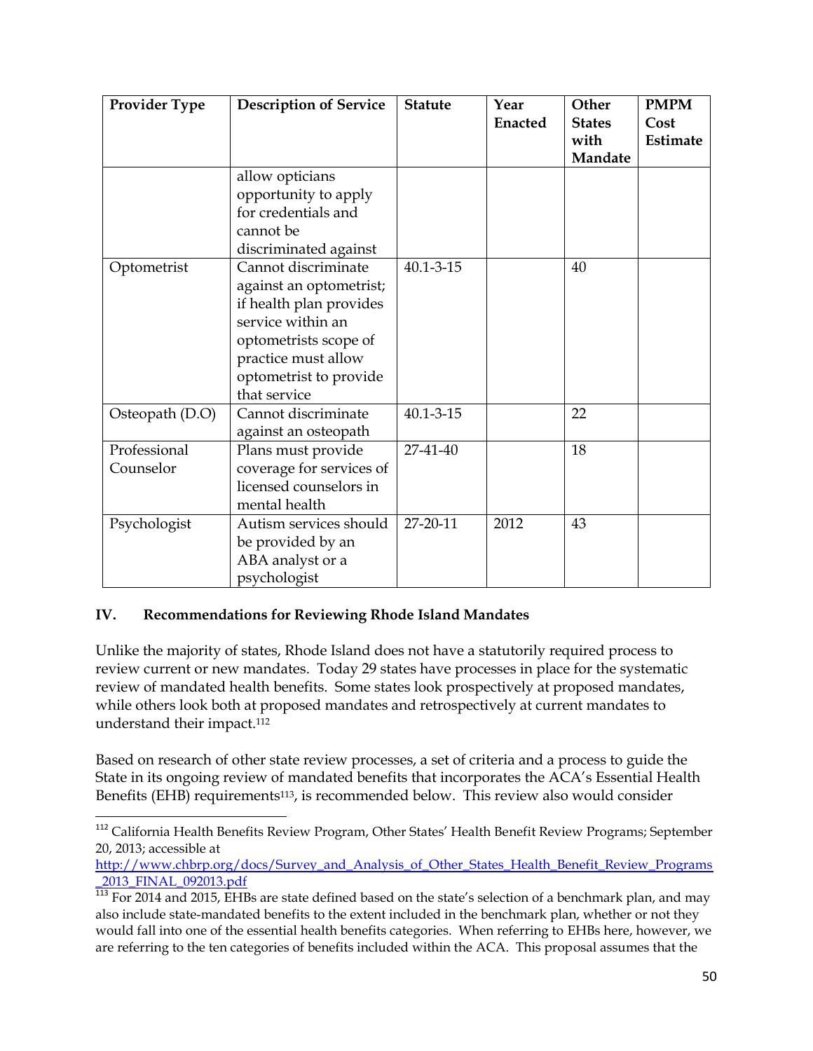| Provider Type | Description of Service | Statute | Year Enacted | Other States with Mandate | PMPM Cost Estimate |
|---|---|---|---|---|---|
| | allow opticians opportunity to apply for credentials and cannot be discriminated against | | | | |
| Optometrist | Cannot discriminate against an optometrist; if health plan provides service within an optometrists scope of practice must allow optometrist to provide that service | 40.1-3-15 | | 40 | |
| Osteopath (D.O) | Cannot discriminate against an osteopath | 40.1-3-15 | | 22 | |
| Professional Counselor | Plans must provide coverage for services of licensed counselors in mental health | 27-41-40 | | 18 | |
| Psychologist | Autism services should be provided by an ABA analyst or a psychologist | 27-20-11 | 2012 | 43 | |

## IV. Recommendations for Reviewing Rhode Island Mandates

Unlike the majority of states, Rhode Island does not have a statutorily required process to review current or new mandates. Today 29 states have processes in place for the systematic review of mandated health benefits. Some states look prospectively at proposed mandates, while others look both at proposed mandates and retrospectively at current mandates to understand their impact.[112]

Based on research of other state review processes, a set of criteria and a process to guide the State in its ongoing review of mandated benefits that incorporates the ACA's Essential Health Benefits (EHB) requirements[113], is recommended below. This review also would consider

---

[112] California Health Benefits Review Program, Other States' Health Benefit Review Programs; September 20, 2013; accessible at http://www.chbrp.org/docs/Survey_and_Analysis_of_Other_States_Health_Benefit_Review_Programs_2013_FINAL_092013.pdf

[113] For 2014 and 2015, EHBs are state defined based on the state's selection of a benchmark plan, and may also include state-mandated benefits to the extent included in the benchmark plan, whether or not they would fall into one of the essential health benefits categories. When referring to EHBs here, however, we are referring to the ten categories of benefits included within the ACA. This proposal assumes that the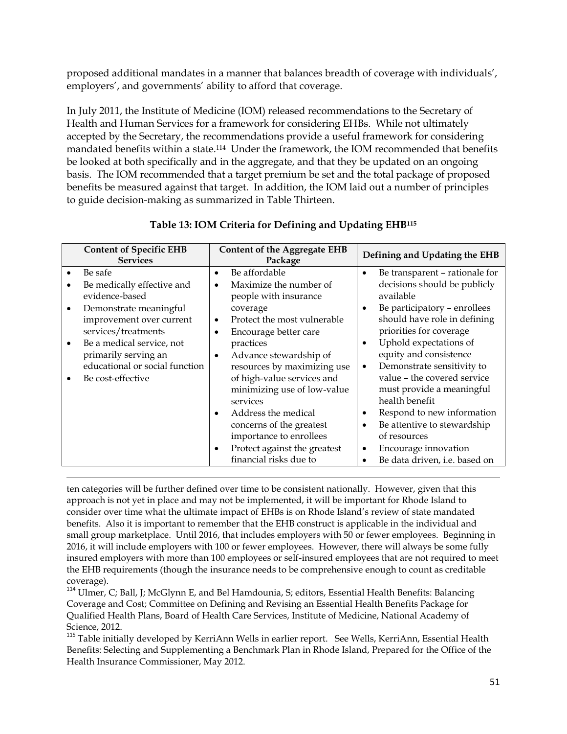proposed additional mandates in a manner that balances breadth of coverage with individuals', employers', and governments' ability to afford that coverage.

In July 2011, the Institute of Medicine (IOM) released recommendations to the Secretary of Health and Human Services for a framework for considering EHBs. While not ultimately accepted by the Secretary, the recommendations provide a useful framework for considering mandated benefits within a state.[114] Under the framework, the IOM recommended that benefits be looked at both specifically and in the aggregate, and that they be updated on an ongoing basis. The IOM recommended that a target premium be set and the total package of proposed benefits be measured against that target. In addition, the IOM laid out a number of principles to guide decision-making as summarized in Table Thirteen.

**Table 13: IOM Criteria for Defining and Updating EHB[115]**

| Content of Specific EHB Services | Content of the Aggregate EHB Package | Defining and Updating the EHB |
|---|---|---|
| • Be safe<br>• Be medically effective and evidence-based<br>• Demonstrate meaningful improvement over current services/treatments<br>• Be a medical service, not primarily serving an educational or social function<br>• Be cost-effective | • Be affordable<br>• Maximize the number of people with insurance coverage<br>• Protect the most vulnerable<br>• Encourage better care practices<br>• Advance stewardship of resources by maximizing use of high-value services and minimizing use of low-value services<br>• Address the medical concerns of the greatest importance to enrollees<br>• Protect against the greatest financial risks due to | • Be transparent – rationale for decisions should be publicly available<br>• Be participatory – enrollees should have role in defining priorities for coverage<br>• Uphold expectations of equity and consistence<br>• Demonstrate sensitivity to value – the covered service must provide a meaningful health benefit<br>• Respond to new information<br>• Be attentive to stewardship of resources<br>• Encourage innovation<br>• Be data driven, i.e. based on |

---

ten categories will be further defined over time to be consistent nationally. However, given that this approach is not yet in place and may not be implemented, it will be important for Rhode Island to consider over time what the ultimate impact of EHBs is on Rhode Island's review of state mandated benefits. Also it is important to remember that the EHB construct is applicable in the individual and small group marketplace. Until 2016, that includes employers with 50 or fewer employees. Beginning in 2016, it will include employers with 100 or fewer employees. However, there will always be some fully insured employers with more than 100 employees or self-insured employees that are not required to meet the EHB requirements (though the insurance needs to be comprehensive enough to count as creditable coverage).

[114] Ulmer, C; Ball, J; McGlynn E, and Bel Hamdounia, S; editors, Essential Health Benefits: Balancing Coverage and Cost; Committee on Defining and Revising an Essential Health Benefits Package for Qualified Health Plans, Board of Health Care Services, Institute of Medicine, National Academy of Science, 2012.

[115] Table initially developed by KerriAnn Wells in earlier report. See Wells, KerriAnn, Essential Health Benefits: Selecting and Supplementing a Benchmark Plan in Rhode Island, Prepared for the Office of the Health Insurance Commissioner, May 2012.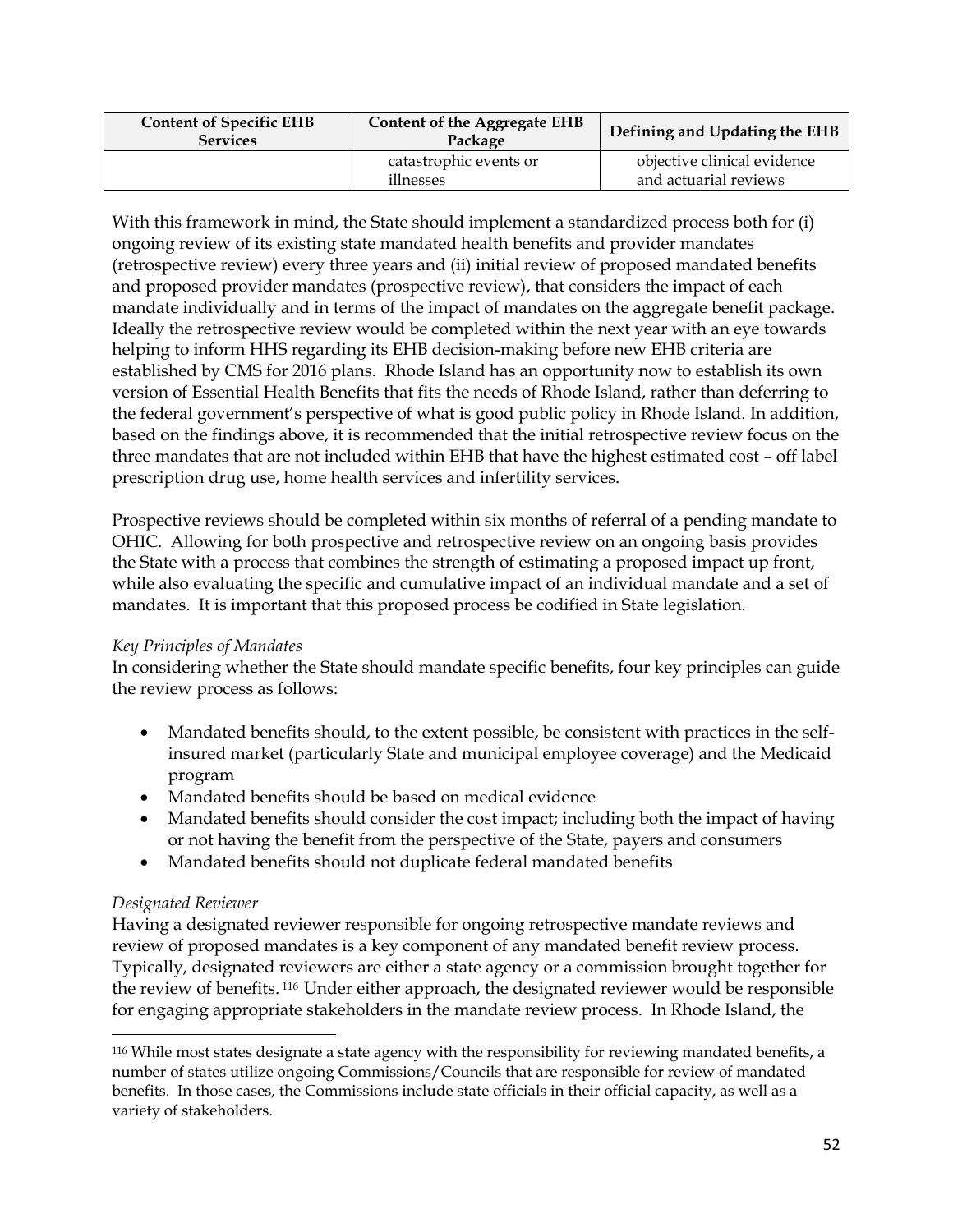| Content of Specific EHB Services | Content of the Aggregate EHB Package | Defining and Updating the EHB |
| --- | --- | --- |
| | catastrophic events or illnesses | objective clinical evidence and actuarial reviews |

With this framework in mind, the State should implement a standardized process both for (i) ongoing review of its existing state mandated health benefits and provider mandates (retrospective review) every three years and (ii) initial review of proposed mandated benefits and proposed provider mandates (prospective review), that considers the impact of each mandate individually and in terms of the impact of mandates on the aggregate benefit package. Ideally the retrospective review would be completed within the next year with an eye towards helping to inform HHS regarding its EHB decision-making before new EHB criteria are established by CMS for 2016 plans. Rhode Island has an opportunity now to establish its own version of Essential Health Benefits that fits the needs of Rhode Island, rather than deferring to the federal government's perspective of what is good public policy in Rhode Island. In addition, based on the findings above, it is recommended that the initial retrospective review focus on the three mandates that are not included within EHB that have the highest estimated cost – off label prescription drug use, home health services and infertility services.

Prospective reviews should be completed within six months of referral of a pending mandate to OHIC. Allowing for both prospective and retrospective review on an ongoing basis provides the State with a process that combines the strength of estimating a proposed impact up front, while also evaluating the specific and cumulative impact of an individual mandate and a set of mandates. It is important that this proposed process be codified in State legislation.

*Key Principles of Mandates*

In considering whether the State should mandate specific benefits, four key principles can guide the review process as follows:

- Mandated benefits should, to the extent possible, be consistent with practices in the self-insured market (particularly State and municipal employee coverage) and the Medicaid program
- Mandated benefits should be based on medical evidence
- Mandated benefits should consider the cost impact; including both the impact of having or not having the benefit from the perspective of the State, payers and consumers
- Mandated benefits should not duplicate federal mandated benefits

*Designated Reviewer*

Having a designated reviewer responsible for ongoing retrospective mandate reviews and review of proposed mandates is a key component of any mandated benefit review process. Typically, designated reviewers are either a state agency or a commission brought together for the review of benefits.[116] Under either approach, the designated reviewer would be responsible for engaging appropriate stakeholders in the mandate review process. In Rhode Island, the

[116] While most states designate a state agency with the responsibility for reviewing mandated benefits, a number of states utilize ongoing Commissions/Councils that are responsible for review of mandated benefits. In those cases, the Commissions include state officials in their official capacity, as well as a variety of stakeholders.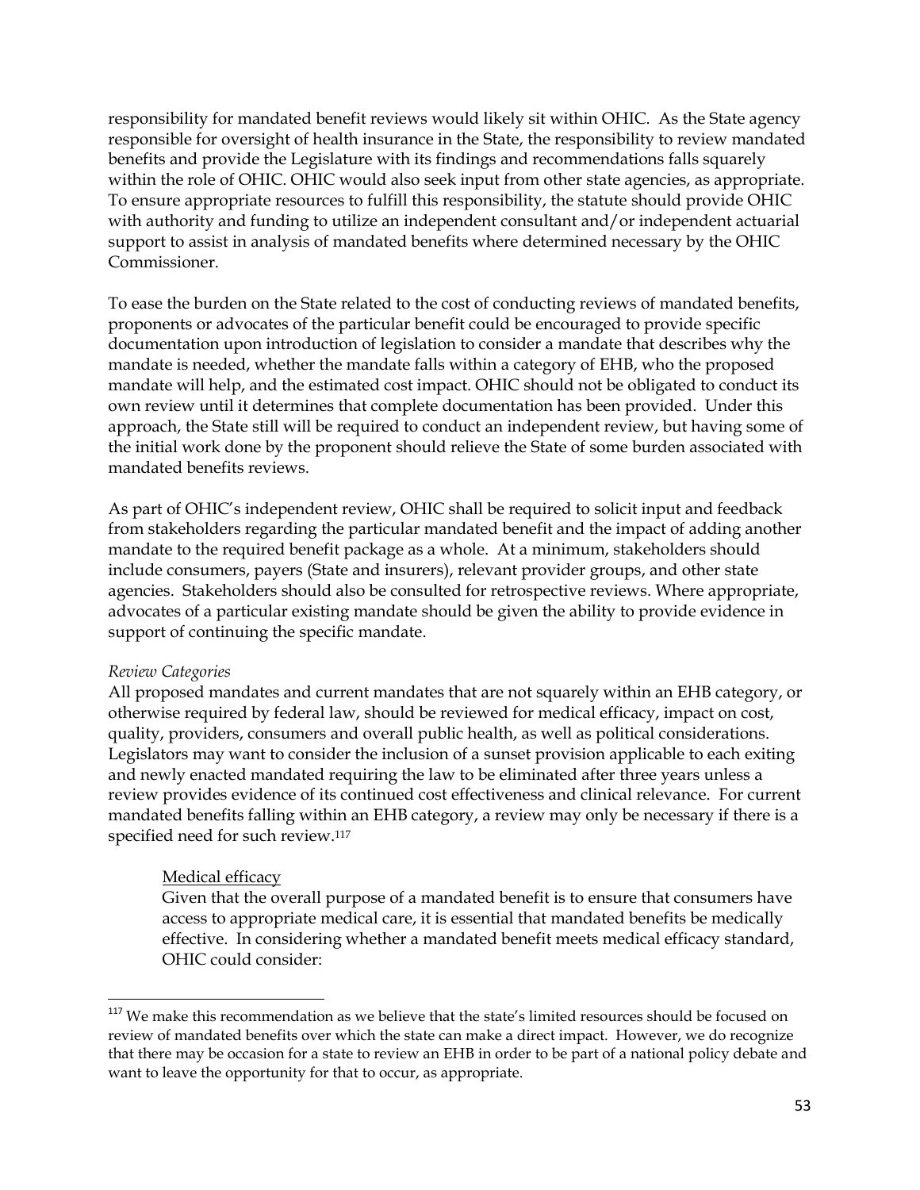responsibility for mandated benefit reviews would likely sit within OHIC. As the State agency responsible for oversight of health insurance in the State, the responsibility to review mandated benefits and provide the Legislature with its findings and recommendations falls squarely within the role of OHIC. OHIC would also seek input from other state agencies, as appropriate. To ensure appropriate resources to fulfill this responsibility, the statute should provide OHIC with authority and funding to utilize an independent consultant and/or independent actuarial support to assist in analysis of mandated benefits where determined necessary by the OHIC Commissioner.

To ease the burden on the State related to the cost of conducting reviews of mandated benefits, proponents or advocates of the particular benefit could be encouraged to provide specific documentation upon introduction of legislation to consider a mandate that describes why the mandate is needed, whether the mandate falls within a category of EHB, who the proposed mandate will help, and the estimated cost impact. OHIC should not be obligated to conduct its own review until it determines that complete documentation has been provided. Under this approach, the State still will be required to conduct an independent review, but having some of the initial work done by the proponent should relieve the State of some burden associated with mandated benefits reviews.

As part of OHIC's independent review, OHIC shall be required to solicit input and feedback from stakeholders regarding the particular mandated benefit and the impact of adding another mandate to the required benefit package as a whole. At a minimum, stakeholders should include consumers, payers (State and insurers), relevant provider groups, and other state agencies. Stakeholders should also be consulted for retrospective reviews. Where appropriate, advocates of a particular existing mandate should be given the ability to provide evidence in support of continuing the specific mandate.

*Review Categories*

All proposed mandates and current mandates that are not squarely within an EHB category, or otherwise required by federal law, should be reviewed for medical efficacy, impact on cost, quality, providers, consumers and overall public health, as well as political considerations. Legislators may want to consider the inclusion of a sunset provision applicable to each exiting and newly enacted mandated requiring the law to be eliminated after three years unless a review provides evidence of its continued cost effectiveness and clinical relevance. For current mandated benefits falling within an EHB category, a review may only be necessary if there is a specified need for such review.[117]

Medical efficacy

Given that the overall purpose of a mandated benefit is to ensure that consumers have access to appropriate medical care, it is essential that mandated benefits be medically effective. In considering whether a mandated benefit meets medical efficacy standard, OHIC could consider:

---

[117] We make this recommendation as we believe that the state's limited resources should be focused on review of mandated benefits over which the state can make a direct impact. However, we do recognize that there may be occasion for a state to review an EHB in order to be part of a national policy debate and want to leave the opportunity for that to occur, as appropriate.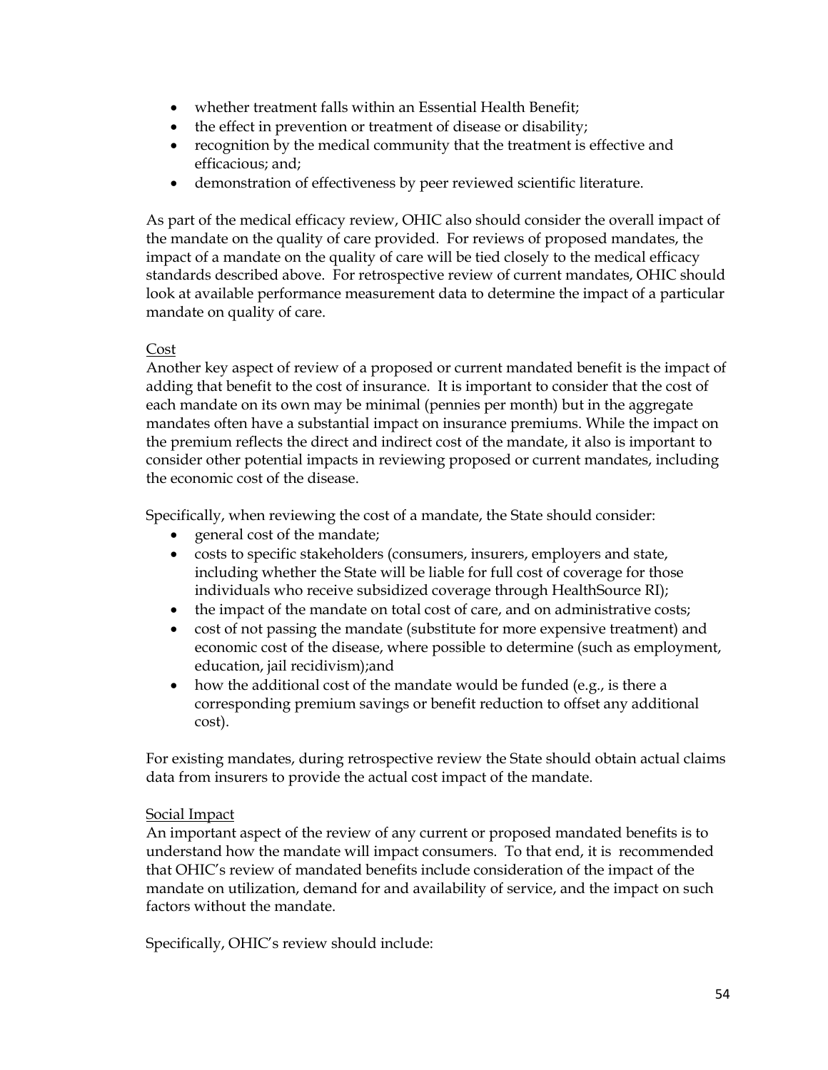- whether treatment falls within an Essential Health Benefit;
- the effect in prevention or treatment of disease or disability;
- recognition by the medical community that the treatment is effective and efficacious; and;
- demonstration of effectiveness by peer reviewed scientific literature.

As part of the medical efficacy review, OHIC also should consider the overall impact of the mandate on the quality of care provided. For reviews of proposed mandates, the impact of a mandate on the quality of care will be tied closely to the medical efficacy standards described above. For retrospective review of current mandates, OHIC should look at available performance measurement data to determine the impact of a particular mandate on quality of care.

<u>Cost</u>

Another key aspect of review of a proposed or current mandated benefit is the impact of adding that benefit to the cost of insurance. It is important to consider that the cost of each mandate on its own may be minimal (pennies per month) but in the aggregate mandates often have a substantial impact on insurance premiums. While the impact on the premium reflects the direct and indirect cost of the mandate, it also is important to consider other potential impacts in reviewing proposed or current mandates, including the economic cost of the disease.

Specifically, when reviewing the cost of a mandate, the State should consider:

- general cost of the mandate;
- costs to specific stakeholders (consumers, insurers, employers and state, including whether the State will be liable for full cost of coverage for those individuals who receive subsidized coverage through HealthSource RI);
- the impact of the mandate on total cost of care, and on administrative costs;
- cost of not passing the mandate (substitute for more expensive treatment) and economic cost of the disease, where possible to determine (such as employment, education, jail recidivism);and
- how the additional cost of the mandate would be funded (e.g., is there a corresponding premium savings or benefit reduction to offset any additional cost).

For existing mandates, during retrospective review the State should obtain actual claims data from insurers to provide the actual cost impact of the mandate.

<u>Social Impact</u>

An important aspect of the review of any current or proposed mandated benefits is to understand how the mandate will impact consumers. To that end, it is recommended that OHIC's review of mandated benefits include consideration of the impact of the mandate on utilization, demand for and availability of service, and the impact on such factors without the mandate.

Specifically, OHIC's review should include: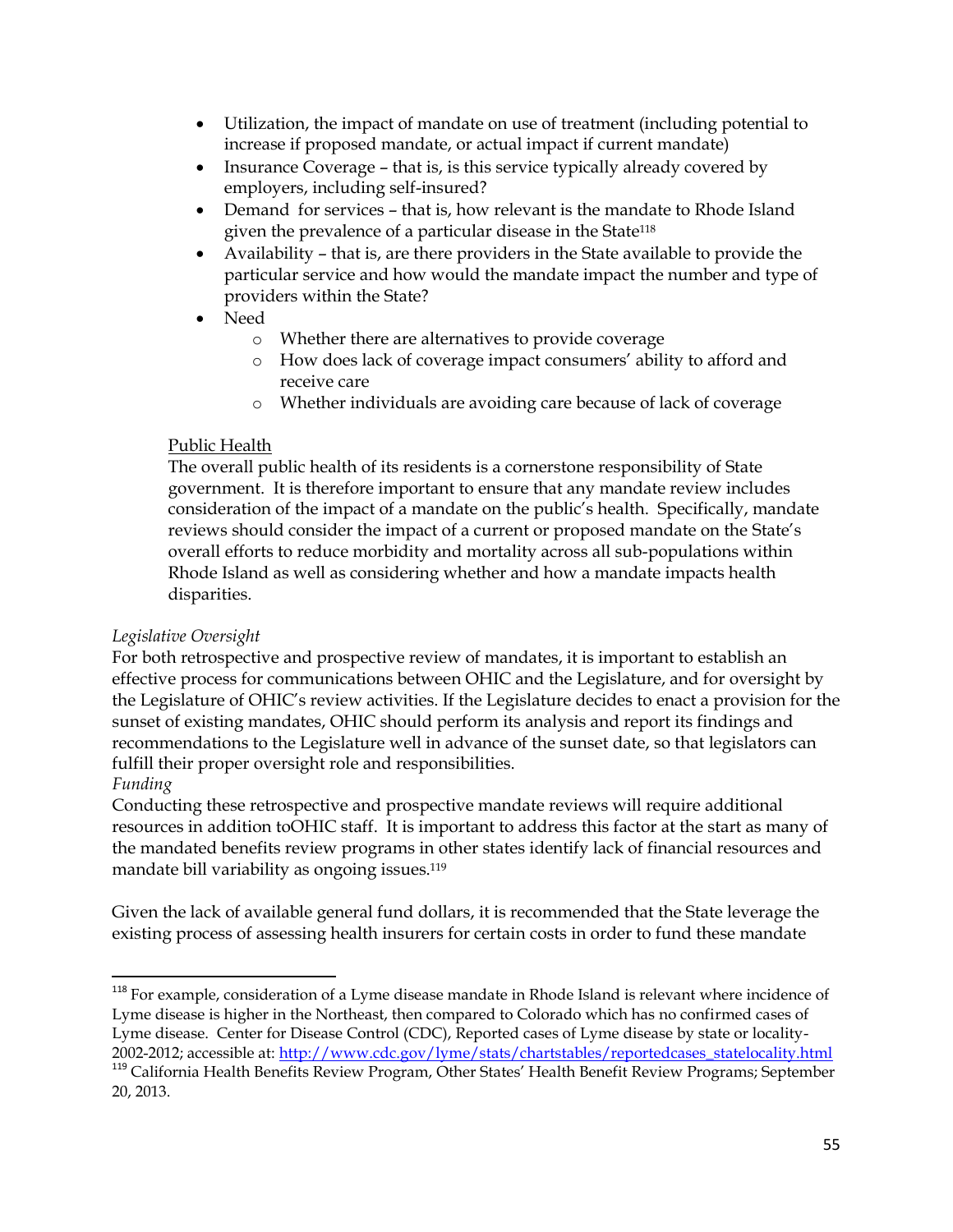- Utilization, the impact of mandate on use of treatment (including potential to increase if proposed mandate, or actual impact if current mandate)
- Insurance Coverage – that is, is this service typically already covered by employers, including self-insured?
- Demand for services – that is, how relevant is the mandate to Rhode Island given the prevalence of a particular disease in the State[118]
- Availability – that is, are there providers in the State available to provide the particular service and how would the mandate impact the number and type of providers within the State?
- Need
  - Whether there are alternatives to provide coverage
  - How does lack of coverage impact consumers' ability to afford and receive care
  - Whether individuals are avoiding care because of lack of coverage

<u>Public Health</u>

The overall public health of its residents is a cornerstone responsibility of State government. It is therefore important to ensure that any mandate review includes consideration of the impact of a mandate on the public's health. Specifically, mandate reviews should consider the impact of a current or proposed mandate on the State's overall efforts to reduce morbidity and mortality across all sub-populations within Rhode Island as well as considering whether and how a mandate impacts health disparities.

*Legislative Oversight*

For both retrospective and prospective review of mandates, it is important to establish an effective process for communications between OHIC and the Legislature, and for oversight by the Legislature of OHIC's review activities. If the Legislature decides to enact a provision for the sunset of existing mandates, OHIC should perform its analysis and report its findings and recommendations to the Legislature well in advance of the sunset date, so that legislators can fulfill their proper oversight role and responsibilities.

*Funding*

Conducting these retrospective and prospective mandate reviews will require additional resources in addition toOHIC staff. It is important to address this factor at the start as many of the mandated benefits review programs in other states identify lack of financial resources and mandate bill variability as ongoing issues.[119]

Given the lack of available general fund dollars, it is recommended that the State leverage the existing process of assessing health insurers for certain costs in order to fund these mandate

---

[118] For example, consideration of a Lyme disease mandate in Rhode Island is relevant where incidence of Lyme disease is higher in the Northeast, then compared to Colorado which has no confirmed cases of Lyme disease. Center for Disease Control (CDC), Reported cases of Lyme disease by state or locality-2002-2012; accessible at: http://www.cdc.gov/lyme/stats/chartstables/reportedcases_statelocality.html

[119] California Health Benefits Review Program, Other States' Health Benefit Review Programs; September 20, 2013.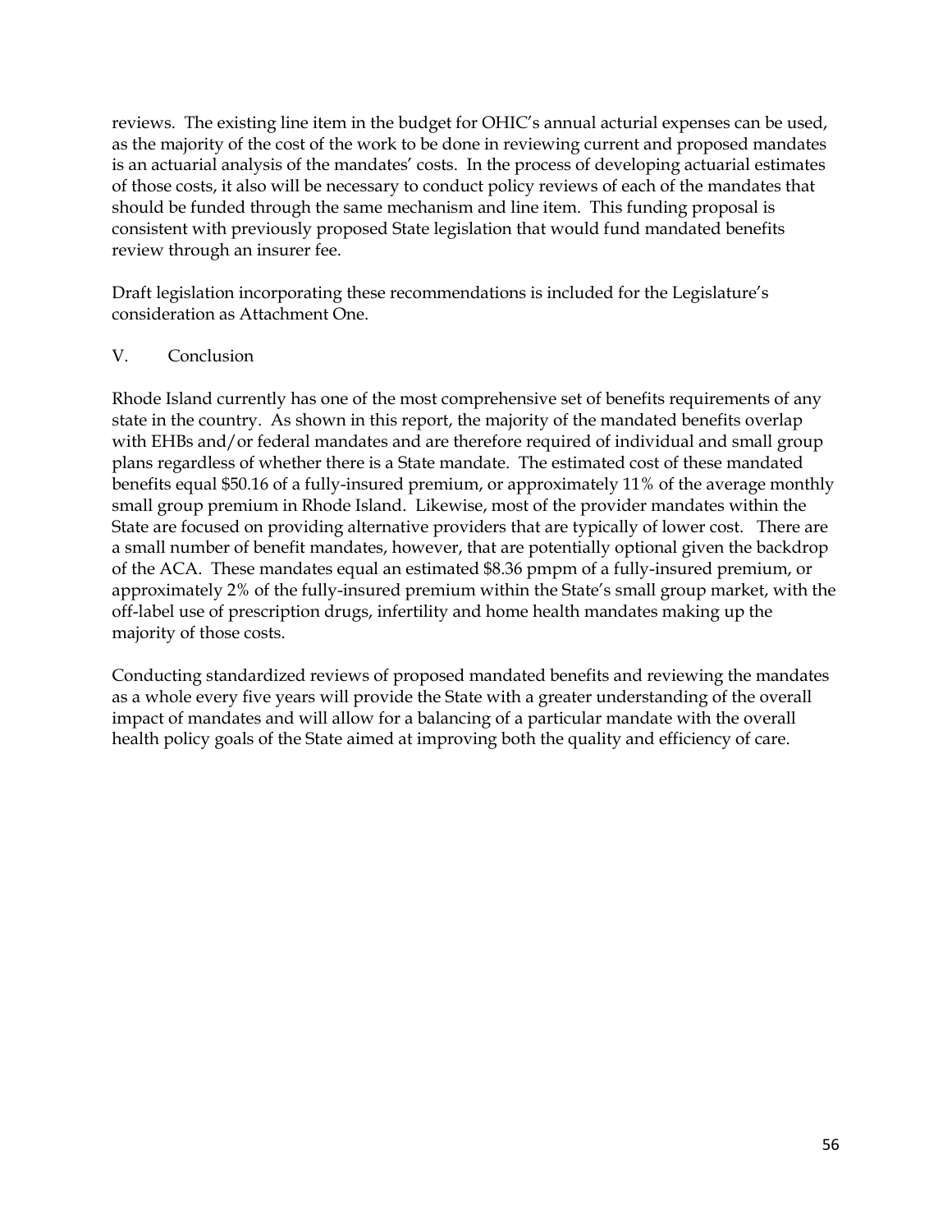reviews. The existing line item in the budget for OHIC's annual acturial expenses can be used, as the majority of the cost of the work to be done in reviewing current and proposed mandates is an actuarial analysis of the mandates' costs. In the process of developing actuarial estimates of those costs, it also will be necessary to conduct policy reviews of each of the mandates that should be funded through the same mechanism and line item. This funding proposal is consistent with previously proposed State legislation that would fund mandated benefits review through an insurer fee.

Draft legislation incorporating these recommendations is included for the Legislature's consideration as Attachment One.

## V. Conclusion

Rhode Island currently has one of the most comprehensive set of benefits requirements of any state in the country. As shown in this report, the majority of the mandated benefits overlap with EHBs and/or federal mandates and are therefore required of individual and small group plans regardless of whether there is a State mandate. The estimated cost of these mandated benefits equal $50.16 of a fully-insured premium, or approximately 11% of the average monthly small group premium in Rhode Island. Likewise, most of the provider mandates within the State are focused on providing alternative providers that are typically of lower cost. There are a small number of benefit mandates, however, that are potentially optional given the backdrop of the ACA. These mandates equal an estimated $8.36 pmpm of a fully-insured premium, or approximately 2% of the fully-insured premium within the State's small group market, with the off-label use of prescription drugs, infertility and home health mandates making up the majority of those costs.

Conducting standardized reviews of proposed mandated benefits and reviewing the mandates as a whole every five years will provide the State with a greater understanding of the overall impact of mandates and will allow for a balancing of a particular mandate with the overall health policy goals of the State aimed at improving both the quality and efficiency of care.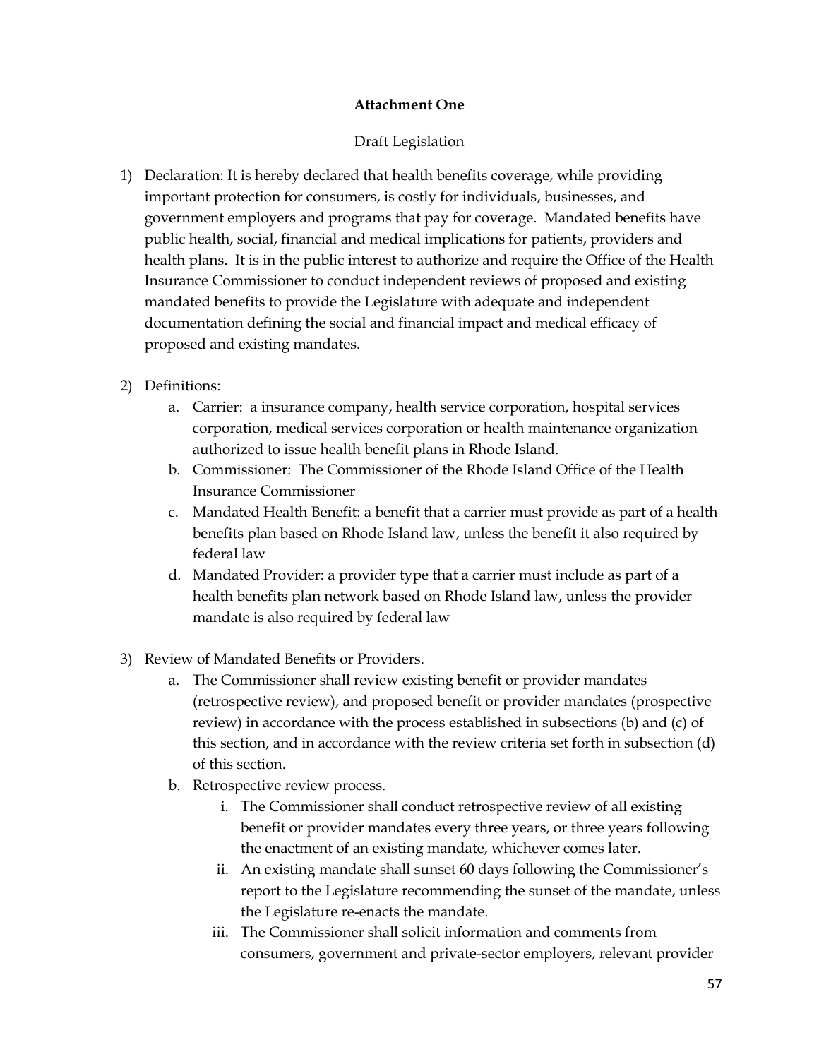**Attachment One**

Draft Legislation

1) Declaration: It is hereby declared that health benefits coverage, while providing important protection for consumers, is costly for individuals, businesses, and government employers and programs that pay for coverage. Mandated benefits have public health, social, financial and medical implications for patients, providers and health plans. It is in the public interest to authorize and require the Office of the Health Insurance Commissioner to conduct independent reviews of proposed and existing mandated benefits to provide the Legislature with adequate and independent documentation defining the social and financial impact and medical efficacy of proposed and existing mandates.

2) Definitions:
    a. Carrier: a insurance company, health service corporation, hospital services corporation, medical services corporation or health maintenance organization authorized to issue health benefit plans in Rhode Island.
    b. Commissioner: The Commissioner of the Rhode Island Office of the Health Insurance Commissioner
    c. Mandated Health Benefit: a benefit that a carrier must provide as part of a health benefits plan based on Rhode Island law, unless the benefit it also required by federal law
    d. Mandated Provider: a provider type that a carrier must include as part of a health benefits plan network based on Rhode Island law, unless the provider mandate is also required by federal law

3) Review of Mandated Benefits or Providers.
    a. The Commissioner shall review existing benefit or provider mandates (retrospective review), and proposed benefit or provider mandates (prospective review) in accordance with the process established in subsections (b) and (c) of this section, and in accordance with the review criteria set forth in subsection (d) of this section.
    b. Retrospective review process.
        i. The Commissioner shall conduct retrospective review of all existing benefit or provider mandates every three years, or three years following the enactment of an existing mandate, whichever comes later.
        ii. An existing mandate shall sunset 60 days following the Commissioner's report to the Legislature recommending the sunset of the mandate, unless the Legislature re-enacts the mandate.
        iii. The Commissioner shall solicit information and comments from consumers, government and private-sector employers, relevant provider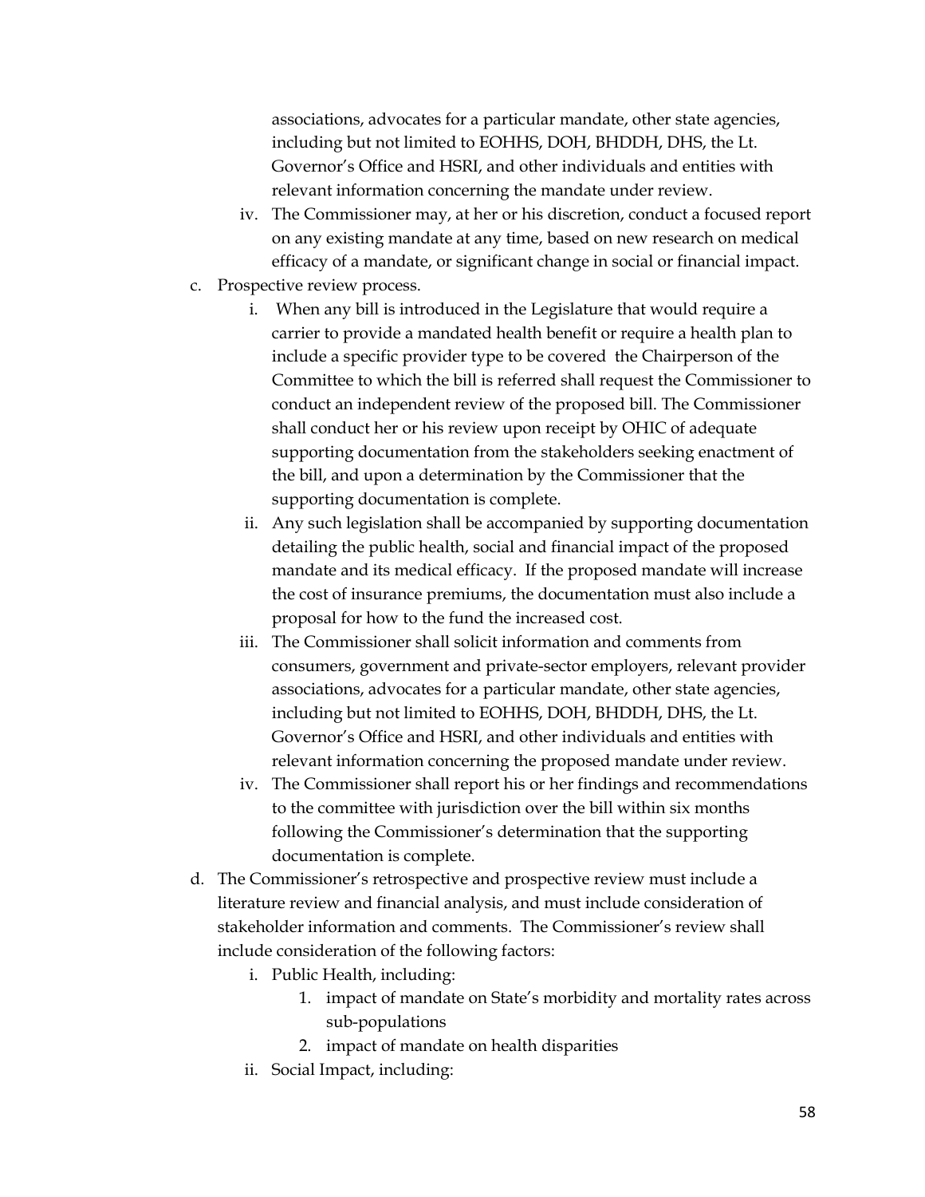associations, advocates for a particular mandate, other state agencies, including but not limited to EOHHS, DOH, BHDDH, DHS, the Lt. Governor's Office and HSRI, and other individuals and entities with relevant information concerning the mandate under review.

   iv. The Commissioner may, at her or his discretion, conduct a focused report on any existing mandate at any time, based on new research on medical efficacy of a mandate, or significant change in social or financial impact.

c. Prospective review process.

   i. When any bill is introduced in the Legislature that would require a carrier to provide a mandated health benefit or require a health plan to include a specific provider type to be covered the Chairperson of the Committee to which the bill is referred shall request the Commissioner to conduct an independent review of the proposed bill. The Commissioner shall conduct her or his review upon receipt by OHIC of adequate supporting documentation from the stakeholders seeking enactment of the bill, and upon a determination by the Commissioner that the supporting documentation is complete.

   ii. Any such legislation shall be accompanied by supporting documentation detailing the public health, social and financial impact of the proposed mandate and its medical efficacy. If the proposed mandate will increase the cost of insurance premiums, the documentation must also include a proposal for how to the fund the increased cost.

   iii. The Commissioner shall solicit information and comments from consumers, government and private-sector employers, relevant provider associations, advocates for a particular mandate, other state agencies, including but not limited to EOHHS, DOH, BHDDH, DHS, the Lt. Governor's Office and HSRI, and other individuals and entities with relevant information concerning the proposed mandate under review.

   iv. The Commissioner shall report his or her findings and recommendations to the committee with jurisdiction over the bill within six months following the Commissioner's determination that the supporting documentation is complete.

d. The Commissioner's retrospective and prospective review must include a literature review and financial analysis, and must include consideration of stakeholder information and comments. The Commissioner's review shall include consideration of the following factors:

   i. Public Health, including:
      1. impact of mandate on State's morbidity and mortality rates across sub-populations
      2. impact of mandate on health disparities

   ii. Social Impact, including: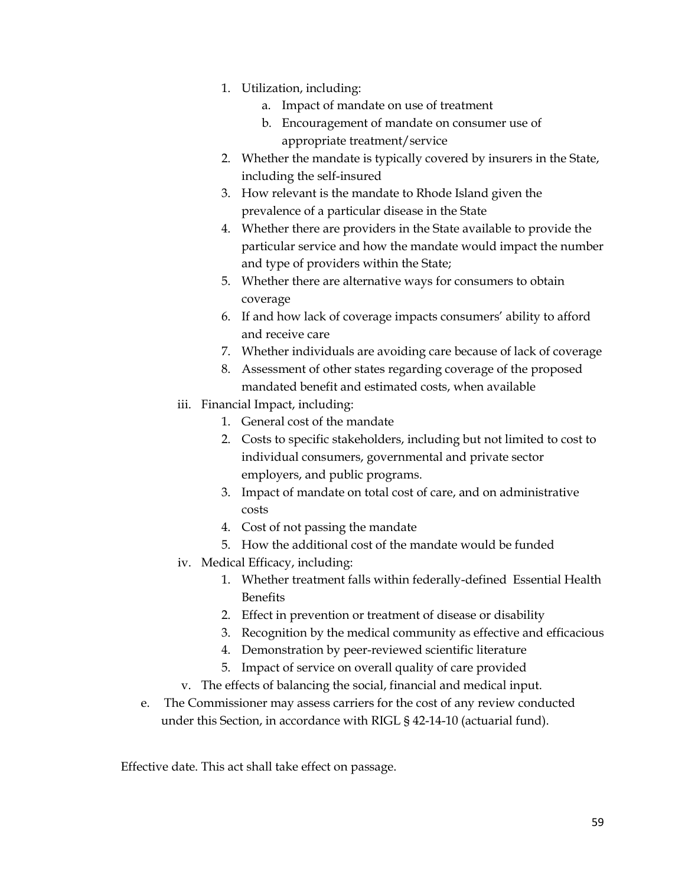1. Utilization, including:
    a. Impact of mandate on use of treatment
    b. Encouragement of mandate on consumer use of appropriate treatment/service
2. Whether the mandate is typically covered by insurers in the State, including the self-insured
3. How relevant is the mandate to Rhode Island given the prevalence of a particular disease in the State
4. Whether there are providers in the State available to provide the particular service and how the mandate would impact the number and type of providers within the State;
5. Whether there are alternative ways for consumers to obtain coverage
6. If and how lack of coverage impacts consumers' ability to afford and receive care
7. Whether individuals are avoiding care because of lack of coverage
8. Assessment of other states regarding coverage of the proposed mandated benefit and estimated costs, when available

iii. Financial Impact, including:

1. General cost of the mandate
2. Costs to specific stakeholders, including but not limited to cost to individual consumers, governmental and private sector employers, and public programs.
3. Impact of mandate on total cost of care, and on administrative costs
4. Cost of not passing the mandate
5. How the additional cost of the mandate would be funded

iv. Medical Efficacy, including:

1. Whether treatment falls within federally-defined Essential Health Benefits
2. Effect in prevention or treatment of disease or disability
3. Recognition by the medical community as effective and efficacious
4. Demonstration by peer-reviewed scientific literature
5. Impact of service on overall quality of care provided

v. The effects of balancing the social, financial and medical input.

e. The Commissioner may assess carriers for the cost of any review conducted under this Section, in accordance with RIGL § 42-14-10 (actuarial fund).

Effective date. This act shall take effect on passage.